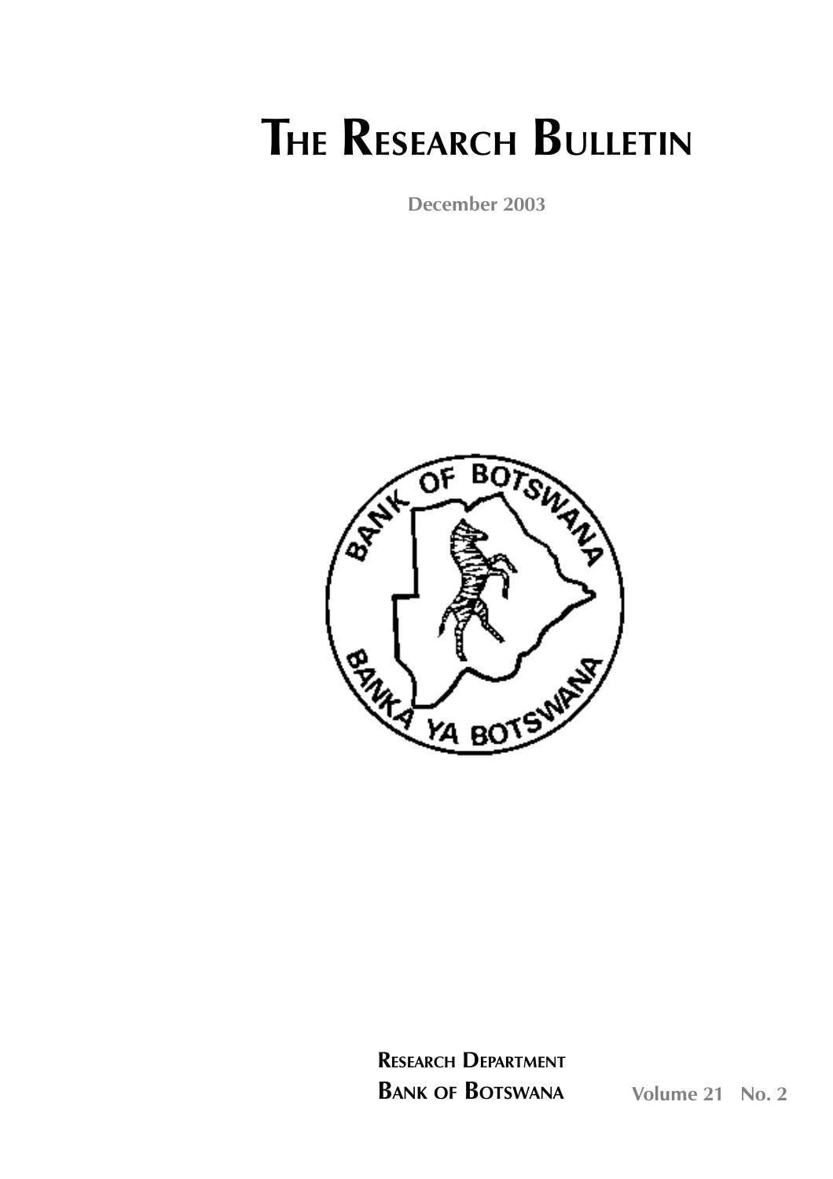# THE RESEARCH BULLETIN

December 2003

**RESEARCH DEPARTMENT**

**BANK OF BOTSWANA**

Volume 21 No. 2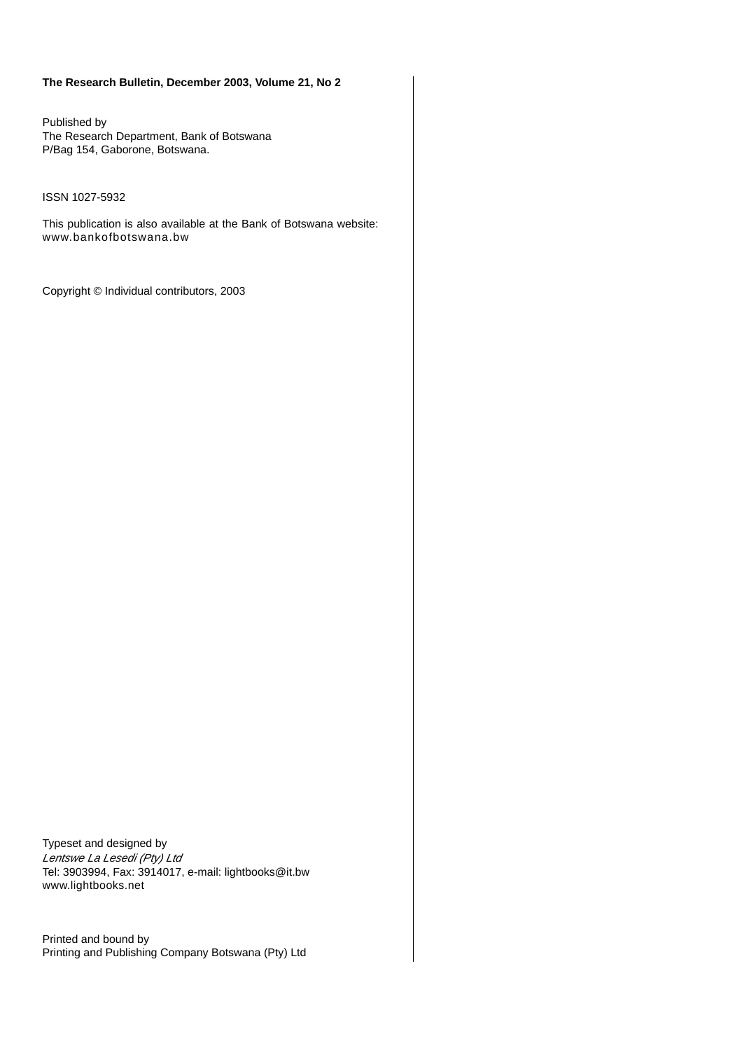**The Research Bulletin, December 2003, Volume 21, No 2**

Published by
The Research Department, Bank of Botswana
P/Bag 154, Gaborone, Botswana.

ISSN 1027-5932

This publication is also available at the Bank of Botswana website:
www.bankofbotswana.bw

Copyright © Individual contributors, 2003

Typeset and designed by
*Lentswe La Lesedi (Pty) Ltd*
Tel: 3903994, Fax: 3914017, e-mail: lightbooks@it.bw
www.lightbooks.net

Printed and bound by
Printing and Publishing Company Botswana (Pty) Ltd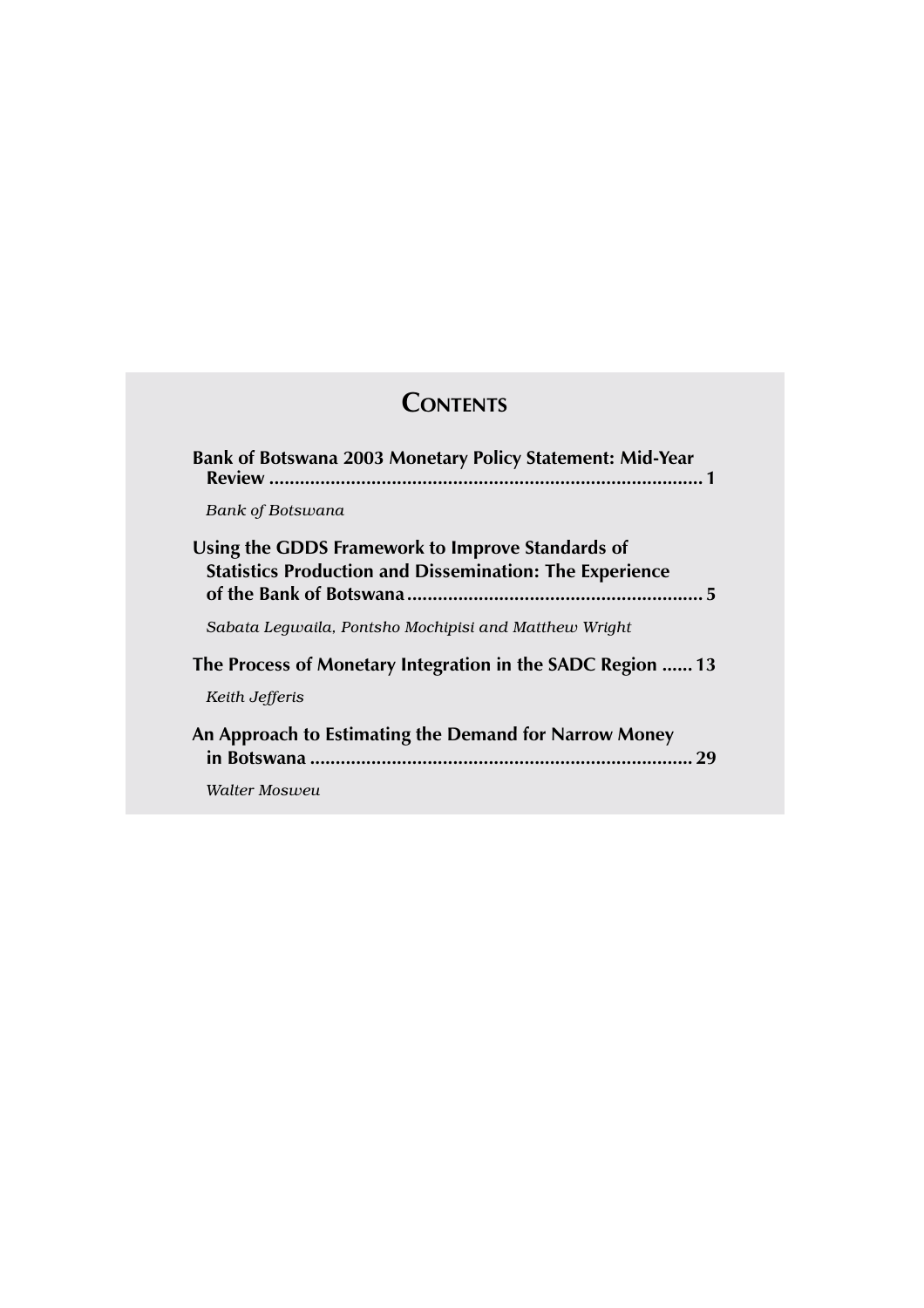# Contents

**Bank of Botswana 2003 Monetary Policy Statement: Mid-Year Review ...................................................................................... 1**

*Bank of Botswana*

**Using the GDDS Framework to Improve Standards of Statistics Production and Dissemination: The Experience of the Bank of Botswana ........................................................... 5**

*Sabata Legwaila, Pontsho Mochipisi and Matthew Wright*

**The Process of Monetary Integration in the SADC Region ...... 13**

*Keith Jefferis*

**An Approach to Estimating the Demand for Narrow Money in Botswana ........................................................................... 29**

*Walter Mosweu*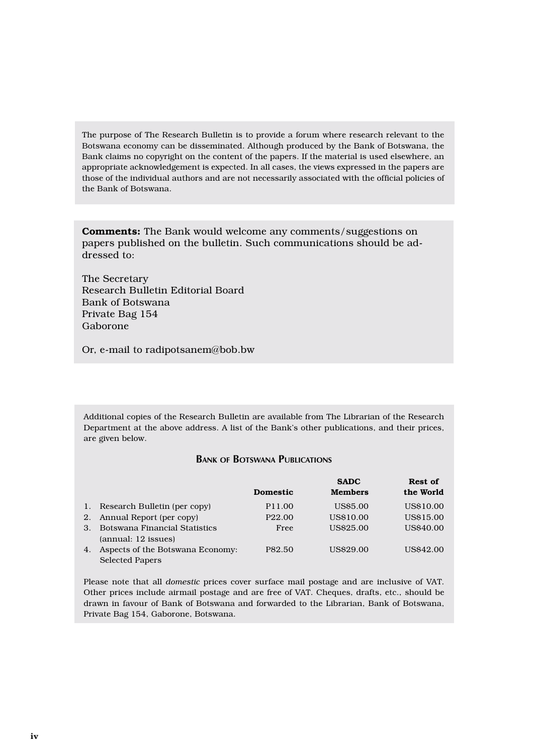The purpose of The Research Bulletin is to provide a forum where research relevant to the Botswana economy can be disseminated. Although produced by the Bank of Botswana, the Bank claims no copyright on the content of the papers. If the material is used elsewhere, an appropriate acknowledgement is expected. In all cases, the views expressed in the papers are those of the individual authors and are not necessarily associated with the official policies of the Bank of Botswana.

**Comments:** The Bank would welcome any comments/suggestions on papers published on the bulletin. Such communications should be addressed to:

The Secretary
Research Bulletin Editorial Board
Bank of Botswana
Private Bag 154
Gaborone

Or, e-mail to radipotsanem@bob.bw

Additional copies of the Research Bulletin are available from The Librarian of the Research Department at the above address. A list of the Bank's other publications, and their prices, are given below.

### Bank of Botswana Publications

| | | Domestic | SADC Members | Rest of the World |
|---|---|---|---|---|
| 1. | Research Bulletin (per copy) | P11.00 | US$5.00 | US$10.00 |
| 2. | Annual Report (per copy) | P22.00 | US$10.00 | US$15.00 |
| 3. | Botswana Financial Statistics (annual: 12 issues) | Free | US$25.00 | US$40.00 |
| 4. | Aspects of the Botswana Economy: Selected Papers | P82.50 | US$29.00 | US$42.00 |

Please note that all *domestic* prices cover surface mail postage and are inclusive of VAT. Other prices include airmail postage and are free of VAT. Cheques, drafts, etc., should be drawn in favour of Bank of Botswana and forwarded to the Librarian, Bank of Botswana, Private Bag 154, Gaborone, Botswana.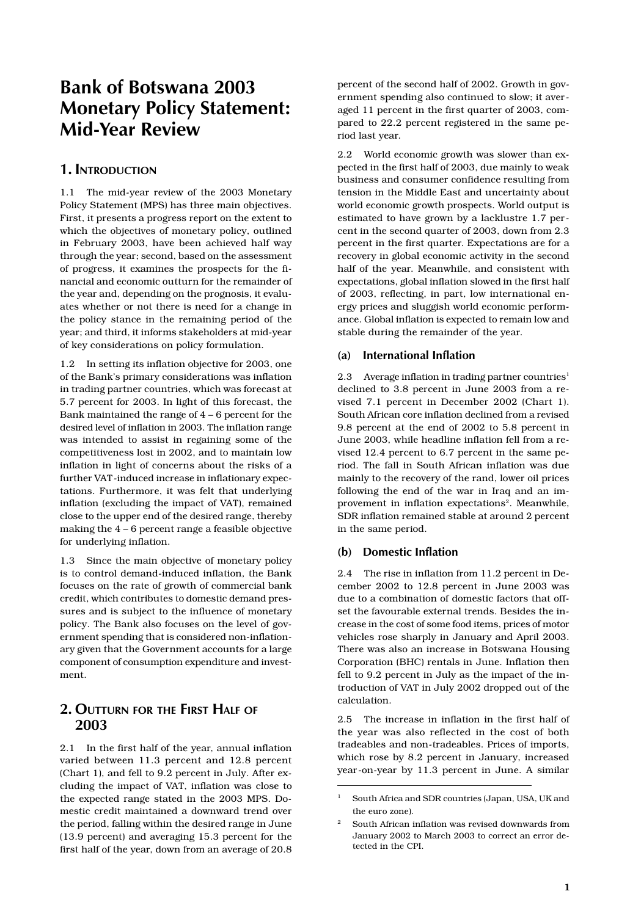# Bank of Botswana 2003 Monetary Policy Statement: Mid-Year Review

## 1. Introduction

1.1 The mid-year review of the 2003 Monetary Policy Statement (MPS) has three main objectives. First, it presents a progress report on the extent to which the objectives of monetary policy, outlined in February 2003, have been achieved half way through the year; second, based on the assessment of progress, it examines the prospects for the financial and economic outturn for the remainder of the year and, depending on the prognosis, it evaluates whether or not there is need for a change in the policy stance in the remaining period of the year; and third, it informs stakeholders at mid-year of key considerations on policy formulation.

1.2 In setting its inflation objective for 2003, one of the Bank's primary considerations was inflation in trading partner countries, which was forecast at 5.7 percent for 2003. In light of this forecast, the Bank maintained the range of 4 – 6 percent for the desired level of inflation in 2003. The inflation range was intended to assist in regaining some of the competitiveness lost in 2002, and to maintain low inflation in light of concerns about the risks of a further VAT-induced increase in inflationary expectations. Furthermore, it was felt that underlying inflation (excluding the impact of VAT), remained close to the upper end of the desired range, thereby making the 4 – 6 percent range a feasible objective for underlying inflation.

1.3 Since the main objective of monetary policy is to control demand-induced inflation, the Bank focuses on the rate of growth of commercial bank credit, which contributes to domestic demand pressures and is subject to the influence of monetary policy. The Bank also focuses on the level of government spending that is considered non-inflationary given that the Government accounts for a large component of consumption expenditure and investment.

## 2. Outturn for the First Half of 2003

2.1 In the first half of the year, annual inflation varied between 11.3 percent and 12.8 percent (Chart 1), and fell to 9.2 percent in July. After excluding the impact of VAT, inflation was close to the expected range stated in the 2003 MPS. Domestic credit maintained a downward trend over the period, falling within the desired range in June (13.9 percent) and averaging 15.3 percent for the first half of the year, down from an average of 20.8 percent of the second half of 2002. Growth in government spending also continued to slow; it averaged 11 percent in the first quarter of 2003, compared to 22.2 percent registered in the same period last year.

2.2 World economic growth was slower than expected in the first half of 2003, due mainly to weak business and consumer confidence resulting from tension in the Middle East and uncertainty about world economic growth prospects. World output is estimated to have grown by a lacklustre 1.7 percent in the second quarter of 2003, down from 2.3 percent in the first quarter. Expectations are for a recovery in global economic activity in the second half of the year. Meanwhile, and consistent with expectations, global inflation slowed in the first half of 2003, reflecting, in part, low international energy prices and sluggish world economic performance. Global inflation is expected to remain low and stable during the remainder of the year.

### (a) International Inflation

2.3 Average inflation in trading partner countries[1] declined to 3.8 percent in June 2003 from a revised 7.1 percent in December 2002 (Chart 1). South African core inflation declined from a revised 9.8 percent at the end of 2002 to 5.8 percent in June 2003, while headline inflation fell from a revised 12.4 percent to 6.7 percent in the same period. The fall in South African inflation was due mainly to the recovery of the rand, lower oil prices following the end of the war in Iraq and an improvement in inflation expectations[2]. Meanwhile, SDR inflation remained stable at around 2 percent in the same period.

### (b) Domestic Inflation

2.4 The rise in inflation from 11.2 percent in December 2002 to 12.8 percent in June 2003 was due to a combination of domestic factors that offset the favourable external trends. Besides the increase in the cost of some food items, prices of motor vehicles rose sharply in January and April 2003. There was also an increase in Botswana Housing Corporation (BHC) rentals in June. Inflation then fell to 9.2 percent in July as the impact of the introduction of VAT in July 2002 dropped out of the calculation.

2.5 The increase in inflation in the first half of the year was also reflected in the cost of both tradeables and non-tradeables. Prices of imports, which rose by 8.2 percent in January, increased year-on-year by 11.3 percent in June. A similar

---

[1] South Africa and SDR countries (Japan, USA, UK and the euro zone).

[2] South African inflation was revised downwards from January 2002 to March 2003 to correct an error detected in the CPI.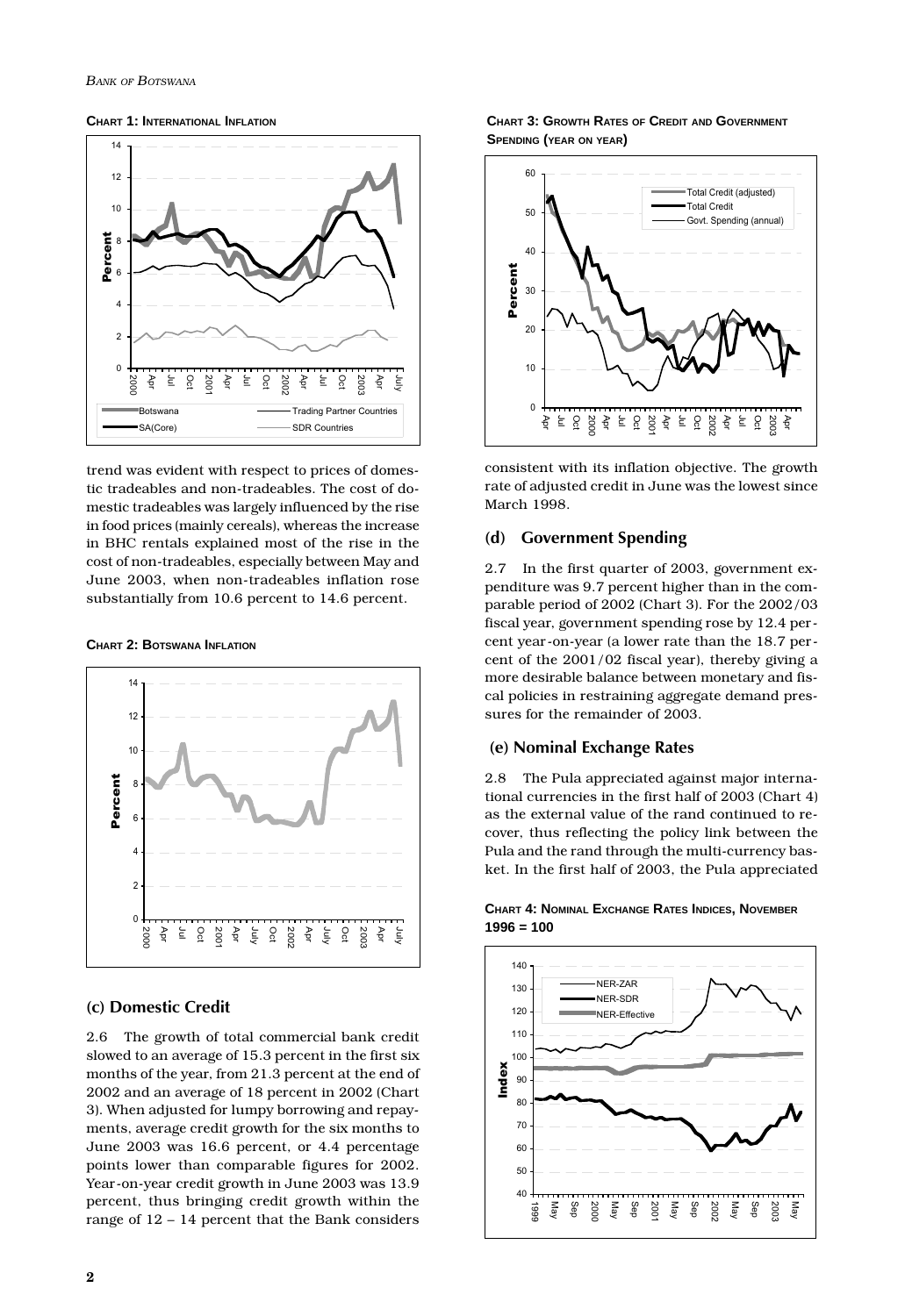**CHART 1: INTERNATIONAL INFLATION**

trend was evident with respect to prices of domestic tradeables and non-tradeables. The cost of domestic tradeables was largely influenced by the rise in food prices (mainly cereals), whereas the increase in BHC rentals explained most of the rise in the cost of non-tradeables, especially between May and June 2003, when non-tradeables inflation rose substantially from 10.6 percent to 14.6 percent.

**CHART 2: BOTSWANA INFLATION**

## (c) Domestic Credit

2.6 The growth of total commercial bank credit slowed to an average of 15.3 percent in the first six months of the year, from 21.3 percent at the end of 2002 and an average of 18 percent in 2002 (Chart 3). When adjusted for lumpy borrowing and repayments, average credit growth for the six months to June 2003 was 16.6 percent, or 4.4 percentage points lower than comparable figures for 2002. Year-on-year credit growth in June 2003 was 13.9 percent, thus bringing credit growth within the range of 12 – 14 percent that the Bank considers consistent with its inflation objective. The growth rate of adjusted credit in June was the lowest since March 1998.

**CHART 3: GROWTH RATES OF CREDIT AND GOVERNMENT SPENDING (YEAR ON YEAR)**

## (d) Government Spending

2.7 In the first quarter of 2003, government expenditure was 9.7 percent higher than in the comparable period of 2002 (Chart 3). For the 2002/03 fiscal year, government spending rose by 12.4 percent year-on-year (a lower rate than the 18.7 percent of the 2001/02 fiscal year), thereby giving a more desirable balance between monetary and fiscal policies in restraining aggregate demand pressures for the remainder of 2003.

## (e) Nominal Exchange Rates

2.8 The Pula appreciated against major international currencies in the first half of 2003 (Chart 4) as the external value of the rand continued to recover, thus reflecting the policy link between the Pula and the rand through the multi-currency basket. In the first half of 2003, the Pula appreciated

**CHART 4: NOMINAL EXCHANGE RATES INDICES, NOVEMBER 1996 = 100**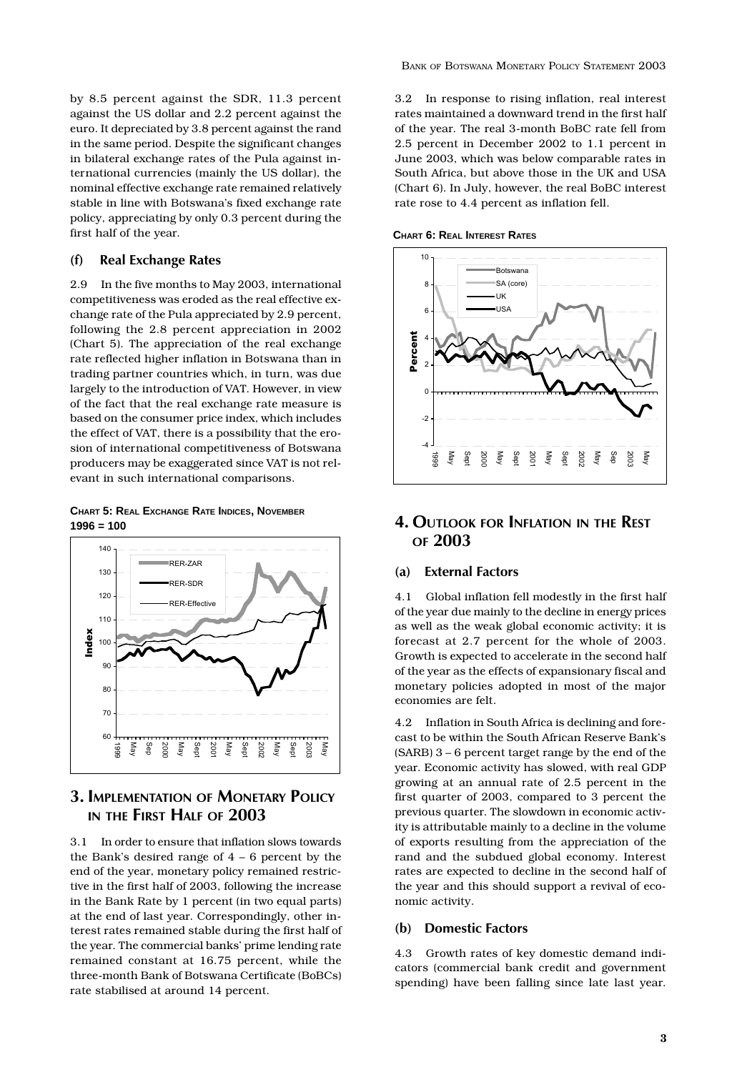by 8.5 percent against the SDR, 11.3 percent against the US dollar and 2.2 percent against the euro. It depreciated by 3.8 percent against the rand in the same period. Despite the significant changes in bilateral exchange rates of the Pula against international currencies (mainly the US dollar), the nominal effective exchange rate remained relatively stable in line with Botswana's fixed exchange rate policy, appreciating by only 0.3 percent during the first half of the year.

### (f) Real Exchange Rates

2.9 In the five months to May 2003, international competitiveness was eroded as the real effective exchange rate of the Pula appreciated by 2.9 percent, following the 2.8 percent appreciation in 2002 (Chart 5). The appreciation of the real exchange rate reflected higher inflation in Botswana than in trading partner countries which, in turn, was due largely to the introduction of VAT. However, in view of the fact that the real exchange rate measure is based on the consumer price index, which includes the effect of VAT, there is a possibility that the erosion of international competitiveness of Botswana producers may be exaggerated since VAT is not relevant in such international comparisons.

**Chart 5: Real Exchange Rate Indices, November 1996 = 100**

## 3. Implementation of Monetary Policy in the First Half of 2003

3.1 In order to ensure that inflation slows towards the Bank's desired range of 4 – 6 percent by the end of the year, monetary policy remained restrictive in the first half of 2003, following the increase in the Bank Rate by 1 percent (in two equal parts) at the end of last year. Correspondingly, other interest rates remained stable during the first half of the year. The commercial banks' prime lending rate remained constant at 16.75 percent, while the three-month Bank of Botswana Certificate (BoBCs) rate stabilised at around 14 percent.

3.2 In response to rising inflation, real interest rates maintained a downward trend in the first half of the year. The real 3-month BoBC rate fell from 2.5 percent in December 2002 to 1.1 percent in June 2003, which was below comparable rates in South Africa, but above those in the UK and USA (Chart 6). In July, however, the real BoBC interest rate rose to 4.4 percent as inflation fell.

**Chart 6: Real Interest Rates**

## 4. Outlook for Inflation in the Rest of 2003

### (a) External Factors

4.1 Global inflation fell modestly in the first half of the year due mainly to the decline in energy prices as well as the weak global economic activity; it is forecast at 2.7 percent for the whole of 2003. Growth is expected to accelerate in the second half of the year as the effects of expansionary fiscal and monetary policies adopted in most of the major economies are felt.

4.2 Inflation in South Africa is declining and forecast to be within the South African Reserve Bank's (SARB) 3 – 6 percent target range by the end of the year. Economic activity has slowed, with real GDP growing at an annual rate of 2.5 percent in the first quarter of 2003, compared to 3 percent the previous quarter. The slowdown in economic activity is attributable mainly to a decline in the volume of exports resulting from the appreciation of the rand and the subdued global economy. Interest rates are expected to decline in the second half of the year and this should support a revival of economic activity.

### (b) Domestic Factors

4.3 Growth rates of key domestic demand indicators (commercial bank credit and government spending) have been falling since late last year.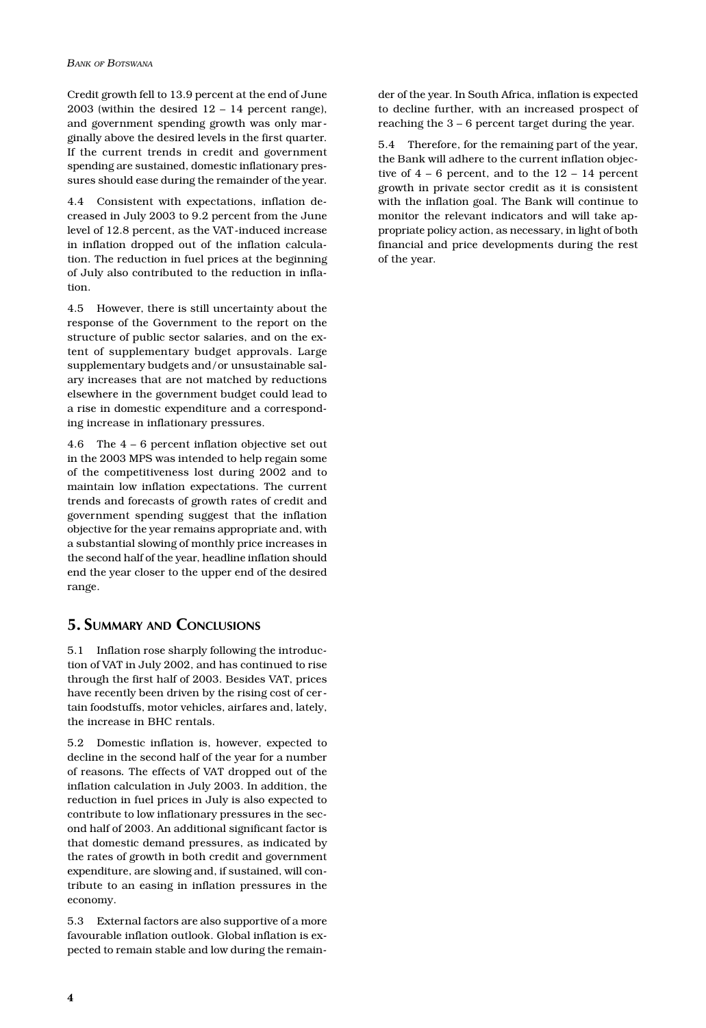Credit growth fell to 13.9 percent at the end of June 2003 (within the desired 12 – 14 percent range), and government spending growth was only marginally above the desired levels in the first quarter. If the current trends in credit and government spending are sustained, domestic inflationary pressures should ease during the remainder of the year.

4.4 Consistent with expectations, inflation decreased in July 2003 to 9.2 percent from the June level of 12.8 percent, as the VAT-induced increase in inflation dropped out of the inflation calculation. The reduction in fuel prices at the beginning of July also contributed to the reduction in inflation.

4.5 However, there is still uncertainty about the response of the Government to the report on the structure of public sector salaries, and on the extent of supplementary budget approvals. Large supplementary budgets and/or unsustainable salary increases that are not matched by reductions elsewhere in the government budget could lead to a rise in domestic expenditure and a corresponding increase in inflationary pressures.

4.6 The 4 – 6 percent inflation objective set out in the 2003 MPS was intended to help regain some of the competitiveness lost during 2002 and to maintain low inflation expectations. The current trends and forecasts of growth rates of credit and government spending suggest that the inflation objective for the year remains appropriate and, with a substantial slowing of monthly price increases in the second half of the year, headline inflation should end the year closer to the upper end of the desired range.

## 5. Summary and Conclusions

5.1 Inflation rose sharply following the introduction of VAT in July 2002, and has continued to rise through the first half of 2003. Besides VAT, prices have recently been driven by the rising cost of certain foodstuffs, motor vehicles, airfares and, lately, the increase in BHC rentals.

5.2 Domestic inflation is, however, expected to decline in the second half of the year for a number of reasons. The effects of VAT dropped out of the inflation calculation in July 2003. In addition, the reduction in fuel prices in July is also expected to contribute to low inflationary pressures in the second half of 2003. An additional significant factor is that domestic demand pressures, as indicated by the rates of growth in both credit and government expenditure, are slowing and, if sustained, will contribute to an easing in inflation pressures in the economy.

5.3 External factors are also supportive of a more favourable inflation outlook. Global inflation is expected to remain stable and low during the remainder of the year. In South Africa, inflation is expected to decline further, with an increased prospect of reaching the 3 – 6 percent target during the year.

5.4 Therefore, for the remaining part of the year, the Bank will adhere to the current inflation objective of 4 – 6 percent, and to the 12 – 14 percent growth in private sector credit as it is consistent with the inflation goal. The Bank will continue to monitor the relevant indicators and will take appropriate policy action, as necessary, in light of both financial and price developments during the rest of the year.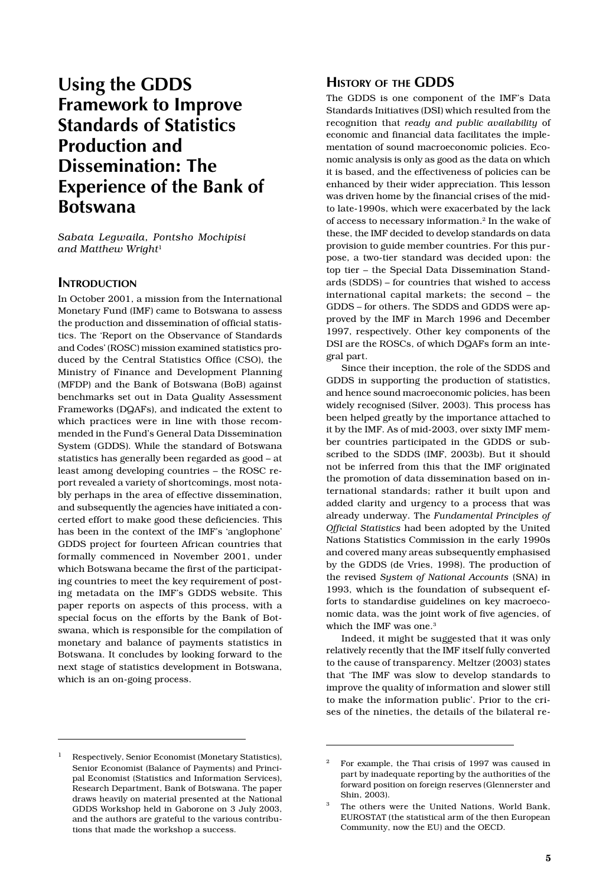# Using the GDDS Framework to Improve Standards of Statistics Production and Dissemination: The Experience of the Bank of Botswana

*Sabata Legwaila, Pontsho Mochipisi and Matthew Wright*[1]

## Introduction

In October 2001, a mission from the International Monetary Fund (IMF) came to Botswana to assess the production and dissemination of official statistics. The 'Report on the Observance of Standards and Codes' (ROSC) mission examined statistics produced by the Central Statistics Office (CSO), the Ministry of Finance and Development Planning (MFDP) and the Bank of Botswana (BoB) against benchmarks set out in Data Quality Assessment Frameworks (DQAFs), and indicated the extent to which practices were in line with those recommended in the Fund's General Data Dissemination System (GDDS). While the standard of Botswana statistics has generally been regarded as good – at least among developing countries – the ROSC report revealed a variety of shortcomings, most notably perhaps in the area of effective dissemination, and subsequently the agencies have initiated a concerted effort to make good these deficiencies. This has been in the context of the IMF's 'anglophone' GDDS project for fourteen African countries that formally commenced in November 2001, under which Botswana became the first of the participating countries to meet the key requirement of posting metadata on the IMF's GDDS website. This paper reports on aspects of this process, with a special focus on the efforts by the Bank of Botswana, which is responsible for the compilation of monetary and balance of payments statistics in Botswana. It concludes by looking forward to the next stage of statistics development in Botswana, which is an on-going process.

## History of the GDDS

The GDDS is one component of the IMF's Data Standards Initiatives (DSI) which resulted from the recognition that *ready and public availability* of economic and financial data facilitates the implementation of sound macroeconomic policies. Economic analysis is only as good as the data on which it is based, and the effectiveness of policies can be enhanced by their wider appreciation. This lesson was driven home by the financial crises of the mid- to late-1990s, which were exacerbated by the lack of access to necessary information.[2] In the wake of these, the IMF decided to develop standards on data provision to guide member countries. For this purpose, a two-tier standard was decided upon: the top tier – the Special Data Dissemination Standards (SDDS) – for countries that wished to access international capital markets; the second – the GDDS – for others. The SDDS and GDDS were approved by the IMF in March 1996 and December 1997, respectively. Other key components of the DSI are the ROSCs, of which DQAFs form an integral part.

Since their inception, the role of the SDDS and GDDS in supporting the production of statistics, and hence sound macroeconomic policies, has been widely recognised (Silver, 2003). This process has been helped greatly by the importance attached to it by the IMF. As of mid-2003, over sixty IMF member countries participated in the GDDS or subscribed to the SDDS (IMF, 2003b). But it should not be inferred from this that the IMF originated the promotion of data dissemination based on international standards; rather it built upon and added clarity and urgency to a process that was already underway. The *Fundamental Principles of Official Statistics* had been adopted by the United Nations Statistics Commission in the early 1990s and covered many areas subsequently emphasised by the GDDS (de Vries, 1998). The production of the revised *System of National Accounts* (SNA) in 1993, which is the foundation of subsequent efforts to standardise guidelines on key macroeconomic data, was the joint work of five agencies, of which the IMF was one.[3]

Indeed, it might be suggested that it was only relatively recently that the IMF itself fully converted to the cause of transparency. Meltzer (2003) states that 'The IMF was slow to develop standards to improve the quality of information and slower still to make the information public'. Prior to the crises of the nineties, the details of the bilateral re-

---

[1] Respectively, Senior Economist (Monetary Statistics), Senior Economist (Balance of Payments) and Principal Economist (Statistics and Information Services), Research Department, Bank of Botswana. The paper draws heavily on material presented at the National GDDS Workshop held in Gaborone on 3 July 2003, and the authors are grateful to the various contributions that made the workshop a success.

[2] For example, the Thai crisis of 1997 was caused in part by inadequate reporting by the authorities of the forward position on foreign reserves (Glennerster and Shin, 2003).

[3] The others were the United Nations, World Bank, EUROSTAT (the statistical arm of the then European Community, now the EU) and the OECD.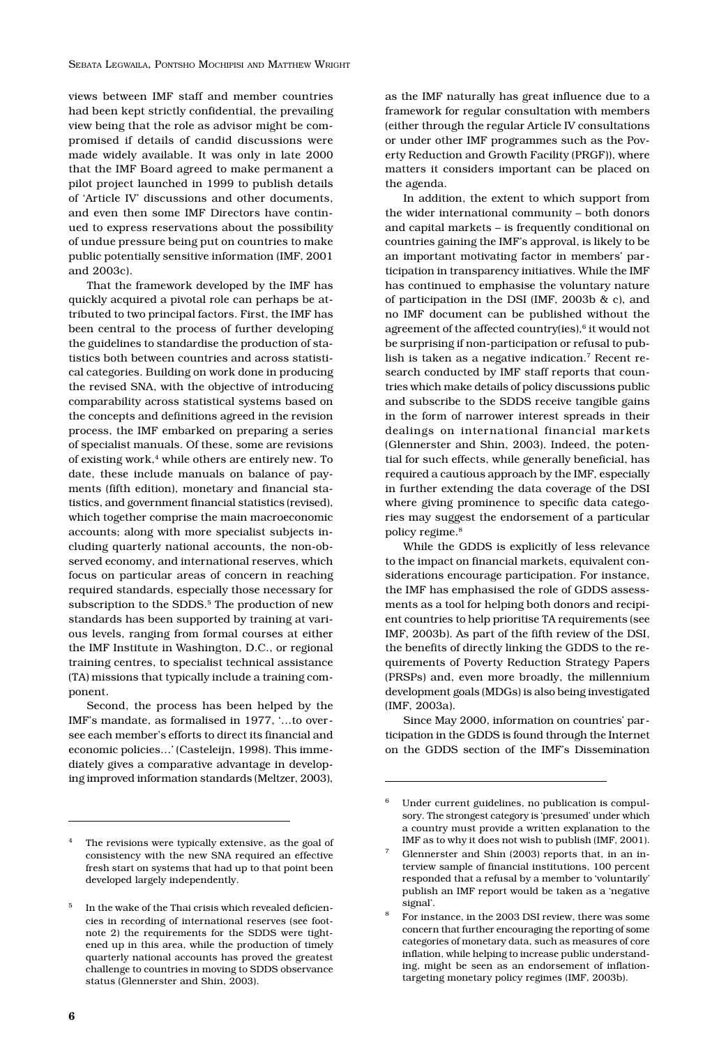views between IMF staff and member countries had been kept strictly confidential, the prevailing view being that the role as advisor might be compromised if details of candid discussions were made widely available. It was only in late 2000 that the IMF Board agreed to make permanent a pilot project launched in 1999 to publish details of 'Article IV' discussions and other documents, and even then some IMF Directors have continued to express reservations about the possibility of undue pressure being put on countries to make public potentially sensitive information (IMF, 2001 and 2003c).

That the framework developed by the IMF has quickly acquired a pivotal role can perhaps be attributed to two principal factors. First, the IMF has been central to the process of further developing the guidelines to standardise the production of statistics both between countries and across statistical categories. Building on work done in producing the revised SNA, with the objective of introducing comparability across statistical systems based on the concepts and definitions agreed in the revision process, the IMF embarked on preparing a series of specialist manuals. Of these, some are revisions of existing work,[4] while others are entirely new. To date, these include manuals on balance of payments (fifth edition), monetary and financial statistics, and government financial statistics (revised), which together comprise the main macroeconomic accounts; along with more specialist subjects including quarterly national accounts, the non-observed economy, and international reserves, which focus on particular areas of concern in reaching required standards, especially those necessary for subscription to the SDDS.[5] The production of new standards has been supported by training at various levels, ranging from formal courses at either the IMF Institute in Washington, D.C., or regional training centres, to specialist technical assistance (TA) missions that typically include a training component.

Second, the process has been helped by the IMF's mandate, as formalised in 1977, '…to oversee each member's efforts to direct its financial and economic policies…' (Casteleijn, 1998). This immediately gives a comparative advantage in developing improved information standards (Meltzer, 2003), as the IMF naturally has great influence due to a framework for regular consultation with members (either through the regular Article IV consultations or under other IMF programmes such as the Poverty Reduction and Growth Facility (PRGF)), where matters it considers important can be placed on the agenda.

In addition, the extent to which support from the wider international community – both donors and capital markets – is frequently conditional on countries gaining the IMF's approval, is likely to be an important motivating factor in members' participation in transparency initiatives. While the IMF has continued to emphasise the voluntary nature of participation in the DSI (IMF, 2003b & c), and no IMF document can be published without the agreement of the affected country(ies),[6] it would not be surprising if non-participation or refusal to publish is taken as a negative indication.[7] Recent research conducted by IMF staff reports that countries which make details of policy discussions public and subscribe to the SDDS receive tangible gains in the form of narrower interest spreads in their dealings on international financial markets (Glennerster and Shin, 2003). Indeed, the potential for such effects, while generally beneficial, has required a cautious approach by the IMF, especially in further extending the data coverage of the DSI where giving prominence to specific data categories may suggest the endorsement of a particular policy regime.[8]

While the GDDS is explicitly of less relevance to the impact on financial markets, equivalent considerations encourage participation. For instance, the IMF has emphasised the role of GDDS assessments as a tool for helping both donors and recipient countries to help prioritise TA requirements (see IMF, 2003b). As part of the fifth review of the DSI, the benefits of directly linking the GDDS to the requirements of Poverty Reduction Strategy Papers (PRSPs) and, even more broadly, the millennium development goals (MDGs) is also being investigated (IMF, 2003a).

Since May 2000, information on countries' participation in the GDDS is found through the Internet on the GDDS section of the IMF's Dissemination

---

[4] The revisions were typically extensive, as the goal of consistency with the new SNA required an effective fresh start on systems that had up to that point been developed largely independently.

[5] In the wake of the Thai crisis which revealed deficiencies in recording of international reserves (see footnote 2) the requirements for the SDDS were tightened up in this area, while the production of timely quarterly national accounts has proved the greatest challenge to countries in moving to SDDS observance status (Glennerster and Shin, 2003).

[6] Under current guidelines, no publication is compulsory. The strongest category is 'presumed' under which a country must provide a written explanation to the IMF as to why it does not wish to publish (IMF, 2001).

[7] Glennerster and Shin (2003) reports that, in an interview sample of financial institutions, 100 percent responded that a refusal by a member to 'voluntarily' publish an IMF report would be taken as a 'negative signal'.

[8] For instance, in the 2003 DSI review, there was some concern that further encouraging the reporting of some categories of monetary data, such as measures of core inflation, while helping to increase public understanding, might be seen as an endorsement of inflation-targeting monetary policy regimes (IMF, 2003b).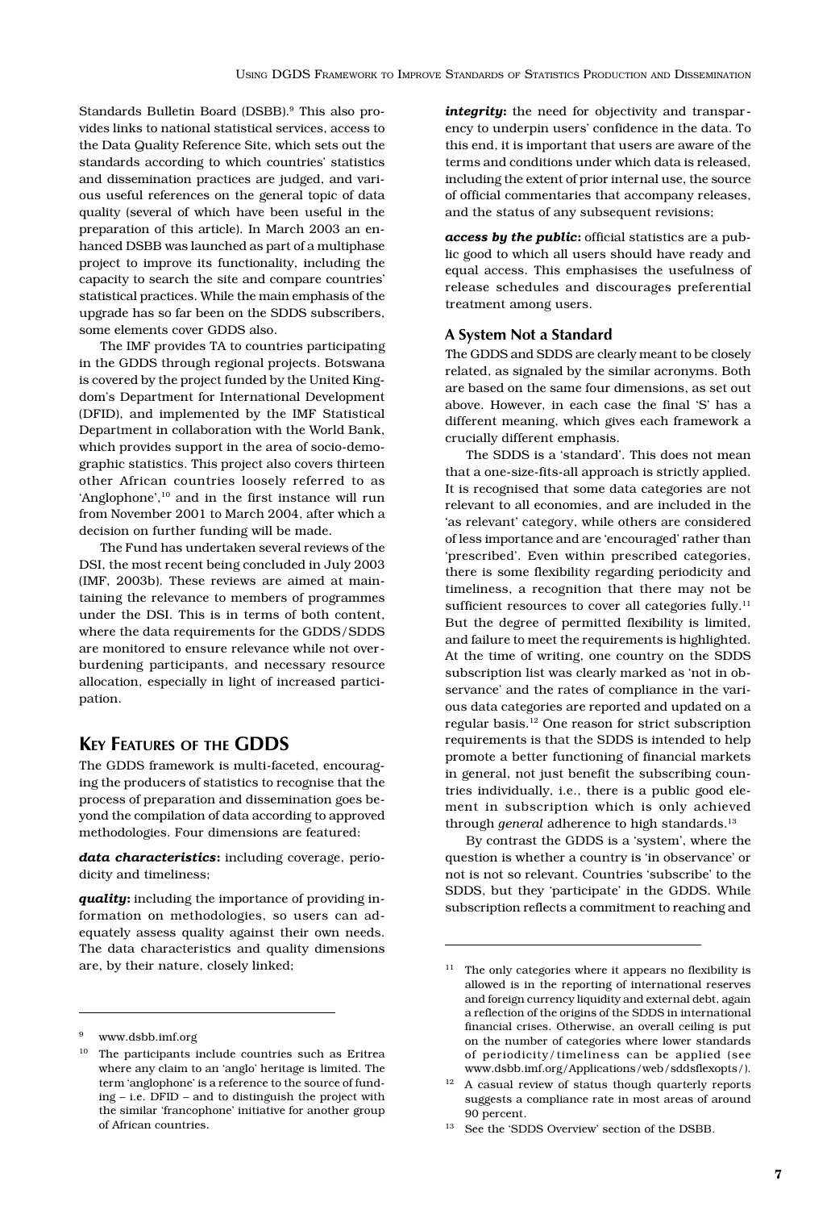Standards Bulletin Board (DSBB).[9] This also provides links to national statistical services, access to the Data Quality Reference Site, which sets out the standards according to which countries' statistics and dissemination practices are judged, and various useful references on the general topic of data quality (several of which have been useful in the preparation of this article). In March 2003 an enhanced DSBB was launched as part of a multiphase project to improve its functionality, including the capacity to search the site and compare countries' statistical practices. While the main emphasis of the upgrade has so far been on the SDDS subscribers, some elements cover GDDS also.

The IMF provides TA to countries participating in the GDDS through regional projects. Botswana is covered by the project funded by the United Kingdom's Department for International Development (DFID), and implemented by the IMF Statistical Department in collaboration with the World Bank, which provides support in the area of socio-demographic statistics. This project also covers thirteen other African countries loosely referred to as 'Anglophone',[10] and in the first instance will run from November 2001 to March 2004, after which a decision on further funding will be made.

The Fund has undertaken several reviews of the DSI, the most recent being concluded in July 2003 (IMF, 2003b). These reviews are aimed at maintaining the relevance to members of programmes under the DSI. This is in terms of both content, where the data requirements for the GDDS/SDDS are monitored to ensure relevance while not overburdening participants, and necessary resource allocation, especially in light of increased participation.

## Key Features of the GDDS

The GDDS framework is multi-faceted, encouraging the producers of statistics to recognise that the process of preparation and dissemination goes beyond the compilation of data according to approved methodologies. Four dimensions are featured:

***data characteristics*:** including coverage, periodicity and timeliness;

***quality*:** including the importance of providing information on methodologies, so users can adequately assess quality against their own needs. The data characteristics and quality dimensions are, by their nature, closely linked;

***integrity*:** the need for objectivity and transparency to underpin users' confidence in the data. To this end, it is important that users are aware of the terms and conditions under which data is released, including the extent of prior internal use, the source of official commentaries that accompany releases, and the status of any subsequent revisions;

***access by the public*:** official statistics are a public good to which all users should have ready and equal access. This emphasises the usefulness of release schedules and discourages preferential treatment among users.

### A System Not a Standard

The GDDS and SDDS are clearly meant to be closely related, as signaled by the similar acronyms. Both are based on the same four dimensions, as set out above. However, in each case the final 'S' has a different meaning, which gives each framework a crucially different emphasis.

The SDDS is a 'standard'. This does not mean that a one-size-fits-all approach is strictly applied. It is recognised that some data categories are not relevant to all economies, and are included in the 'as relevant' category, while others are considered of less importance and are 'encouraged' rather than 'prescribed'. Even within prescribed categories, there is some flexibility regarding periodicity and timeliness, a recognition that there may not be sufficient resources to cover all categories fully.[11] But the degree of permitted flexibility is limited, and failure to meet the requirements is highlighted. At the time of writing, one country on the SDDS subscription list was clearly marked as 'not in observance' and the rates of compliance in the various data categories are reported and updated on a regular basis.[12] One reason for strict subscription requirements is that the SDDS is intended to help promote a better functioning of financial markets in general, not just benefit the subscribing countries individually, i.e., there is a public good element in subscription which is only achieved through *general* adherence to high standards.[13]

By contrast the GDDS is a 'system', where the question is whether a country is 'in observance' or not is not so relevant. Countries 'subscribe' to the SDDS, but they 'participate' in the GDDS. While subscription reflects a commitment to reaching and

---

[9] www.dsbb.imf.org

[10] The participants include countries such as Eritrea where any claim to an 'anglo' heritage is limited. The term 'anglophone' is a reference to the source of funding – i.e. DFID – and to distinguish the project with the similar 'francophone' initiative for another group of African countries.

[11] The only categories where it appears no flexibility is allowed is in the reporting of international reserves and foreign currency liquidity and external debt, again a reflection of the origins of the SDDS in international financial crises. Otherwise, an overall ceiling is put on the number of categories where lower standards of periodicity/timeliness can be applied (see www.dsbb.imf.org/Applications/web/sddsflexopts/).

[12] A casual review of status though quarterly reports suggests a compliance rate in most areas of around 90 percent.

[13] See the 'SDDS Overview' section of the DSBB.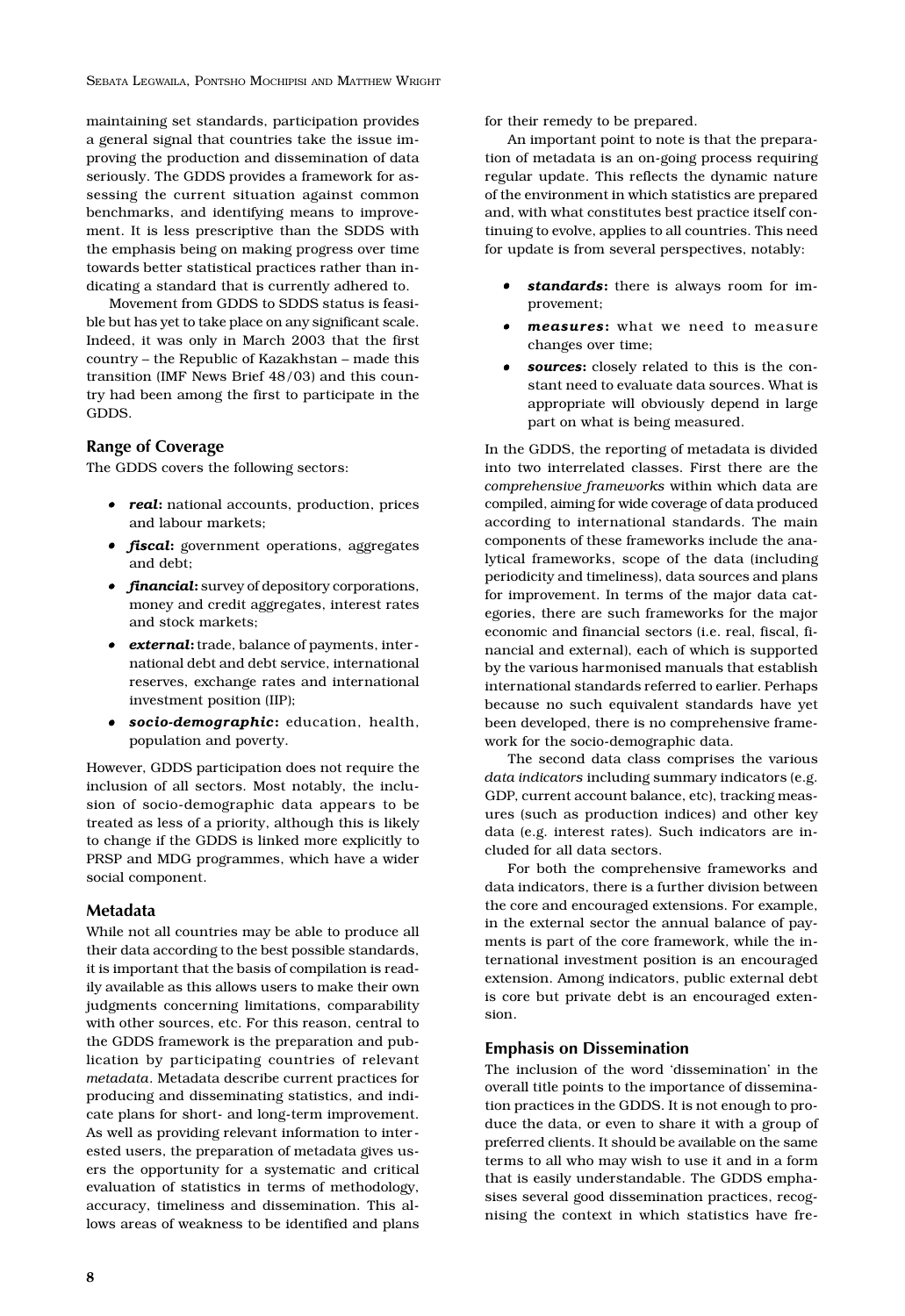maintaining set standards, participation provides a general signal that countries take the issue improving the production and dissemination of data seriously. The GDDS provides a framework for assessing the current situation against common benchmarks, and identifying means to improvement. It is less prescriptive than the SDDS with the emphasis being on making progress over time towards better statistical practices rather than indicating a standard that is currently adhered to.

Movement from GDDS to SDDS status is feasible but has yet to take place on any significant scale. Indeed, it was only in March 2003 that the first country – the Republic of Kazakhstan – made this transition (IMF News Brief 48/03) and this country had been among the first to participate in the GDDS.

## Range of Coverage

The GDDS covers the following sectors:

- ***real*:** national accounts, production, prices and labour markets;
- ***fiscal*:** government operations, aggregates and debt;
- ***financial*:** survey of depository corporations, money and credit aggregates, interest rates and stock markets;
- ***external*:** trade, balance of payments, international debt and debt service, international reserves, exchange rates and international investment position (IIP);
- ***socio-demographic*:** education, health, population and poverty.

However, GDDS participation does not require the inclusion of all sectors. Most notably, the inclusion of socio-demographic data appears to be treated as less of a priority, although this is likely to change if the GDDS is linked more explicitly to PRSP and MDG programmes, which have a wider social component.

## Metadata

While not all countries may be able to produce all their data according to the best possible standards, it is important that the basis of compilation is readily available as this allows users to make their own judgments concerning limitations, comparability with other sources, etc. For this reason, central to the GDDS framework is the preparation and publication by participating countries of relevant *metadata*. Metadata describe current practices for producing and disseminating statistics, and indicate plans for short- and long-term improvement. As well as providing relevant information to interested users, the preparation of metadata gives users the opportunity for a systematic and critical evaluation of statistics in terms of methodology, accuracy, timeliness and dissemination. This allows areas of weakness to be identified and plans for their remedy to be prepared.

An important point to note is that the preparation of metadata is an on-going process requiring regular update. This reflects the dynamic nature of the environment in which statistics are prepared and, with what constitutes best practice itself continuing to evolve, applies to all countries. This need for update is from several perspectives, notably:

- ***standards*:** there is always room for improvement;
- ***measures*:** what we need to measure changes over time;
- ***sources*:** closely related to this is the constant need to evaluate data sources. What is appropriate will obviously depend in large part on what is being measured.

In the GDDS, the reporting of metadata is divided into two interrelated classes. First there are the *comprehensive frameworks* within which data are compiled, aiming for wide coverage of data produced according to international standards. The main components of these frameworks include the analytical frameworks, scope of the data (including periodicity and timeliness), data sources and plans for improvement. In terms of the major data categories, there are such frameworks for the major economic and financial sectors (i.e. real, fiscal, financial and external), each of which is supported by the various harmonised manuals that establish international standards referred to earlier. Perhaps because no such equivalent standards have yet been developed, there is no comprehensive framework for the socio-demographic data.

The second data class comprises the various *data indicators* including summary indicators (e.g. GDP, current account balance, etc), tracking measures (such as production indices) and other key data (e.g. interest rates). Such indicators are included for all data sectors.

For both the comprehensive frameworks and data indicators, there is a further division between the core and encouraged extensions. For example, in the external sector the annual balance of payments is part of the core framework, while the international investment position is an encouraged extension. Among indicators, public external debt is core but private debt is an encouraged extension.

## Emphasis on Dissemination

The inclusion of the word 'dissemination' in the overall title points to the importance of dissemination practices in the GDDS. It is not enough to produce the data, or even to share it with a group of preferred clients. It should be available on the same terms to all who may wish to use it and in a form that is easily understandable. The GDDS emphasises several good dissemination practices, recognising the context in which statistics have fre-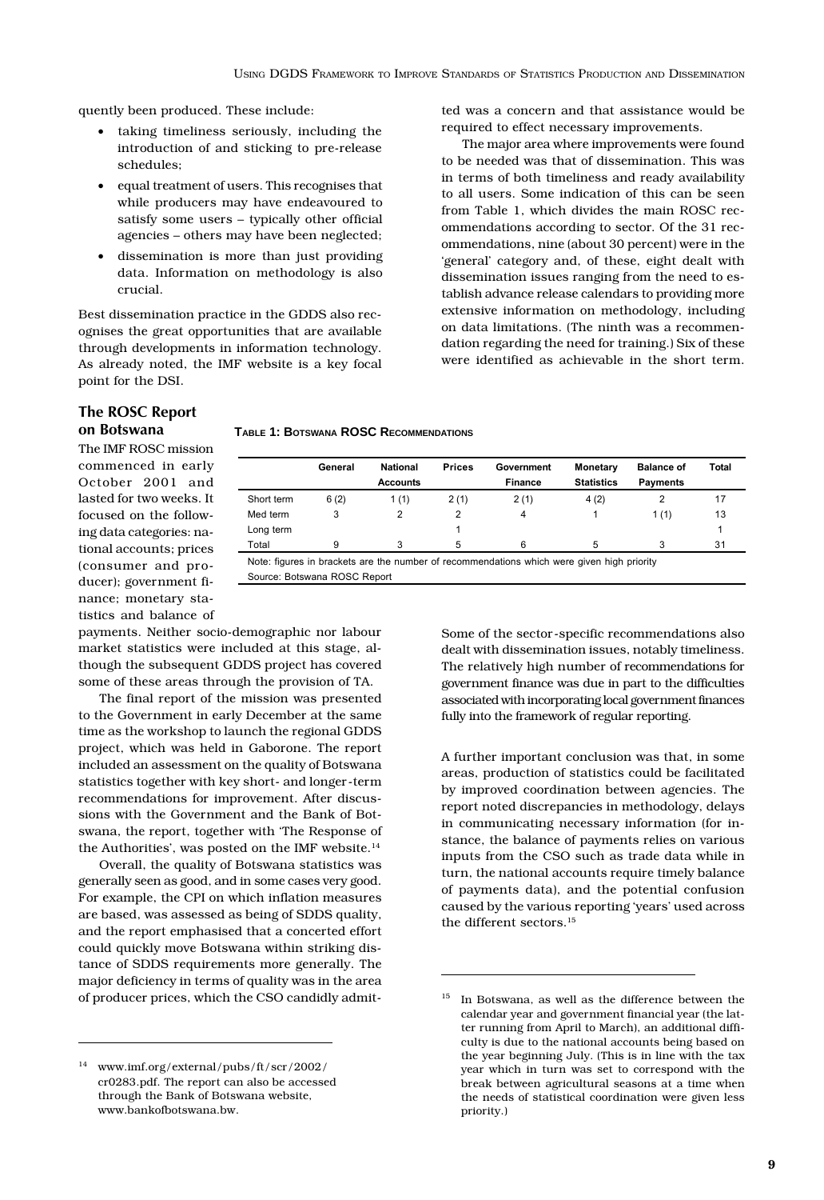quently been produced. These include:

- taking timeliness seriously, including the introduction of and sticking to pre-release schedules;
- equal treatment of users. This recognises that while producers may have endeavoured to satisfy some users – typically other official agencies – others may have been neglected;
- dissemination is more than just providing data. Information on methodology is also crucial.

Best dissemination practice in the GDDS also recognises the great opportunities that are available through developments in information technology. As already noted, the IMF website is a key focal point for the DSI.

## The ROSC Report on Botswana

The IMF ROSC mission commenced in early October 2001 and lasted for two weeks. It focused on the following data categories: national accounts; prices (consumer and producer); government finance; monetary statistics and balance of payments. Neither socio-demographic nor labour market statistics were included at this stage, although the subsequent GDDS project has covered some of these areas through the provision of TA.

The final report of the mission was presented to the Government in early December at the same time as the workshop to launch the regional GDDS project, which was held in Gaborone. The report included an assessment on the quality of Botswana statistics together with key short- and longer-term recommendations for improvement. After discussions with the Government and the Bank of Botswana, the report, together with 'The Response of the Authorities', was posted on the IMF website.[14]

Overall, the quality of Botswana statistics was generally seen as good, and in some cases very good. For example, the CPI on which inflation measures are based, was assessed as being of SDDS quality, and the report emphasised that a concerted effort could quickly move Botswana within striking distance of SDDS requirements more generally. The major deficiency in terms of quality was in the area of producer prices, which the CSO candidly admitted was a concern and that assistance would be required to effect necessary improvements.

The major area where improvements were found to be needed was that of dissemination. This was in terms of both timeliness and ready availability to all users. Some indication of this can be seen from Table 1, which divides the main ROSC recommendations according to sector. Of the 31 recommendations, nine (about 30 percent) were in the 'general' category and, of these, eight dealt with dissemination issues ranging from the need to establish advance release calendars to providing more extensive information on methodology, including on data limitations. (The ninth was a recommendation regarding the need for training.) Six of these were identified as achievable in the short term.

**Table 1: Botswana ROSC Recommendations**

| | General | National Accounts | Prices | Government Finance | Monetary Statistics | Balance of Payments | Total |
|---|---|---|---|---|---|---|---|
| Short term | 6 (2) | 1 (1) | 2 (1) | 2 (1) | 4 (2) | 2 | 17 |
| Med term | 3 | 2 | 2 | 4 | 1 | 1 (1) | 13 |
| Long term | | | 1 | | | | 1 |
| Total | 9 | 3 | 5 | 6 | 5 | 3 | 31 |

Note: figures in brackets are the number of recommendations which were given high priority

Source: Botswana ROSC Report

Some of the sector-specific recommendations also dealt with dissemination issues, notably timeliness. The relatively high number of recommendations for government finance was due in part to the difficulties associated with incorporating local government finances fully into the framework of regular reporting.

A further important conclusion was that, in some areas, production of statistics could be facilitated by improved coordination between agencies. The report noted discrepancies in methodology, delays in communicating necessary information (for instance, the balance of payments relies on various inputs from the CSO such as trade data while in turn, the national accounts require timely balance of payments data), and the potential confusion caused by the various reporting 'years' used across the different sectors.[15]

---

[14] www.imf.org/external/pubs/ft/scr/2002/cr0283.pdf. The report can also be accessed through the Bank of Botswana website, www.bankofbotswana.bw.

[15] In Botswana, as well as the difference between the calendar year and government financial year (the latter running from April to March), an additional difficulty is due to the national accounts being based on the year beginning July. (This is in line with the tax year which in turn was set to correspond with the break between agricultural seasons at a time when the needs of statistical coordination were given less priority.)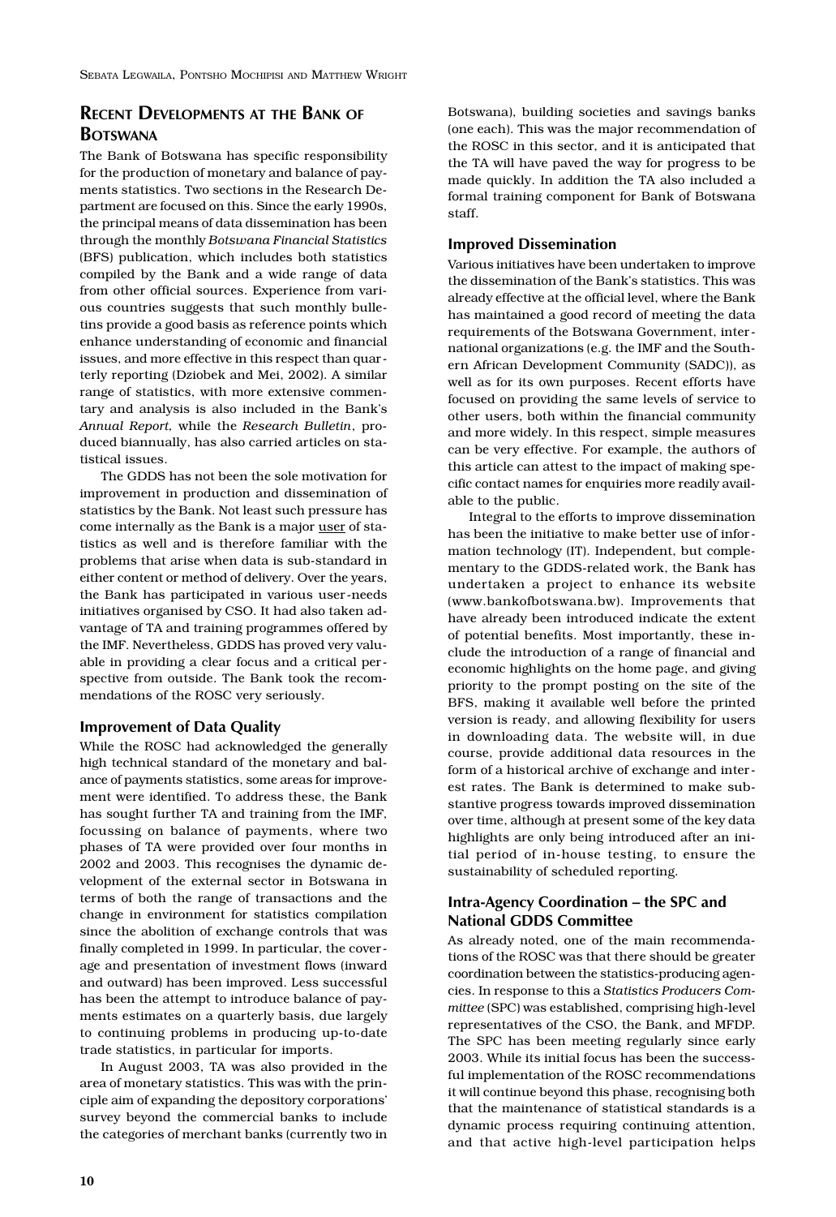## Recent Developments at the Bank of Botswana

The Bank of Botswana has specific responsibility for the production of monetary and balance of payments statistics. Two sections in the Research Department are focused on this. Since the early 1990s, the principal means of data dissemination has been through the monthly *Botswana Financial Statistics* (BFS) publication, which includes both statistics compiled by the Bank and a wide range of data from other official sources. Experience from various countries suggests that such monthly bulletins provide a good basis as reference points which enhance understanding of economic and financial issues, and more effective in this respect than quarterly reporting (Dziobek and Mei, 2002). A similar range of statistics, with more extensive commentary and analysis is also included in the Bank's *Annual Report,* while the *Research Bulletin*, produced biannually, has also carried articles on statistical issues.

The GDDS has not been the sole motivation for improvement in production and dissemination of statistics by the Bank. Not least such pressure has come internally as the Bank is a major user of statistics as well and is therefore familiar with the problems that arise when data is sub-standard in either content or method of delivery. Over the years, the Bank has participated in various user-needs initiatives organised by CSO. It had also taken advantage of TA and training programmes offered by the IMF. Nevertheless, GDDS has proved very valuable in providing a clear focus and a critical perspective from outside. The Bank took the recommendations of the ROSC very seriously.

### Improvement of Data Quality

While the ROSC had acknowledged the generally high technical standard of the monetary and balance of payments statistics, some areas for improvement were identified. To address these, the Bank has sought further TA and training from the IMF, focussing on balance of payments, where two phases of TA were provided over four months in 2002 and 2003. This recognises the dynamic development of the external sector in Botswana in terms of both the range of transactions and the change in environment for statistics compilation since the abolition of exchange controls that was finally completed in 1999. In particular, the coverage and presentation of investment flows (inward and outward) has been improved. Less successful has been the attempt to introduce balance of payments estimates on a quarterly basis, due largely to continuing problems in producing up-to-date trade statistics, in particular for imports.

In August 2003, TA was also provided in the area of monetary statistics. This was with the principle aim of expanding the depository corporations' survey beyond the commercial banks to include the categories of merchant banks (currently two in Botswana), building societies and savings banks (one each). This was the major recommendation of the ROSC in this sector, and it is anticipated that the TA will have paved the way for progress to be made quickly. In addition the TA also included a formal training component for Bank of Botswana staff.

### Improved Dissemination

Various initiatives have been undertaken to improve the dissemination of the Bank's statistics. This was already effective at the official level, where the Bank has maintained a good record of meeting the data requirements of the Botswana Government, international organizations (e.g. the IMF and the Southern African Development Community (SADC)), as well as for its own purposes. Recent efforts have focused on providing the same levels of service to other users, both within the financial community and more widely. In this respect, simple measures can be very effective. For example, the authors of this article can attest to the impact of making specific contact names for enquiries more readily available to the public.

Integral to the efforts to improve dissemination has been the initiative to make better use of information technology (IT). Independent, but complementary to the GDDS-related work, the Bank has undertaken a project to enhance its website (www.bankofbotswana.bw). Improvements that have already been introduced indicate the extent of potential benefits. Most importantly, these include the introduction of a range of financial and economic highlights on the home page, and giving priority to the prompt posting on the site of the BFS, making it available well before the printed version is ready, and allowing flexibility for users in downloading data. The website will, in due course, provide additional data resources in the form of a historical archive of exchange and interest rates. The Bank is determined to make substantive progress towards improved dissemination over time, although at present some of the key data highlights are only being introduced after an initial period of in-house testing, to ensure the sustainability of scheduled reporting.

### Intra-Agency Coordination – the SPC and National GDDS Committee

As already noted, one of the main recommendations of the ROSC was that there should be greater coordination between the statistics-producing agencies. In response to this a *Statistics Producers Committee* (SPC) was established, comprising high-level representatives of the CSO, the Bank, and MFDP. The SPC has been meeting regularly since early 2003. While its initial focus has been the successful implementation of the ROSC recommendations it will continue beyond this phase, recognising both that the maintenance of statistical standards is a dynamic process requiring continuing attention, and that active high-level participation helps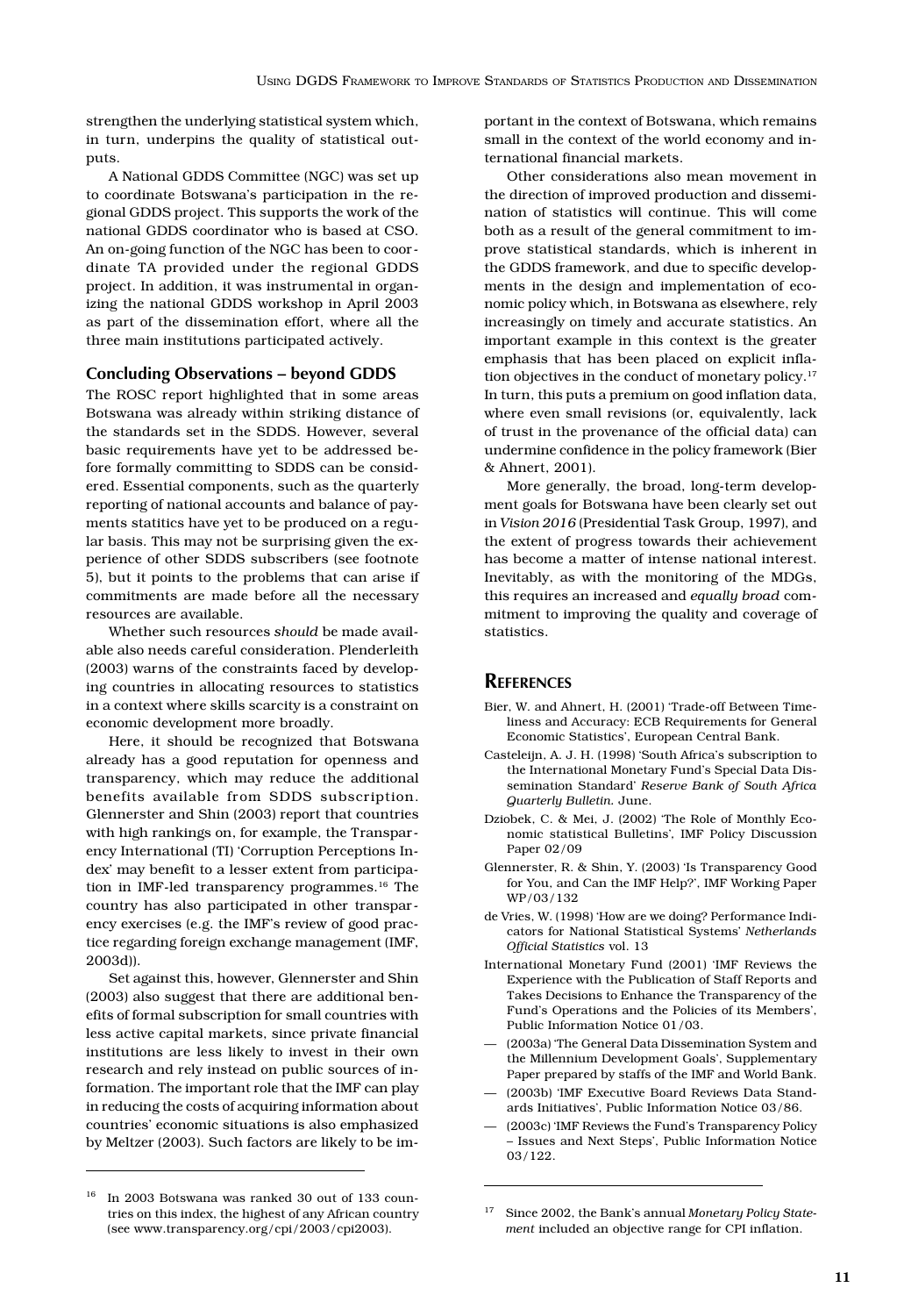strengthen the underlying statistical system which, in turn, underpins the quality of statistical outputs.

A National GDDS Committee (NGC) was set up to coordinate Botswana's participation in the regional GDDS project. This supports the work of the national GDDS coordinator who is based at CSO. An on-going function of the NGC has been to coordinate TA provided under the regional GDDS project. In addition, it was instrumental in organizing the national GDDS workshop in April 2003 as part of the dissemination effort, where all the three main institutions participated actively.

### Concluding Observations – beyond GDDS

The ROSC report highlighted that in some areas Botswana was already within striking distance of the standards set in the SDDS. However, several basic requirements have yet to be addressed before formally committing to SDDS can be considered. Essential components, such as the quarterly reporting of national accounts and balance of payments statitics have yet to be produced on a regular basis. This may not be surprising given the experience of other SDDS subscribers (see footnote 5), but it points to the problems that can arise if commitments are made before all the necessary resources are available.

Whether such resources *should* be made available also needs careful consideration. Plenderleith (2003) warns of the constraints faced by developing countries in allocating resources to statistics in a context where skills scarcity is a constraint on economic development more broadly.

Here, it should be recognized that Botswana already has a good reputation for openness and transparency, which may reduce the additional benefits available from SDDS subscription. Glennerster and Shin (2003) report that countries with high rankings on, for example, the Transparency International (TI) 'Corruption Perceptions Index' may benefit to a lesser extent from participation in IMF-led transparency programmes.[16] The country has also participated in other transparency exercises (e.g. the IMF's review of good practice regarding foreign exchange management (IMF, 2003d)).

Set against this, however, Glennerster and Shin (2003) also suggest that there are additional benefits of formal subscription for small countries with less active capital markets, since private financial institutions are less likely to invest in their own research and rely instead on public sources of information. The important role that the IMF can play in reducing the costs of acquiring information about countries' economic situations is also emphasized by Meltzer (2003). Such factors are likely to be important in the context of Botswana, which remains small in the context of the world economy and international financial markets.

Other considerations also mean movement in the direction of improved production and dissemination of statistics will continue. This will come both as a result of the general commitment to improve statistical standards, which is inherent in the GDDS framework, and due to specific developments in the design and implementation of economic policy which, in Botswana as elsewhere, rely increasingly on timely and accurate statistics. An important example in this context is the greater emphasis that has been placed on explicit inflation objectives in the conduct of monetary policy.[17] In turn, this puts a premium on good inflation data, where even small revisions (or, equivalently, lack of trust in the provenance of the official data) can undermine confidence in the policy framework (Bier & Ahnert, 2001).

More generally, the broad, long-term development goals for Botswana have been clearly set out in *Vision 2016* (Presidential Task Group, 1997), and the extent of progress towards their achievement has become a matter of intense national interest. Inevitably, as with the monitoring of the MDGs, this requires an increased and *equally broad* commitment to improving the quality and coverage of statistics.

## References

Bier, W. and Ahnert, H. (2001) 'Trade-off Between Timeliness and Accuracy: ECB Requirements for General Economic Statistics', European Central Bank.

Casteleijn, A. J. H. (1998) 'South Africa's subscription to the International Monetary Fund's Special Data Dissemination Standard' *Reserve Bank of South Africa Quarterly Bulletin*. June.

Dziobek, C. & Mei, J. (2002) 'The Role of Monthly Economic statistical Bulletins', IMF Policy Discussion Paper 02/09

Glennerster, R. & Shin, Y. (2003) 'Is Transparency Good for You, and Can the IMF Help?', IMF Working Paper WP/03/132

de Vries, W. (1998) 'How are we doing? Performance Indicators for National Statistical Systems' *Netherlands Official Statistics* vol. 13

International Monetary Fund (2001) 'IMF Reviews the Experience with the Publication of Staff Reports and Takes Decisions to Enhance the Transparency of the Fund's Operations and the Policies of its Members', Public Information Notice 01/03.

— (2003a) 'The General Data Dissemination System and the Millennium Development Goals', Supplementary Paper prepared by staffs of the IMF and World Bank.

— (2003b) 'IMF Executive Board Reviews Data Standards Initiatives', Public Information Notice 03/86.

— (2003c) 'IMF Reviews the Fund's Transparency Policy – Issues and Next Steps', Public Information Notice 03/122.

---

[16] In 2003 Botswana was ranked 30 out of 133 countries on this index, the highest of any African country (see www.transparency.org/cpi/2003/cpi2003).

[17] Since 2002, the Bank's annual *Monetary Policy Statement* included an objective range for CPI inflation.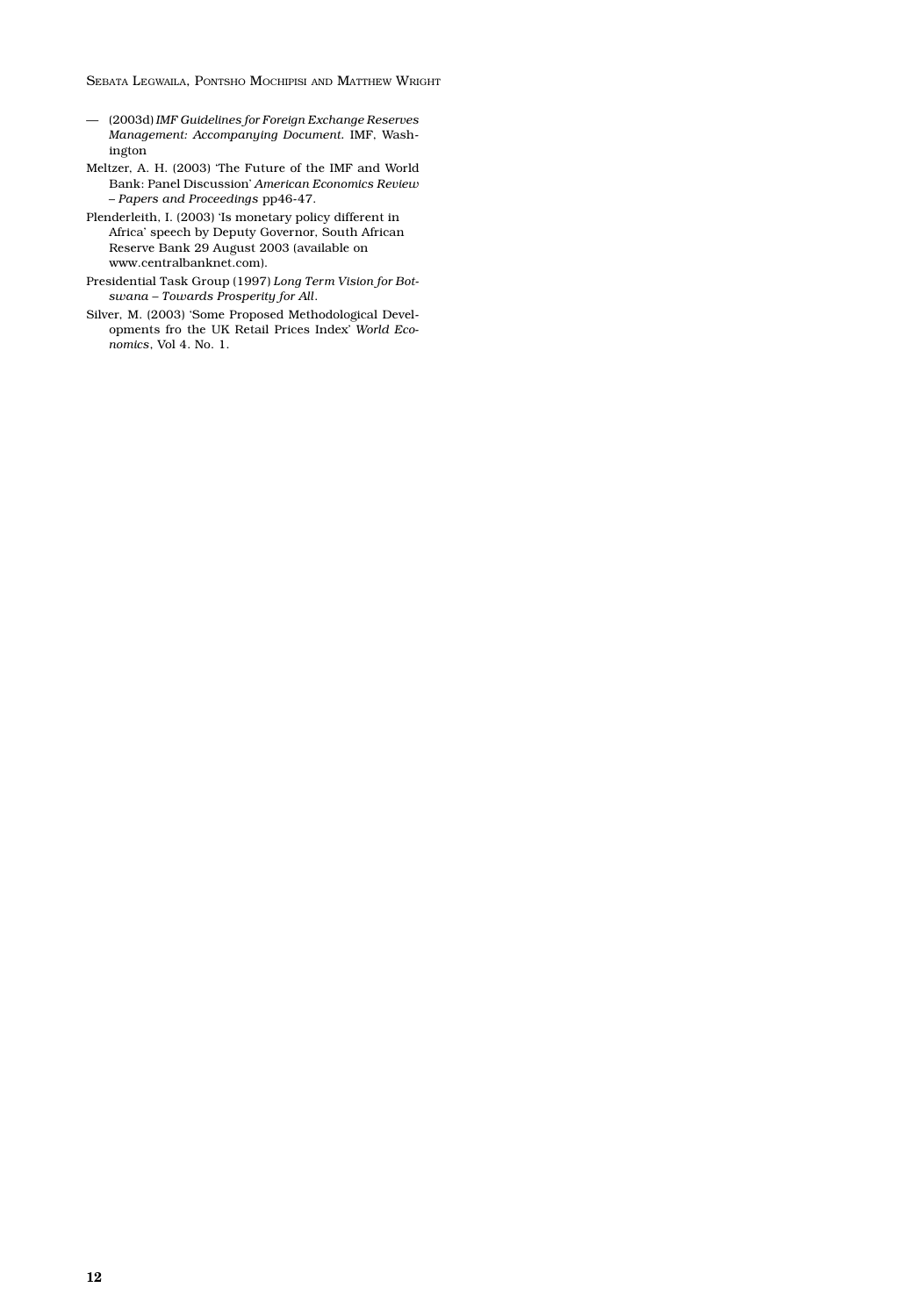— (2003d) *IMF Guidelines for Foreign Exchange Reserves Management: Accompanying Document.* IMF, Washington

Meltzer, A. H. (2003) 'The Future of the IMF and World Bank: Panel Discussion' *American Economics Review – Papers and Proceedings* pp46-47.

Plenderleith, I. (2003) 'Is monetary policy different in Africa' speech by Deputy Governor, South African Reserve Bank 29 August 2003 (available on www.centralbanknet.com).

Presidential Task Group (1997) *Long Term Vision for Botswana – Towards Prosperity for All.*

Silver, M. (2003) 'Some Proposed Methodological Developments fro the UK Retail Prices Index' *World Economics*, Vol 4. No. 1.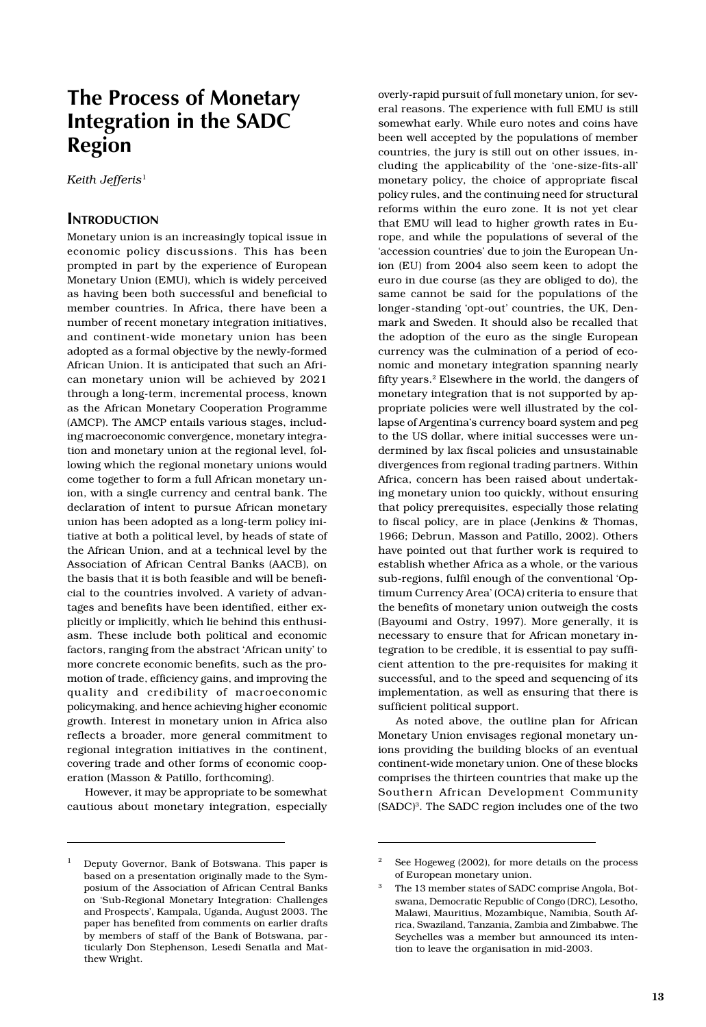# The Process of Monetary Integration in the SADC Region

*Keith Jefferis*[1]

## INTRODUCTION

Monetary union is an increasingly topical issue in economic policy discussions. This has been prompted in part by the experience of European Monetary Union (EMU), which is widely perceived as having been both successful and beneficial to member countries. In Africa, there have been a number of recent monetary integration initiatives, and continent-wide monetary union has been adopted as a formal objective by the newly-formed African Union. It is anticipated that such an African monetary union will be achieved by 2021 through a long-term, incremental process, known as the African Monetary Cooperation Programme (AMCP). The AMCP entails various stages, including macroeconomic convergence, monetary integration and monetary union at the regional level, following which the regional monetary unions would come together to form a full African monetary union, with a single currency and central bank. The declaration of intent to pursue African monetary union has been adopted as a long-term policy initiative at both a political level, by heads of state of the African Union, and at a technical level by the Association of African Central Banks (AACB), on the basis that it is both feasible and will be beneficial to the countries involved. A variety of advantages and benefits have been identified, either explicitly or implicitly, which lie behind this enthusiasm. These include both political and economic factors, ranging from the abstract 'African unity' to more concrete economic benefits, such as the promotion of trade, efficiency gains, and improving the quality and credibility of macroeconomic policymaking, and hence achieving higher economic growth. Interest in monetary union in Africa also reflects a broader, more general commitment to regional integration initiatives in the continent, covering trade and other forms of economic cooperation (Masson & Patillo, forthcoming).

However, it may be appropriate to be somewhat cautious about monetary integration, especially overly-rapid pursuit of full monetary union, for several reasons. The experience with full EMU is still somewhat early. While euro notes and coins have been well accepted by the populations of member countries, the jury is still out on other issues, including the applicability of the 'one-size-fits-all' monetary policy, the choice of appropriate fiscal policy rules, and the continuing need for structural reforms within the euro zone. It is not yet clear that EMU will lead to higher growth rates in Europe, and while the populations of several of the 'accession countries' due to join the European Union (EU) from 2004 also seem keen to adopt the euro in due course (as they are obliged to do), the same cannot be said for the populations of the longer-standing 'opt-out' countries, the UK, Denmark and Sweden. It should also be recalled that the adoption of the euro as the single European currency was the culmination of a period of economic and monetary integration spanning nearly fifty years.[2] Elsewhere in the world, the dangers of monetary integration that is not supported by appropriate policies were well illustrated by the collapse of Argentina's currency board system and peg to the US dollar, where initial successes were undermined by lax fiscal policies and unsustainable divergences from regional trading partners. Within Africa, concern has been raised about undertaking monetary union too quickly, without ensuring that policy prerequisites, especially those relating to fiscal policy, are in place (Jenkins & Thomas, 1966; Debrun, Masson and Patillo, 2002). Others have pointed out that further work is required to establish whether Africa as a whole, or the various sub-regions, fulfil enough of the conventional 'Optimum Currency Area' (OCA) criteria to ensure that the benefits of monetary union outweigh the costs (Bayoumi and Ostry, 1997). More generally, it is necessary to ensure that for African monetary integration to be credible, it is essential to pay sufficient attention to the pre-requisites for making it successful, and to the speed and sequencing of its implementation, as well as ensuring that there is sufficient political support.

As noted above, the outline plan for African Monetary Union envisages regional monetary unions providing the building blocks of an eventual continent-wide monetary union. One of these blocks comprises the thirteen countries that make up the Southern African Development Community (SADC)[3]. The SADC region includes one of the two

---

[1] Deputy Governor, Bank of Botswana. This paper is based on a presentation originally made to the Symposium of the Association of African Central Banks on 'Sub-Regional Monetary Integration: Challenges and Prospects', Kampala, Uganda, August 2003. The paper has benefited from comments on earlier drafts by members of staff of the Bank of Botswana, particularly Don Stephenson, Lesedi Senatla and Matthew Wright.

[2] See Hogeweg (2002), for more details on the process of European monetary union.

[3] The 13 member states of SADC comprise Angola, Botswana, Democratic Republic of Congo (DRC), Lesotho, Malawi, Mauritius, Mozambique, Namibia, South Africa, Swaziland, Tanzania, Zambia and Zimbabwe. The Seychelles was a member but announced its intention to leave the organisation in mid-2003.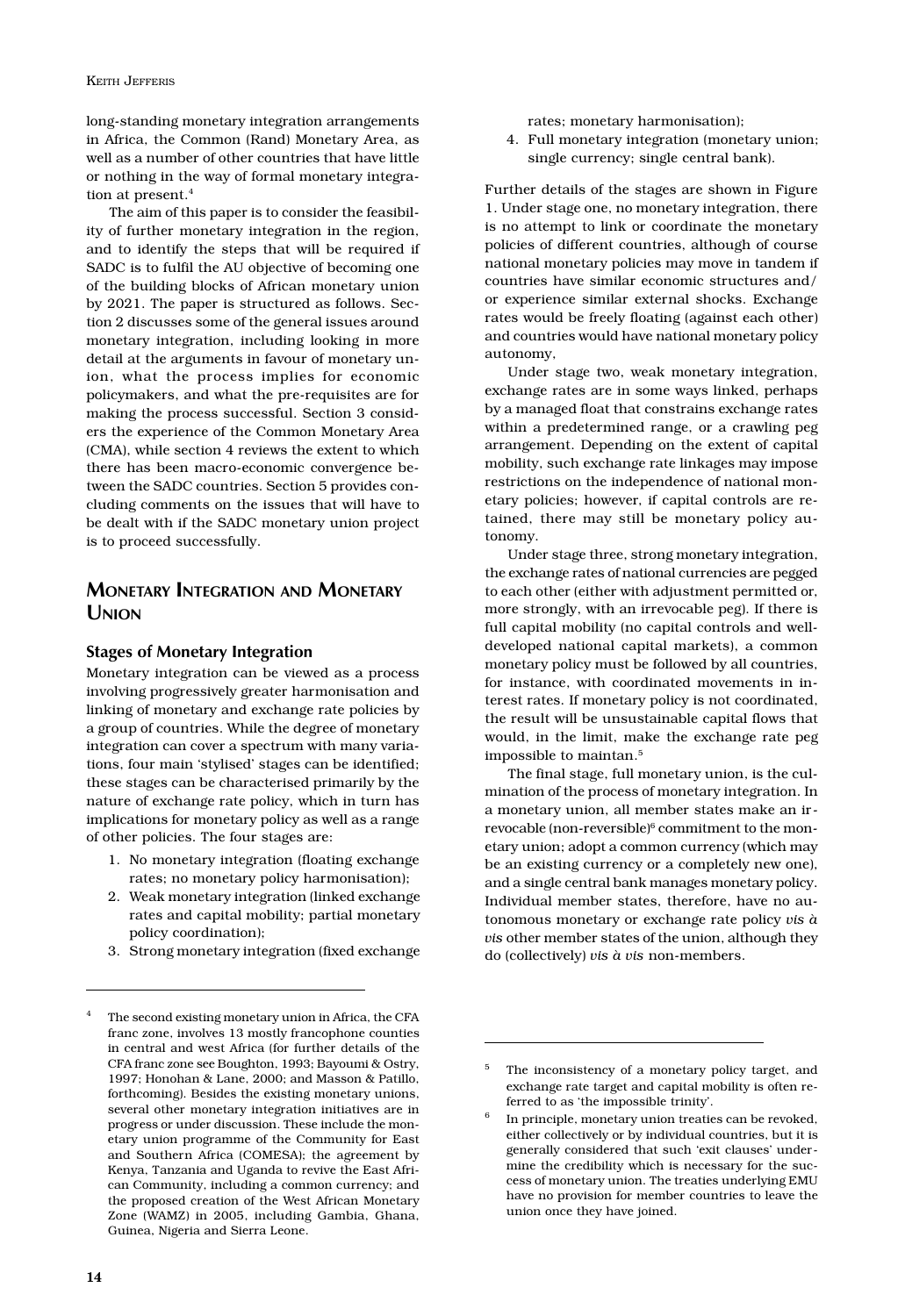long-standing monetary integration arrangements in Africa, the Common (Rand) Monetary Area, as well as a number of other countries that have little or nothing in the way of formal monetary integration at present.[4]

The aim of this paper is to consider the feasibility of further monetary integration in the region, and to identify the steps that will be required if SADC is to fulfil the AU objective of becoming one of the building blocks of African monetary union by 2021. The paper is structured as follows. Section 2 discusses some of the general issues around monetary integration, including looking in more detail at the arguments in favour of monetary union, what the process implies for economic policymakers, and what the pre-requisites are for making the process successful. Section 3 considers the experience of the Common Monetary Area (CMA), while section 4 reviews the extent to which there has been macro-economic convergence between the SADC countries. Section 5 provides concluding comments on the issues that will have to be dealt with if the SADC monetary union project is to proceed successfully.

## Monetary Integration and Monetary Union

### Stages of Monetary Integration

Monetary integration can be viewed as a process involving progressively greater harmonisation and linking of monetary and exchange rate policies by a group of countries. While the degree of monetary integration can cover a spectrum with many variations, four main 'stylised' stages can be identified; these stages can be characterised primarily by the nature of exchange rate policy, which in turn has implications for monetary policy as well as a range of other policies. The four stages are:

1. No monetary integration (floating exchange rates; no monetary policy harmonisation);
2. Weak monetary integration (linked exchange rates and capital mobility; partial monetary policy coordination);
3. Strong monetary integration (fixed exchange rates; monetary harmonisation);
4. Full monetary integration (monetary union; single currency; single central bank).

Further details of the stages are shown in Figure 1. Under stage one, no monetary integration, there is no attempt to link or coordinate the monetary policies of different countries, although of course national monetary policies may move in tandem if countries have similar economic structures and/or experience similar external shocks. Exchange rates would be freely floating (against each other) and countries would have national monetary policy autonomy,

Under stage two, weak monetary integration, exchange rates are in some ways linked, perhaps by a managed float that constrains exchange rates within a predetermined range, or a crawling peg arrangement. Depending on the extent of capital mobility, such exchange rate linkages may impose restrictions on the independence of national monetary policies; however, if capital controls are retained, there may still be monetary policy autonomy.

Under stage three, strong monetary integration, the exchange rates of national currencies are pegged to each other (either with adjustment permitted or, more strongly, with an irrevocable peg). If there is full capital mobility (no capital controls and well-developed national capital markets), a common monetary policy must be followed by all countries, for instance, with coordinated movements in interest rates. If monetary policy is not coordinated, the result will be unsustainable capital flows that would, in the limit, make the exchange rate peg impossible to maintan.[5]

The final stage, full monetary union, is the culmination of the process of monetary integration. In a monetary union, all member states make an irrevocable (non-reversible)[6] commitment to the monetary union; adopt a common currency (which may be an existing currency or a completely new one), and a single central bank manages monetary policy. Individual member states, therefore, have no autonomous monetary or exchange rate policy *vis à vis* other member states of the union, although they do (collectively) *vis à vis* non-members.

---

[4] The second existing monetary union in Africa, the CFA franc zone, involves 13 mostly francophone counties in central and west Africa (for further details of the CFA franc zone see Boughton, 1993; Bayoumi & Ostry, 1997; Honohan & Lane, 2000; and Masson & Patillo, forthcoming). Besides the existing monetary unions, several other monetary integration initiatives are in progress or under discussion. These include the monetary union programme of the Community for East and Southern Africa (COMESA); the agreement by Kenya, Tanzania and Uganda to revive the East African Community, including a common currency; and the proposed creation of the West African Monetary Zone (WAMZ) in 2005, including Gambia, Ghana, Guinea, Nigeria and Sierra Leone.

[5] The inconsistency of a monetary policy target, and exchange rate target and capital mobility is often referred to as 'the impossible trinity'.

[6] In principle, monetary union treaties can be revoked, either collectively or by individual countries, but it is generally considered that such 'exit clauses' undermine the credibility which is necessary for the success of monetary union. The treaties underlying EMU have no provision for member countries to leave the union once they have joined.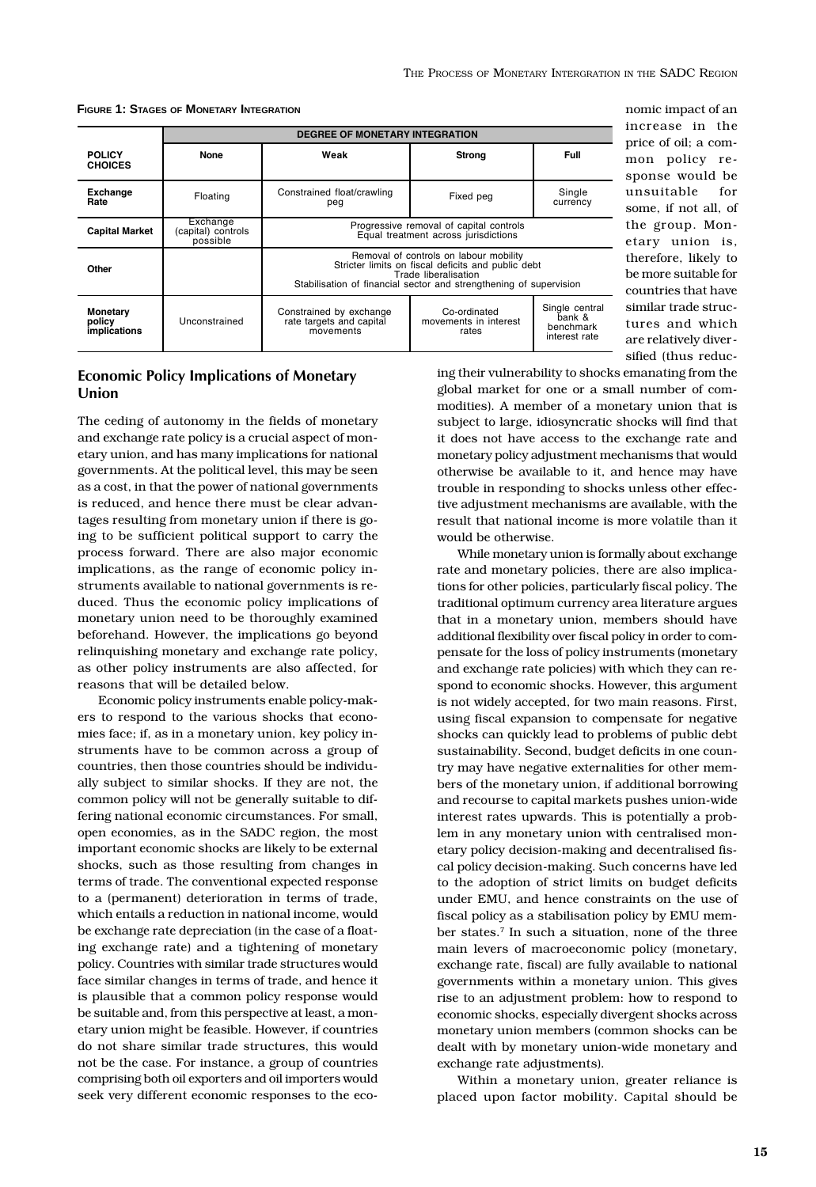**Figure 1: Stages of Monetary Integration**

| POLICY CHOICES | DEGREE OF MONETARY INTEGRATION | | | |
|---|---|---|---|---|
| | None | Weak | Strong | Full |
| Exchange Rate | Floating | Constrained float/crawling peg | Fixed peg | Single currency |
| Capital Market | Exchange (capital) controls possible | Progressive removal of capital controls<br>Equal treatment across jurisdictions | | |
| Other | | Removal of controls on labour mobility<br>Stricter limits on fiscal deficits and public debt<br>Trade liberalisation<br>Stabilisation of financial sector and strengthening of supervision | | |
| Monetary policy implications | Unconstrained | Constrained by exchange rate targets and capital movements | Co-ordinated movements in interest rates | Single central bank & benchmark interest rate |

## Economic Policy Implications of Monetary Union

The ceding of autonomy in the fields of monetary and exchange rate policy is a crucial aspect of monetary union, and has many implications for national governments. At the political level, this may be seen as a cost, in that the power of national governments is reduced, and hence there must be clear advantages resulting from monetary union if there is going to be sufficient political support to carry the process forward. There are also major economic implications, as the range of economic policy instruments available to national governments is reduced. Thus the economic policy implications of monetary union need to be thoroughly examined beforehand. However, the implications go beyond relinquishing monetary and exchange rate policy, as other policy instruments are also affected, for reasons that will be detailed below.

Economic policy instruments enable policy-makers to respond to the various shocks that economies face; if, as in a monetary union, key policy instruments have to be common across a group of countries, then those countries should be individually subject to similar shocks. If they are not, the common policy will not be generally suitable to differing national economic circumstances. For small, open economies, as in the SADC region, the most important economic shocks are likely to be external shocks, such as those resulting from changes in terms of trade. The conventional expected response to a (permanent) deterioration in terms of trade, which entails a reduction in national income, would be exchange rate depreciation (in the case of a floating exchange rate) and a tightening of monetary policy. Countries with similar trade structures would face similar changes in terms of trade, and hence it is plausible that a common policy response would be suitable and, from this perspective at least, a monetary union might be feasible. However, if countries do not share similar trade structures, this would not be the case. For instance, a group of countries comprising both oil exporters and oil importers would seek very different economic responses to the economic impact of an increase in the price of oil; a common policy response would be unsuitable for some, if not all, of the group. Monetary union is, therefore, likely to be more suitable for countries that have similar trade structures and which are relatively diversified (thus reducing their vulnerability to shocks emanating from the global market for one or a small number of commodities). A member of a monetary union that is subject to large, idiosyncratic shocks will find that it does not have access to the exchange rate and monetary policy adjustment mechanisms that would otherwise be available to it, and hence may have trouble in responding to shocks unless other effective adjustment mechanisms are available, with the result that national income is more volatile than it would be otherwise.

While monetary union is formally about exchange rate and monetary policies, there are also implications for other policies, particularly fiscal policy. The traditional optimum currency area literature argues that in a monetary union, members should have additional flexibility over fiscal policy in order to compensate for the loss of policy instruments (monetary and exchange rate policies) with which they can respond to economic shocks. However, this argument is not widely accepted, for two main reasons. First, using fiscal expansion to compensate for negative shocks can quickly lead to problems of public debt sustainability. Second, budget deficits in one country may have negative externalities for other members of the monetary union, if additional borrowing and recourse to capital markets pushes union-wide interest rates upwards. This is potentially a problem in any monetary union with centralised monetary policy decision-making and decentralised fiscal policy decision-making. Such concerns have led to the adoption of strict limits on budget deficits under EMU, and hence constraints on the use of fiscal policy as a stabilisation policy by EMU member states.[7] In such a situation, none of the three main levers of macroeconomic policy (monetary, exchange rate, fiscal) are fully available to national governments within a monetary union. This gives rise to an adjustment problem: how to respond to economic shocks, especially divergent shocks across monetary union members (common shocks can be dealt with by monetary union-wide monetary and exchange rate adjustments).

Within a monetary union, greater reliance is placed upon factor mobility. Capital should be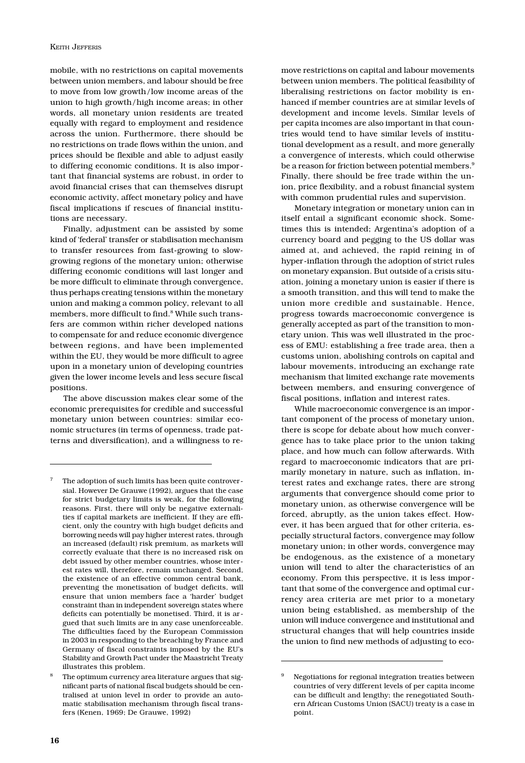mobile, with no restrictions on capital movements between union members, and labour should be free to move from low growth/low income areas of the union to high growth/high income areas; in other words, all monetary union residents are treated equally with regard to employment and residence across the union. Furthermore, there should be no restrictions on trade flows within the union, and prices should be flexible and able to adjust easily to differing economic conditions. It is also important that financial systems are robust, in order to avoid financial crises that can themselves disrupt economic activity, affect monetary policy and have fiscal implications if rescues of financial institutions are necessary.

Finally, adjustment can be assisted by some kind of 'federal' transfer or stabilisation mechanism to transfer resources from fast-growing to slow-growing regions of the monetary union; otherwise differing economic conditions will last longer and be more difficult to eliminate through convergence, thus perhaps creating tensions within the monetary union and making a common policy, relevant to all members, more difficult to find.[8] While such transfers are common within richer developed nations to compensate for and reduce economic divergence between regions, and have been implemented within the EU, they would be more difficult to agree upon in a monetary union of developing countries given the lower income levels and less secure fiscal positions.

The above discussion makes clear some of the economic prerequisites for credible and successful monetary union between countries: similar economic structures (in terms of openness, trade patterns and diversification), and a willingness to remove restrictions on capital and labour movements between union members. The political feasibility of liberalising restrictions on factor mobility is enhanced if member countries are at similar levels of development and income levels. Similar levels of per capita incomes are also important in that countries would tend to have similar levels of institutional development as a result, and more generally a convergence of interests, which could otherwise be a reason for friction between potential members.[9] Finally, there should be free trade within the union, price flexibility, and a robust financial system with common prudential rules and supervision.

Monetary integration or monetary union can in itself entail a significant economic shock. Sometimes this is intended; Argentina's adoption of a currency board and pegging to the US dollar was aimed at, and achieved, the rapid reining in of hyper-inflation through the adoption of strict rules on monetary expansion. But outside of a crisis situation, joining a monetary union is easier if there is a smooth transition, and this will tend to make the union more credible and sustainable. Hence, progress towards macroeconomic convergence is generally accepted as part of the transition to monetary union. This was well illustrated in the process of EMU: establishing a free trade area, then a customs union, abolishing controls on capital and labour movements, introducing an exchange rate mechanism that limited exchange rate movements between members, and ensuring convergence of fiscal positions, inflation and interest rates.

While macroeconomic convergence is an important component of the process of monetary union, there is scope for debate about how much convergence has to take place prior to the union taking place, and how much can follow afterwards. With regard to macroeconomic indicators that are primarily monetary in nature, such as inflation, interest rates and exchange rates, there are strong arguments that convergence should come prior to monetary union, as otherwise convergence will be forced, abruptly, as the union takes effect. However, it has been argued that for other criteria, especially structural factors, convergence may follow monetary union; in other words, convergence may be endogenous, as the existence of a monetary union will tend to alter the characteristics of an economy. From this perspective, it is less important that some of the convergence and optimal currency area criteria are met prior to a monetary union being established, as membership of the union will induce convergence and institutional and structural changes that will help countries inside the union to find new methods of adjusting to eco-

---

[7] The adoption of such limits has been quite controversial. However De Grauwe (1992), argues that the case for strict budgetary limits is weak, for the following reasons. First, there will only be negative externalities if capital markets are inefficient. If they are efficient, only the country with high budget deficits and borrowing needs will pay higher interest rates, through an increased (default) risk premium, as markets will correctly evaluate that there is no increased risk on debt issued by other member countries, whose interest rates will, therefore, remain unchanged. Second, the existence of an effective common central bank, preventing the monetisation of budget deficits, will ensure that union members face a 'harder' budget constraint than in independent sovereign states where deficits can potentially be monetised. Third, it is argued that such limits are in any case unenforceable. The difficulties faced by the European Commission in 2003 in responding to the breaching by France and Germany of fiscal constraints imposed by the EU's Stability and Growth Pact under the Maastricht Treaty illustrates this problem.

[8] The optimum currency area literature argues that significant parts of national fiscal budgets should be centralised at union level in order to provide an automatic stabilisation mechanism through fiscal transfers (Kenen, 1969; De Grauwe, 1992)

[9] Negotiations for regional integration treaties between countries of very different levels of per capita income can be difficult and lengthy; the renegotiated Southern African Customs Union (SACU) treaty is a case in point.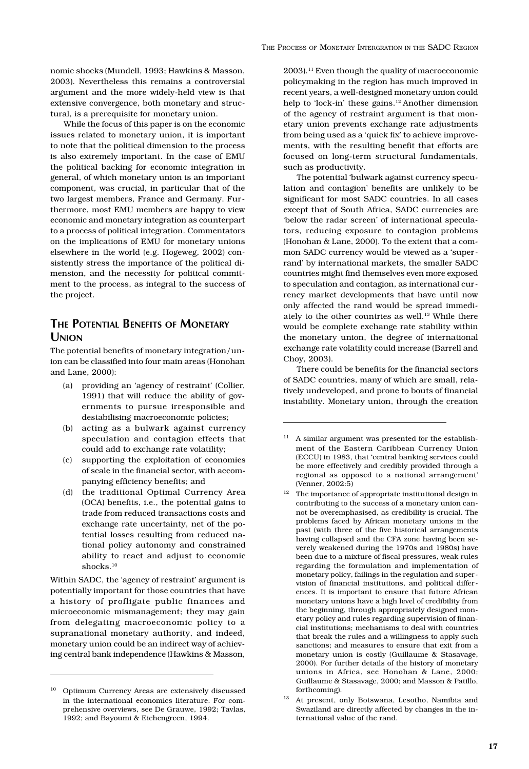nomic shocks (Mundell, 1993; Hawkins & Masson, 2003). Nevertheless this remains a controversial argument and the more widely-held view is that extensive convergence, both monetary and structural, is a prerequisite for monetary union.

While the focus of this paper is on the economic issues related to monetary union, it is important to note that the political dimension to the process is also extremely important. In the case of EMU the political backing for economic integration in general, of which monetary union is an important component, was crucial, in particular that of the two largest members, France and Germany. Furthermore, most EMU members are happy to view economic and monetary integration as counterpart to a process of political integration. Commentators on the implications of EMU for monetary unions elsewhere in the world (e.g. Hogeweg, 2002) consistently stress the importance of the political dimension, and the necessity for political commitment to the process, as integral to the success of the project.

## The Potential Benefits of Monetary Union

The potential benefits of monetary integration/union can be classified into four main areas (Honohan and Lane, 2000):

(a) providing an 'agency of restraint' (Collier, 1991) that will reduce the ability of governments to pursue irresponsible and destabilising macroeconomic policies;

(b) acting as a bulwark against currency speculation and contagion effects that could add to exchange rate volatility;

(c) supporting the exploitation of economies of scale in the financial sector, with accompanying efficiency benefits; and

(d) the traditional Optimal Currency Area (OCA) benefits, i.e., the potential gains to trade from reduced transactions costs and exchange rate uncertainty, net of the potential losses resulting from reduced national policy autonomy and constrained ability to react and adjust to economic shocks.[10]

Within SADC, the 'agency of restraint' argument is potentially important for those countries that have a history of profligate public finances and microeconomic mismanagement; they may gain from delegating macroeconomic policy to a supranational monetary authority, and indeed, monetary union could be an indirect way of achieving central bank independence (Hawkins & Masson, 2003).[11] Even though the quality of macroeconomic policymaking in the region has much improved in recent years, a well-designed monetary union could help to 'lock-in' these gains.[12] Another dimension of the agency of restraint argument is that monetary union prevents exchange rate adjustments from being used as a 'quick fix' to achieve improvements, with the resulting benefit that efforts are focused on long-term structural fundamentals, such as productivity.

The potential 'bulwark against currency speculation and contagion' benefits are unlikely to be significant for most SADC countries. In all cases except that of South Africa, SADC currencies are 'below the radar screen' of international speculators, reducing exposure to contagion problems (Honohan & Lane, 2000). To the extent that a common SADC currency would be viewed as a 'super-rand' by international markets, the smaller SADC countries might find themselves even more exposed to speculation and contagion, as international currency market developments that have until now only affected the rand would be spread immediately to the other countries as well.[13] While there would be complete exchange rate stability within the monetary union, the degree of international exchange rate volatility could increase (Barrell and Choy, 2003).

There could be benefits for the financial sectors of SADC countries, many of which are small, relatively undeveloped, and prone to bouts of financial instability. Monetary union, through the creation

---

[10] Optimum Currency Areas are extensively discussed in the international economics literature. For comprehensive overviews, see De Grauwe, 1992; Tavlas, 1992; and Bayoumi & Eichengreen, 1994.

[11] A similar argument was presented for the establishment of the Eastern Caribbean Currency Union (ECCU) in 1983, that 'central banking services could be more effectively and credibly provided through a regional as opposed to a national arrangement' (Venner, 2002:5)

[12] The importance of appropriate institutional design in contributing to the success of a monetary union cannot be overemphasised, as credibility is crucial. The problems faced by African monetary unions in the past (with three of the five historical arrangements having collapsed and the CFA zone having been severely weakened during the 1970s and 1980s) have been due to a mixture of fiscal pressures, weak rules regarding the formulation and implementation of monetary policy, failings in the regulation and supervision of financial institutions, and political differences. It is important to ensure that future African monetary unions have a high level of credibility from the beginning, through appropriately designed monetary policy and rules regarding supervision of financial institutions; mechanisms to deal with countries that break the rules and a willingness to apply such sanctions; and measures to ensure that exit from a monetary union is costly (Guillaume & Stasavage, 2000). For further details of the history of monetary unions in Africa, see Honohan & Lane, 2000; Guillaume & Stasavage, 2000; and Masson & Patillo, forthcoming).

[13] At present, only Botswana, Lesotho, Namibia and Swaziland are directly affected by changes in the international value of the rand.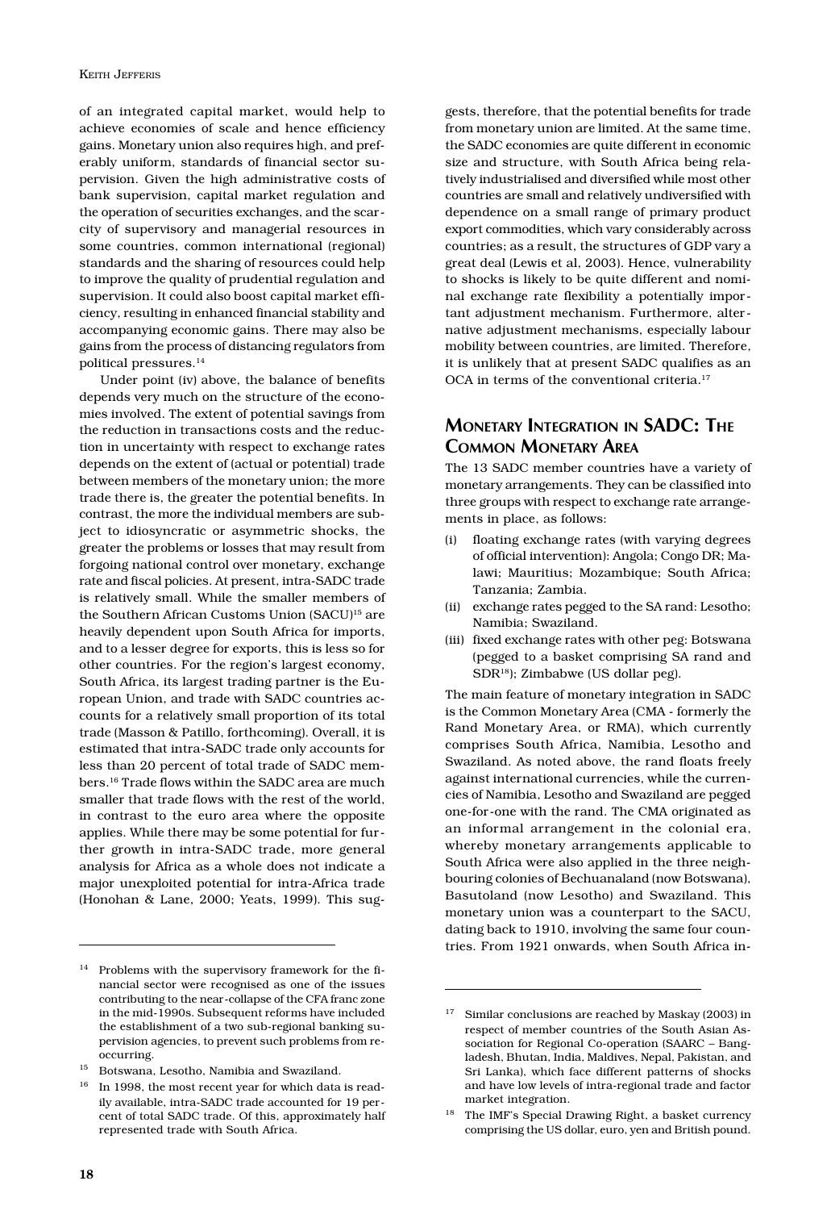of an integrated capital market, would help to achieve economies of scale and hence efficiency gains. Monetary union also requires high, and preferably uniform, standards of financial sector supervision. Given the high administrative costs of bank supervision, capital market regulation and the operation of securities exchanges, and the scarcity of supervisory and managerial resources in some countries, common international (regional) standards and the sharing of resources could help to improve the quality of prudential regulation and supervision. It could also boost capital market efficiency, resulting in enhanced financial stability and accompanying economic gains. There may also be gains from the process of distancing regulators from political pressures.[14]

Under point (iv) above, the balance of benefits depends very much on the structure of the economies involved. The extent of potential savings from the reduction in transactions costs and the reduction in uncertainty with respect to exchange rates depends on the extent of (actual or potential) trade between members of the monetary union; the more trade there is, the greater the potential benefits. In contrast, the more the individual members are subject to idiosyncratic or asymmetric shocks, the greater the problems or losses that may result from forgoing national control over monetary, exchange rate and fiscal policies. At present, intra-SADC trade is relatively small. While the smaller members of the Southern African Customs Union (SACU)[15] are heavily dependent upon South Africa for imports, and to a lesser degree for exports, this is less so for other countries. For the region's largest economy, South Africa, its largest trading partner is the European Union, and trade with SADC countries accounts for a relatively small proportion of its total trade (Masson & Patillo, forthcoming). Overall, it is estimated that intra-SADC trade only accounts for less than 20 percent of total trade of SADC members.[16] Trade flows within the SADC area are much smaller that trade flows with the rest of the world, in contrast to the euro area where the opposite applies. While there may be some potential for further growth in intra-SADC trade, more general analysis for Africa as a whole does not indicate a major unexploited potential for intra-Africa trade (Honohan & Lane, 2000; Yeats, 1999). This suggests, therefore, that the potential benefits for trade from monetary union are limited. At the same time, the SADC economies are quite different in economic size and structure, with South Africa being relatively industrialised and diversified while most other countries are small and relatively undiversified with dependence on a small range of primary product export commodities, which vary considerably across countries; as a result, the structures of GDP vary a great deal (Lewis et al, 2003). Hence, vulnerability to shocks is likely to be quite different and nominal exchange rate flexibility a potentially important adjustment mechanism. Furthermore, alternative adjustment mechanisms, especially labour mobility between countries, are limited. Therefore, it is unlikely that at present SADC qualifies as an OCA in terms of the conventional criteria.[17]

## Monetary Integration in SADC: The Common Monetary Area

The 13 SADC member countries have a variety of monetary arrangements. They can be classified into three groups with respect to exchange rate arrangements in place, as follows:

(i) floating exchange rates (with varying degrees of official intervention): Angola; Congo DR; Malawi; Mauritius; Mozambique; South Africa; Tanzania; Zambia.

(ii) exchange rates pegged to the SA rand: Lesotho; Namibia; Swaziland.

(iii) fixed exchange rates with other peg: Botswana (pegged to a basket comprising SA rand and SDR[18]); Zimbabwe (US dollar peg).

The main feature of monetary integration in SADC is the Common Monetary Area (CMA - formerly the Rand Monetary Area, or RMA), which currently comprises South Africa, Namibia, Lesotho and Swaziland. As noted above, the rand floats freely against international currencies, while the currencies of Namibia, Lesotho and Swaziland are pegged one-for-one with the rand. The CMA originated as an informal arrangement in the colonial era, whereby monetary arrangements applicable to South Africa were also applied in the three neighbouring colonies of Bechuanaland (now Botswana), Basutoland (now Lesotho) and Swaziland. This monetary union was a counterpart to the SACU, dating back to 1910, involving the same four countries. From 1921 onwards, when South Africa in-

---

[14] Problems with the supervisory framework for the financial sector were recognised as one of the issues contributing to the near-collapse of the CFA franc zone in the mid-1990s. Subsequent reforms have included the establishment of a two sub-regional banking supervision agencies, to prevent such problems from reoccurring.

[15] Botswana, Lesotho, Namibia and Swaziland.

[16] In 1998, the most recent year for which data is readily available, intra-SADC trade accounted for 19 percent of total SADC trade. Of this, approximately half represented trade with South Africa.

[17] Similar conclusions are reached by Maskay (2003) in respect of member countries of the South Asian Association for Regional Co-operation (SAARC – Bangladesh, Bhutan, India, Maldives, Nepal, Pakistan, and Sri Lanka), which face different patterns of shocks and have low levels of intra-regional trade and factor market integration.

[18] The IMF's Special Drawing Right, a basket currency comprising the US dollar, euro, yen and British pound.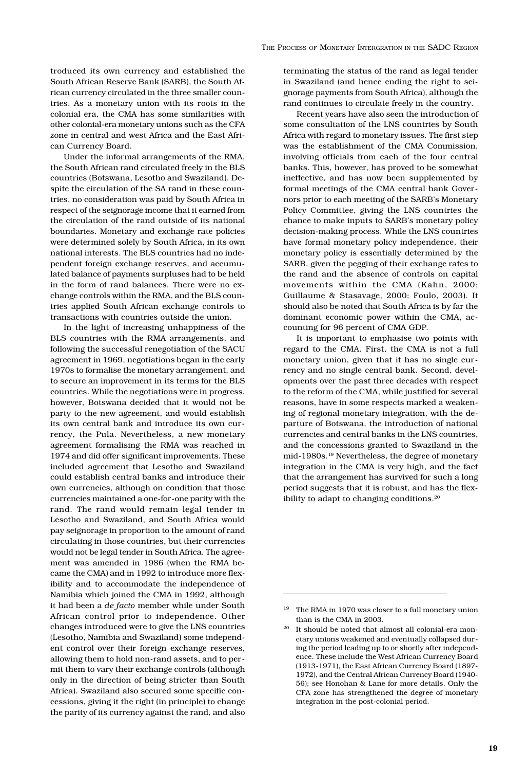troduced its own currency and established the South African Reserve Bank (SARB), the South African currency circulated in the three smaller countries. As a monetary union with its roots in the colonial era, the CMA has some similarities with other colonial-era monetary unions such as the CFA zone in central and west Africa and the East African Currency Board.

Under the informal arrangements of the RMA, the South African rand circulated freely in the BLS countries (Botswana, Lesotho and Swaziland). Despite the circulation of the SA rand in these countries, no consideration was paid by South Africa in respect of the seignorage income that it earned from the circulation of the rand outside of its national boundaries. Monetary and exchange rate policies were determined solely by South Africa, in its own national interests. The BLS countries had no independent foreign exchange reserves, and accumulated balance of payments surpluses had to be held in the form of rand balances. There were no exchange controls within the RMA, and the BLS countries applied South African exchange controls to transactions with countries outside the union.

In the light of increasing unhappiness of the BLS countries with the RMA arrangements, and following the successful renegotiation of the SACU agreement in 1969, negotiations began in the early 1970s to formalise the monetary arrangement, and to secure an improvement in its terms for the BLS countries. While the negotiations were in progress, however, Botswana decided that it would not be party to the new agreement, and would establish its own central bank and introduce its own currency, the Pula. Nevertheless, a new monetary agreement formalising the RMA was reached in 1974 and did offer significant improvements. These included agreement that Lesotho and Swaziland could establish central banks and introduce their own currencies, although on condition that those currencies maintained a one-for-one parity with the rand. The rand would remain legal tender in Lesotho and Swaziland, and South Africa would pay seignorage in proportion to the amount of rand circulating in those countries, but their currencies would not be legal tender in South Africa. The agreement was amended in 1986 (when the RMA became the CMA) and in 1992 to introduce more flexibility and to accommodate the independence of Namibia which joined the CMA in 1992, although it had been a *de facto* member while under South African control prior to independence. Other changes introduced were to give the LNS countries (Lesotho, Namibia and Swaziland) some independent control over their foreign exchange reserves, allowing them to hold non-rand assets, and to permit them to vary their exchange controls (although only in the direction of being stricter than South Africa). Swaziland also secured some specific concessions, giving it the right (in principle) to change the parity of its currency against the rand, and also terminating the status of the rand as legal tender in Swaziland (and hence ending the right to seignorage payments from South Africa), although the rand continues to circulate freely in the country.

Recent years have also seen the introduction of some consultation of the LNS countries by South Africa with regard to monetary issues. The first step was the establishment of the CMA Commission, involving officials from each of the four central banks. This, however, has proved to be somewhat ineffective, and has now been supplemented by formal meetings of the CMA central bank Governors prior to each meeting of the SARB's Monetary Policy Committee, giving the LNS countries the chance to make inputs to SARB's monetary policy decision-making process. While the LNS countries have formal monetary policy independence, their monetary policy is essentially determined by the SARB, given the pegging of their exchange rates to the rand and the absence of controls on capital movements within the CMA (Kahn, 2000; Guillaume & Stasavage, 2000; Foulo, 2003). It should also be noted that South Africa is by far the dominant economic power within the CMA, accounting for 96 percent of CMA GDP.

It is important to emphasise two points with regard to the CMA. First, the CMA is not a full monetary union, given that it has no single currency and no single central bank. Second, developments over the past three decades with respect to the reform of the CMA, while justified for several reasons, have in some respects marked a weakening of regional monetary integration, with the departure of Botswana, the introduction of national currencies and central banks in the LNS countries, and the concessions granted to Swaziland in the mid-1980s.[19] Nevertheless, the degree of monetary integration in the CMA is very high, and the fact that the arrangement has survived for such a long period suggests that it is robust, and has the flexibility to adapt to changing conditions.[20]

---

[19] The RMA in 1970 was closer to a full monetary union than is the CMA in 2003.

[20] It should be noted that almost all colonial-era monetary unions weakened and eventually collapsed during the period leading up to or shortly after independence. These include the West African Currency Board (1913-1971), the East African Currency Board (1897-1972), and the Central African Currency Board (1940-56); see Honohan & Lane for more details. Only the CFA zone has strengthened the degree of monetary integration in the post-colonial period.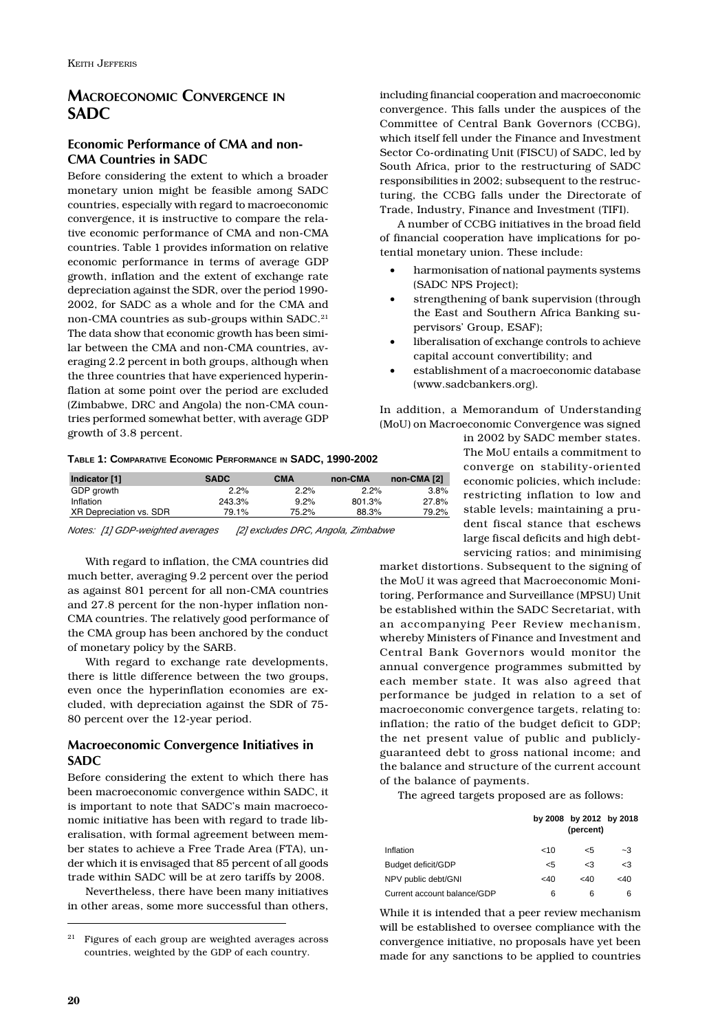# Macroeconomic Convergence in SADC

## Economic Performance of CMA and non-CMA Countries in SADC

Before considering the extent to which a broader monetary union might be feasible among SADC countries, especially with regard to macroeconomic convergence, it is instructive to compare the relative economic performance of CMA and non-CMA countries. Table 1 provides information on relative economic performance in terms of average GDP growth, inflation and the extent of exchange rate depreciation against the SDR, over the period 1990-2002, for SADC as a whole and for the CMA and non-CMA countries as sub-groups within SADC.[21] The data show that economic growth has been similar between the CMA and non-CMA countries, averaging 2.2 percent in both groups, although when the three countries that have experienced hyperinflation at some point over the period are excluded (Zimbabwe, DRC and Angola) the non-CMA countries performed somewhat better, with average GDP growth of 3.8 percent.

**Table 1: Comparative Economic Performance in SADC, 1990-2002**

| Indicator [1] | SADC | CMA | non-CMA | non-CMA [2] |
|---|---|---|---|---|
| GDP growth | 2.2% | 2.2% | 2.2% | 3.8% |
| Inflation | 243.3% | 9.2% | 801.3% | 27.8% |
| XR Depreciation vs. SDR | 79.1% | 75.2% | 88.3% | 79.2% |

*Notes: [1] GDP-weighted averages [2] excludes DRC, Angola, Zimbabwe*

With regard to inflation, the CMA countries did much better, averaging 9.2 percent over the period as against 801 percent for all non-CMA countries and 27.8 percent for the non-hyper inflation non-CMA countries. The relatively good performance of the CMA group has been anchored by the conduct of monetary policy by the SARB.

With regard to exchange rate developments, there is little difference between the two groups, even once the hyperinflation economies are excluded, with depreciation against the SDR of 75-80 percent over the 12-year period.

## Macroeconomic Convergence Initiatives in SADC

Before considering the extent to which there has been macroeconomic convergence within SADC, it is important to note that SADC's main macroeconomic initiative has been with regard to trade liberalisation, with formal agreement between member states to achieve a Free Trade Area (FTA), under which it is envisaged that 85 percent of all goods trade within SADC will be at zero tariffs by 2008.

Nevertheless, there have been many initiatives in other areas, some more successful than others, including financial cooperation and macroeconomic convergence. This falls under the auspices of the Committee of Central Bank Governors (CCBG), which itself fell under the Finance and Investment Sector Co-ordinating Unit (FISCU) of SADC, led by South Africa, prior to the restructuring of SADC responsibilities in 2002; subsequent to the restructuring, the CCBG falls under the Directorate of Trade, Industry, Finance and Investment (TIFI).

A number of CCBG initiatives in the broad field of financial cooperation have implications for potential monetary union. These include:

- harmonisation of national payments systems (SADC NPS Project);
- strengthening of bank supervision (through the East and Southern Africa Banking supervisors' Group, ESAF);
- liberalisation of exchange controls to achieve capital account convertibility; and
- establishment of a macroeconomic database (www.sadcbankers.org).

In addition, a Memorandum of Understanding (MoU) on Macroeconomic Convergence was signed in 2002 by SADC member states. The MoU entails a commitment to converge on stability-oriented economic policies, which include: restricting inflation to low and stable levels; maintaining a prudent fiscal stance that eschews large fiscal deficits and high debt-servicing ratios; and minimising market distortions. Subsequent to the signing of the MoU it was agreed that Macroeconomic Monitoring, Performance and Surveillance (MPSU) Unit be established within the SADC Secretariat, with an accompanying Peer Review mechanism, whereby Ministers of Finance and Investment and Central Bank Governors would monitor the annual convergence programmes submitted by each member state. It was also agreed that performance be judged in relation to a set of macroeconomic convergence targets, relating to: inflation; the ratio of the budget deficit to GDP; the net present value of public and publicly-guaranteed debt to gross national income; and the balance and structure of the current account of the balance of payments.

The agreed targets proposed are as follows:

| | by 2008 | by 2012 (percent) | by 2018 |
|---|---|---|---|
| Inflation | <10 | <5 | ~3 |
| Budget deficit/GDP | <5 | <3 | <3 |
| NPV public debt/GNI | <40 | <40 | <40 |
| Current account balance/GDP | 6 | 6 | 6 |

While it is intended that a peer review mechanism will be established to oversee compliance with the convergence initiative, no proposals have yet been made for any sanctions to be applied to countries

---

[21] Figures of each group are weighted averages across countries, weighted by the GDP of each country.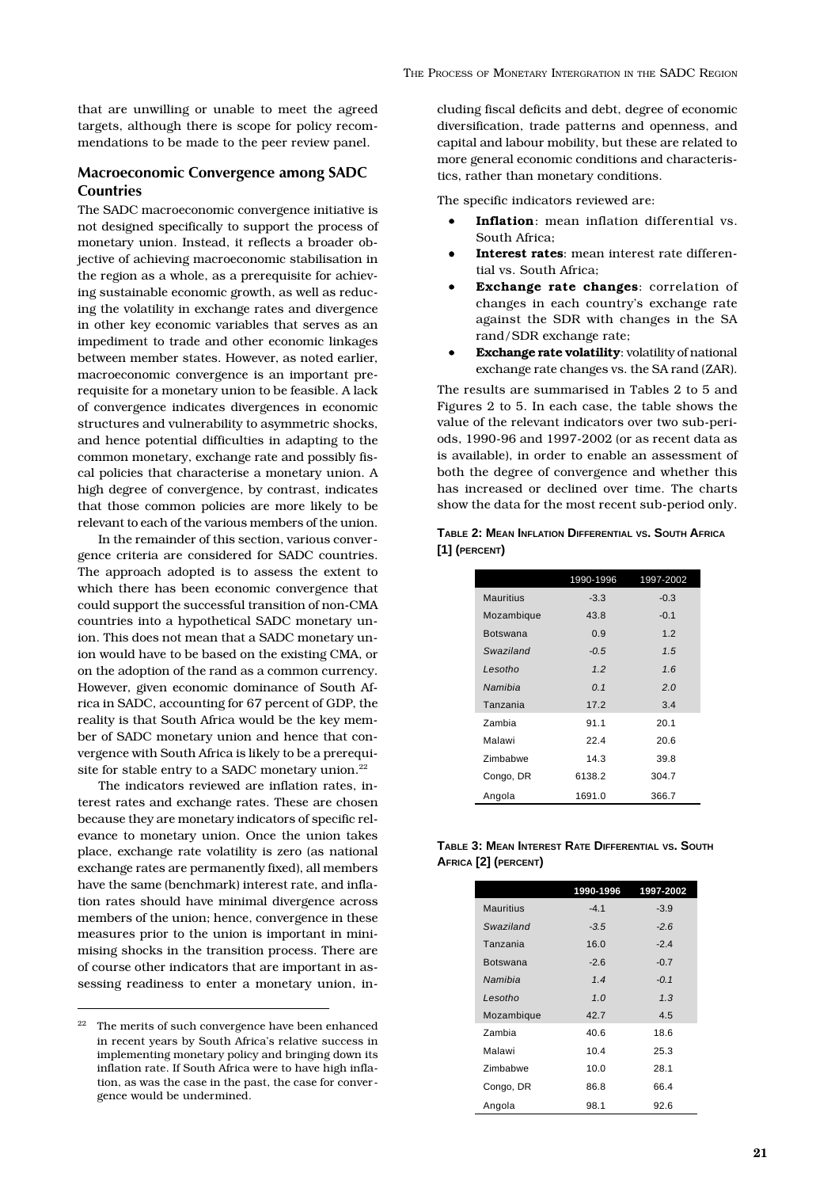that are unwilling or unable to meet the agreed targets, although there is scope for policy recommendations to be made to the peer review panel.

## Macroeconomic Convergence among SADC Countries

The SADC macroeconomic convergence initiative is not designed specifically to support the process of monetary union. Instead, it reflects a broader objective of achieving macroeconomic stabilisation in the region as a whole, as a prerequisite for achieving sustainable economic growth, as well as reducing the volatility in exchange rates and divergence in other key economic variables that serves as an impediment to trade and other economic linkages between member states. However, as noted earlier, macroeconomic convergence is an important prerequisite for a monetary union to be feasible. A lack of convergence indicates divergences in economic structures and vulnerability to asymmetric shocks, and hence potential difficulties in adapting to the common monetary, exchange rate and possibly fiscal policies that characterise a monetary union. A high degree of convergence, by contrast, indicates that those common policies are more likely to be relevant to each of the various members of the union.

In the remainder of this section, various convergence criteria are considered for SADC countries. The approach adopted is to assess the extent to which there has been economic convergence that could support the successful transition of non-CMA countries into a hypothetical SADC monetary union. This does not mean that a SADC monetary union would have to be based on the existing CMA, or on the adoption of the rand as a common currency. However, given economic dominance of South Africa in SADC, accounting for 67 percent of GDP, the reality is that South Africa would be the key member of SADC monetary union and hence that convergence with South Africa is likely to be a prerequisite for stable entry to a SADC monetary union.[22]

The indicators reviewed are inflation rates, interest rates and exchange rates. These are chosen because they are monetary indicators of specific relevance to monetary union. Once the union takes place, exchange rate volatility is zero (as national exchange rates are permanently fixed), all members have the same (benchmark) interest rate, and inflation rates should have minimal divergence across members of the union; hence, convergence in these measures prior to the union is important in minimising shocks in the transition process. There are of course other indicators that are important in assessing readiness to enter a monetary union, including fiscal deficits and debt, degree of economic diversification, trade patterns and openness, and capital and labour mobility, but these are related to more general economic conditions and characteristics, rather than monetary conditions.

The specific indicators reviewed are:

- **Inflation**: mean inflation differential vs. South Africa;
- **Interest rates**: mean interest rate differential vs. South Africa;
- **Exchange rate changes**: correlation of changes in each country's exchange rate against the SDR with changes in the SA rand/SDR exchange rate;
- **Exchange rate volatility**: volatility of national exchange rate changes vs. the SA rand (ZAR).

The results are summarised in Tables 2 to 5 and Figures 2 to 5. In each case, the table shows the value of the relevant indicators over two sub-periods, 1990-96 and 1997-2002 (or as recent data as is available), in order to enable an assessment of both the degree of convergence and whether this has increased or declined over time. The charts show the data for the most recent sub-period only.

**Table 2: Mean Inflation Differential vs. South Africa [1] (percent)**

| | 1990-1996 | 1997-2002 |
|---|---|---|
| Mauritius | -3.3 | -0.3 |
| Mozambique | 43.8 | -0.1 |
| Botswana | 0.9 | 1.2 |
| *Swaziland* | *-0.5* | *1.5* |
| *Lesotho* | *1.2* | *1.6* |
| *Namibia* | *0.1* | *2.0* |
| Tanzania | 17.2 | 3.4 |
| Zambia | 91.1 | 20.1 |
| Malawi | 22.4 | 20.6 |
| Zimbabwe | 14.3 | 39.8 |
| Congo, DR | 6138.2 | 304.7 |
| Angola | 1691.0 | 366.7 |

**Table 3: Mean Interest Rate Differential vs. South Africa [2] (percent)**

| | 1990-1996 | 1997-2002 |
|---|---|---|
| Mauritius | -4.1 | -3.9 |
| *Swaziland* | *-3.5* | *-2.6* |
| Tanzania | 16.0 | -2.4 |
| Botswana | -2.6 | -0.7 |
| *Namibia* | *1.4* | *-0.1* |
| *Lesotho* | *1.0* | *1.3* |
| Mozambique | 42.7 | 4.5 |
| Zambia | 40.6 | 18.6 |
| Malawi | 10.4 | 25.3 |
| Zimbabwe | 10.0 | 28.1 |
| Congo, DR | 86.8 | 66.4 |
| Angola | 98.1 | 92.6 |

---

[22] The merits of such convergence have been enhanced in recent years by South Africa's relative success in implementing monetary policy and bringing down its inflation rate. If South Africa were to have high inflation, as was the case in the past, the case for convergence would be undermined.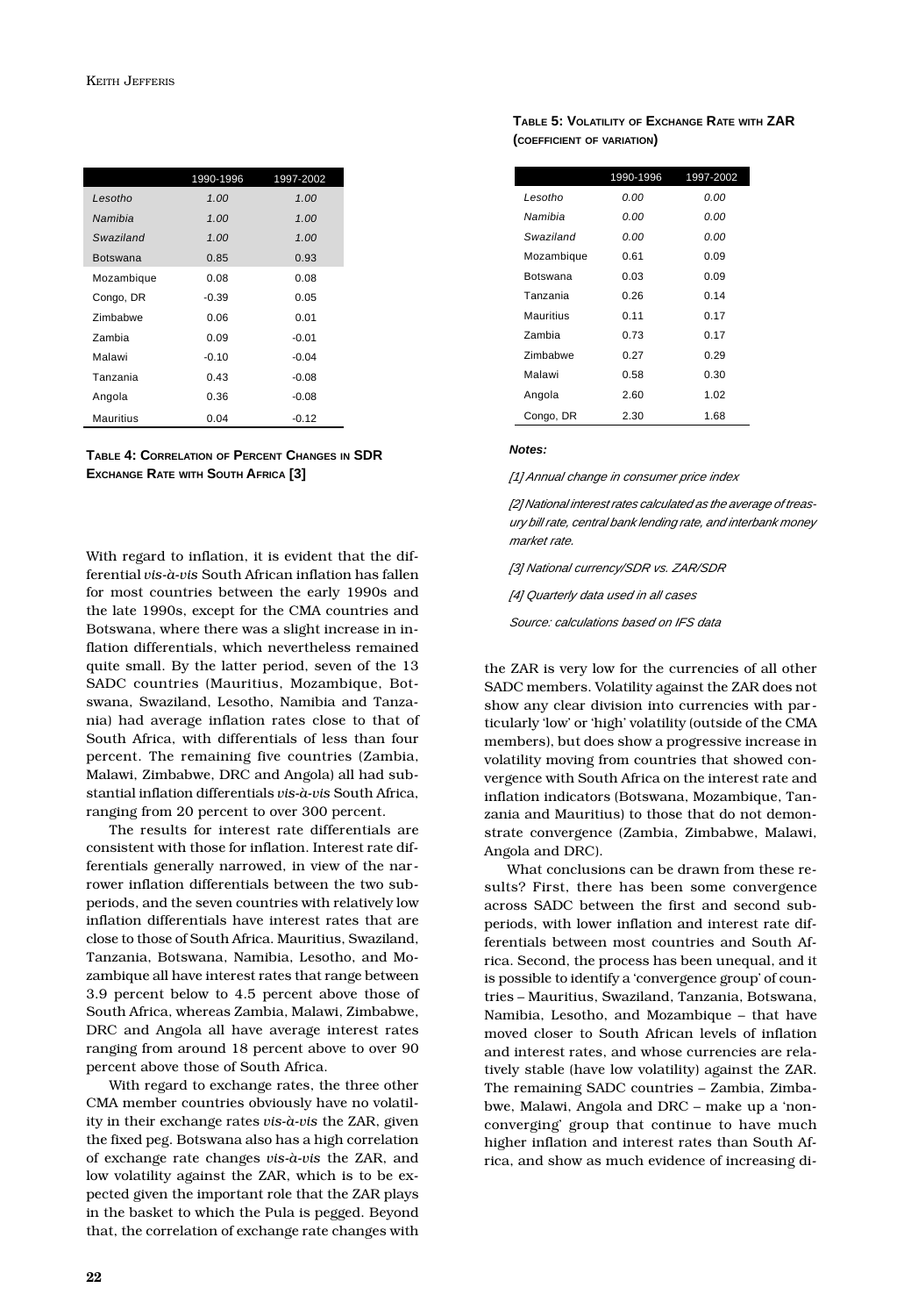| | 1990-1996 | 1997-2002 |
|---|---|---|
| *Lesotho* | *1.00* | *1.00* |
| *Namibia* | *1.00* | *1.00* |
| *Swaziland* | *1.00* | *1.00* |
| Botswana | 0.85 | 0.93 |
| Mozambique | 0.08 | 0.08 |
| Congo, DR | -0.39 | 0.05 |
| Zimbabwe | 0.06 | 0.01 |
| Zambia | 0.09 | -0.01 |
| Malawi | -0.10 | -0.04 |
| Tanzania | 0.43 | -0.08 |
| Angola | 0.36 | -0.08 |
| Mauritius | 0.04 | -0.12 |

**TABLE 4: CORRELATION OF PERCENT CHANGES IN SDR EXCHANGE RATE WITH SOUTH AFRICA [3]**

With regard to inflation, it is evident that the differential *vis-à-vis* South African inflation has fallen for most countries between the early 1990s and the late 1990s, except for the CMA countries and Botswana, where there was a slight increase in inflation differentials, which nevertheless remained quite small. By the latter period, seven of the 13 SADC countries (Mauritius, Mozambique, Botswana, Swaziland, Lesotho, Namibia and Tanzania) had average inflation rates close to that of South Africa, with differentials of less than four percent. The remaining five countries (Zambia, Malawi, Zimbabwe, DRC and Angola) all had substantial inflation differentials *vis-à-vis* South Africa, ranging from 20 percent to over 300 percent.

The results for interest rate differentials are consistent with those for inflation. Interest rate differentials generally narrowed, in view of the narrower inflation differentials between the two subperiods, and the seven countries with relatively low inflation differentials have interest rates that are close to those of South Africa. Mauritius, Swaziland, Tanzania, Botswana, Namibia, Lesotho, and Mozambique all have interest rates that range between 3.9 percent below to 4.5 percent above those of South Africa, whereas Zambia, Malawi, Zimbabwe, DRC and Angola all have average interest rates ranging from around 18 percent above to over 90 percent above those of South Africa.

With regard to exchange rates, the three other CMA member countries obviously have no volatility in their exchange rates *vis-à-vis* the ZAR, given the fixed peg. Botswana also has a high correlation of exchange rate changes *vis-à-vis* the ZAR, and low volatility against the ZAR, which is to be expected given the important role that the ZAR plays in the basket to which the Pula is pegged. Beyond that, the correlation of exchange rate changes with

**TABLE 5: VOLATILITY OF EXCHANGE RATE WITH ZAR (COEFFICIENT OF VARIATION)**

| | 1990-1996 | 1997-2002 |
|---|---|---|
| *Lesotho* | *0.00* | *0.00* |
| *Namibia* | *0.00* | *0.00* |
| *Swaziland* | *0.00* | *0.00* |
| Mozambique | 0.61 | 0.09 |
| Botswana | 0.03 | 0.09 |
| Tanzania | 0.26 | 0.14 |
| Mauritius | 0.11 | 0.17 |
| Zambia | 0.73 | 0.17 |
| Zimbabwe | 0.27 | 0.29 |
| Malawi | 0.58 | 0.30 |
| Angola | 2.60 | 1.02 |
| Congo, DR | 2.30 | 1.68 |

***Notes:***

*[1] Annual change in consumer price index*

*[2] National interest rates calculated as the average of treasury bill rate, central bank lending rate, and interbank money market rate.*

*[3] National currency/SDR vs. ZAR/SDR*

*[4] Quarterly data used in all cases*

*Source: calculations based on IFS data*

the ZAR is very low for the currencies of all other SADC members. Volatility against the ZAR does not show any clear division into currencies with particularly 'low' or 'high' volatility (outside of the CMA members), but does show a progressive increase in volatility moving from countries that showed convergence with South Africa on the interest rate and inflation indicators (Botswana, Mozambique, Tanzania and Mauritius) to those that do not demonstrate convergence (Zambia, Zimbabwe, Malawi, Angola and DRC).

What conclusions can be drawn from these results? First, there has been some convergence across SADC between the first and second subperiods, with lower inflation and interest rate differentials between most countries and South Africa. Second, the process has been unequal, and it is possible to identify a 'convergence group' of countries – Mauritius, Swaziland, Tanzania, Botswana, Namibia, Lesotho, and Mozambique – that have moved closer to South African levels of inflation and interest rates, and whose currencies are relatively stable (have low volatility) against the ZAR. The remaining SADC countries – Zambia, Zimbabwe, Malawi, Angola and DRC – make up a 'non-converging' group that continue to have much higher inflation and interest rates than South Africa, and show as much evidence of increasing di-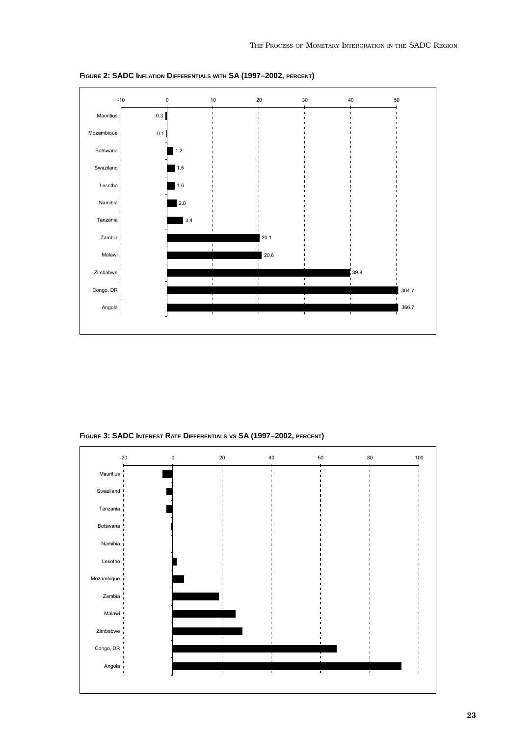**Figure 2: SADC Inflation Differentials with SA (1997–2002, percent)**

| Country | Inflation differential (percent) |
|---|---|
| Mauritius | -0.3 |
| Mozambique | -0.1 |
| Botswana | 1.2 |
| Swaziland | 1.5 |
| Lesotho | 1.6 |
| Namibia | 2.0 |
| Tanzania | 3.4 |
| Zambia | 20.1 |
| Malawi | 20.6 |
| Zimbabwe | 39.8 |
| Congo, DR | 304.7 |
| Angola | 366.7 |

**Figure 3: SADC Interest Rate Differentials vs SA (1997–2002, percent)**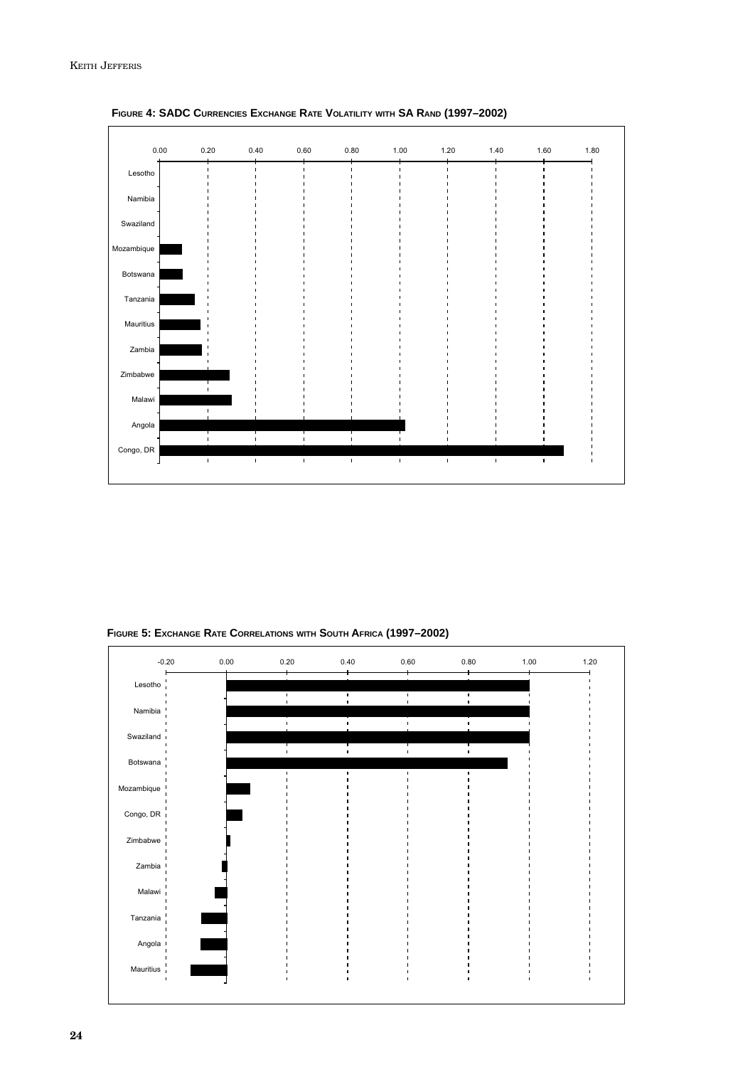**Figure 4: SADC Currencies Exchange Rate Volatility with SA Rand (1997–2002)**

| Country | Volatility (approx.) |
|---|---|
| Lesotho | 0.00 |
| Namibia | 0.00 |
| Swaziland | 0.00 |
| Mozambique | 0.09 |
| Botswana | 0.09 |
| Tanzania | 0.14 |
| Mauritius | 0.17 |
| Zambia | 0.17 |
| Zimbabwe | 0.29 |
| Malawi | 0.30 |
| Angola | 1.02 |
| Congo, DR | 1.68 |

**Figure 5: Exchange Rate Correlations with South Africa (1997–2002)**

| Country | Correlation (approx.) |
|---|---|
| Lesotho | 1.00 |
| Namibia | 1.00 |
| Swaziland | 1.00 |
| Botswana | 0.93 |
| Mozambique | 0.08 |
| Congo, DR | 0.05 |
| Zimbabwe | 0.01 |
| Zambia | -0.02 |
| Malawi | -0.04 |
| Tanzania | -0.08 |
| Angola | -0.09 |
| Mauritius | -0.12 |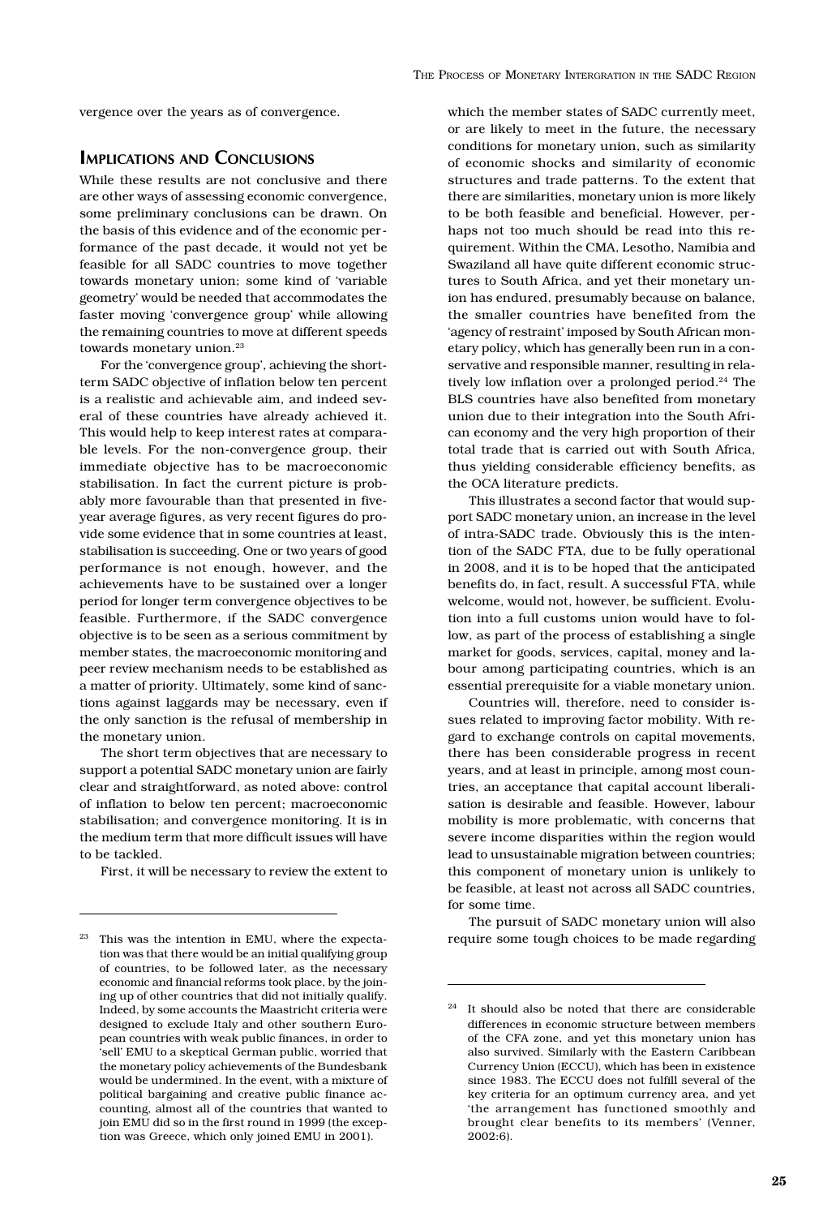vergence over the years as of convergence.

## Implications and Conclusions

While these results are not conclusive and there are other ways of assessing economic convergence, some preliminary conclusions can be drawn. On the basis of this evidence and of the economic performance of the past decade, it would not yet be feasible for all SADC countries to move together towards monetary union; some kind of 'variable geometry' would be needed that accommodates the faster moving 'convergence group' while allowing the remaining countries to move at different speeds towards monetary union.[23]

For the 'convergence group', achieving the short-term SADC objective of inflation below ten percent is a realistic and achievable aim, and indeed several of these countries have already achieved it. This would help to keep interest rates at comparable levels. For the non-convergence group, their immediate objective has to be macroeconomic stabilisation. In fact the current picture is probably more favourable than that presented in five-year average figures, as very recent figures do provide some evidence that in some countries at least, stabilisation is succeeding. One or two years of good performance is not enough, however, and the achievements have to be sustained over a longer period for longer term convergence objectives to be feasible. Furthermore, if the SADC convergence objective is to be seen as a serious commitment by member states, the macroeconomic monitoring and peer review mechanism needs to be established as a matter of priority. Ultimately, some kind of sanctions against laggards may be necessary, even if the only sanction is the refusal of membership in the monetary union.

The short term objectives that are necessary to support a potential SADC monetary union are fairly clear and straightforward, as noted above: control of inflation to below ten percent; macroeconomic stabilisation; and convergence monitoring. It is in the medium term that more difficult issues will have to be tackled.

First, it will be necessary to review the extent to which the member states of SADC currently meet, or are likely to meet in the future, the necessary conditions for monetary union, such as similarity of economic shocks and similarity of economic structures and trade patterns. To the extent that there are similarities, monetary union is more likely to be both feasible and beneficial. However, perhaps not too much should be read into this requirement. Within the CMA, Lesotho, Namibia and Swaziland all have quite different economic structures to South Africa, and yet their monetary union has endured, presumably because on balance, the smaller countries have benefited from the 'agency of restraint' imposed by South African monetary policy, which has generally been run in a conservative and responsible manner, resulting in relatively low inflation over a prolonged period.[24] The BLS countries have also benefited from monetary union due to their integration into the South African economy and the very high proportion of their total trade that is carried out with South Africa, thus yielding considerable efficiency benefits, as the OCA literature predicts.

This illustrates a second factor that would support SADC monetary union, an increase in the level of intra-SADC trade. Obviously this is the intention of the SADC FTA, due to be fully operational in 2008, and it is to be hoped that the anticipated benefits do, in fact, result. A successful FTA, while welcome, would not, however, be sufficient. Evolution into a full customs union would have to follow, as part of the process of establishing a single market for goods, services, capital, money and labour among participating countries, which is an essential prerequisite for a viable monetary union.

Countries will, therefore, need to consider issues related to improving factor mobility. With regard to exchange controls on capital movements, there has been considerable progress in recent years, and at least in principle, among most countries, an acceptance that capital account liberalisation is desirable and feasible. However, labour mobility is more problematic, with concerns that severe income disparities within the region would lead to unsustainable migration between countries; this component of monetary union is unlikely to be feasible, at least not across all SADC countries, for some time.

The pursuit of SADC monetary union will also require some tough choices to be made regarding

---

[23] This was the intention in EMU, where the expectation was that there would be an initial qualifying group of countries, to be followed later, as the necessary economic and financial reforms took place, by the joining up of other countries that did not initially qualify. Indeed, by some accounts the Maastricht criteria were designed to exclude Italy and other southern European countries with weak public finances, in order to 'sell' EMU to a skeptical German public, worried that the monetary policy achievements of the Bundesbank would be undermined. In the event, with a mixture of political bargaining and creative public finance accounting, almost all of the countries that wanted to join EMU did so in the first round in 1999 (the exception was Greece, which only joined EMU in 2001).

[24] It should also be noted that there are considerable differences in economic structure between members of the CFA zone, and yet this monetary union has also survived. Similarly with the Eastern Caribbean Currency Union (ECCU), which has been in existence since 1983. The ECCU does not fulfill several of the key criteria for an optimum currency area, and yet 'the arrangement has functioned smoothly and brought clear benefits to its members' (Venner, 2002:6).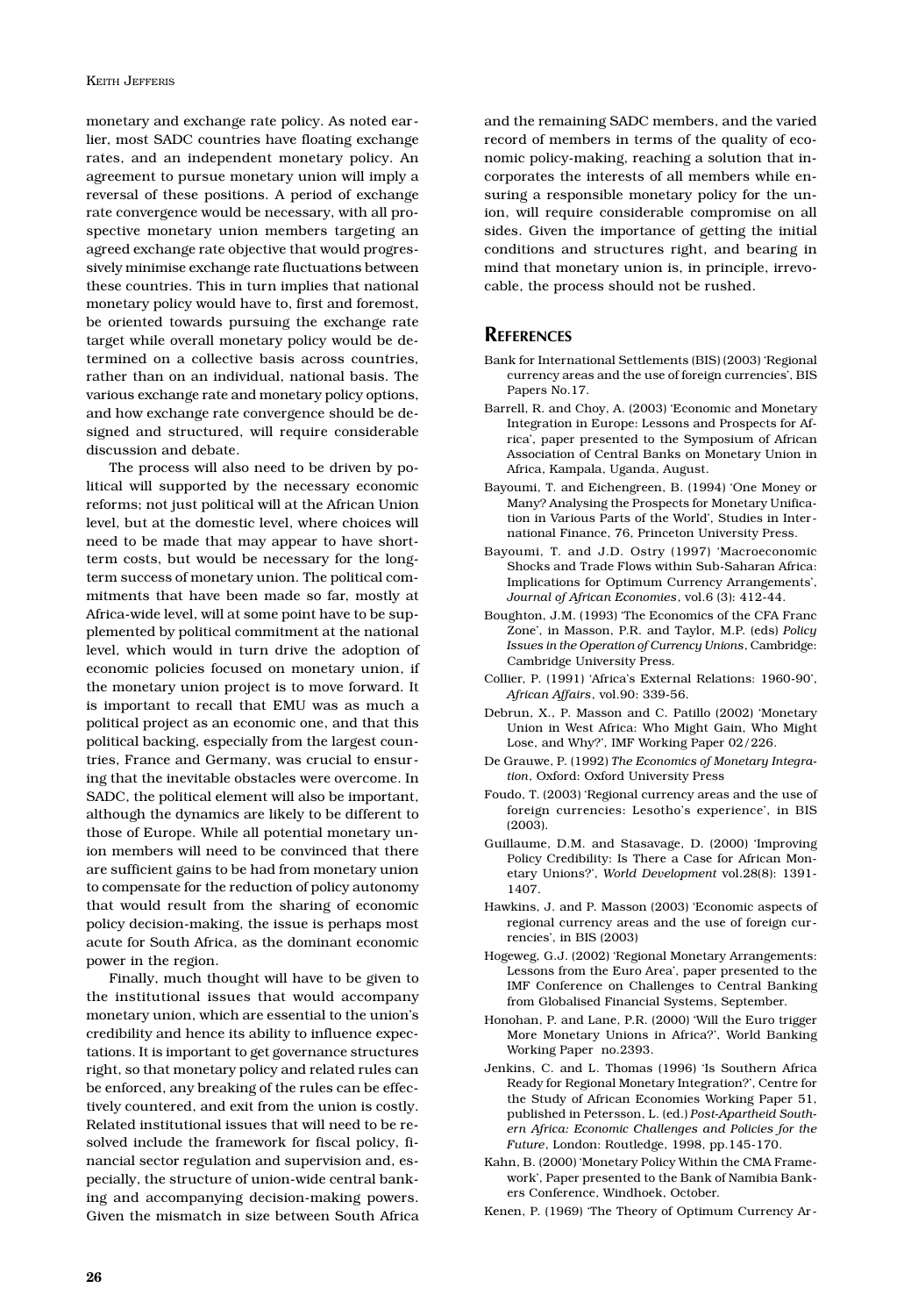monetary and exchange rate policy. As noted earlier, most SADC countries have floating exchange rates, and an independent monetary policy. An agreement to pursue monetary union will imply a reversal of these positions. A period of exchange rate convergence would be necessary, with all prospective monetary union members targeting an agreed exchange rate objective that would progressively minimise exchange rate fluctuations between these countries. This in turn implies that national monetary policy would have to, first and foremost, be oriented towards pursuing the exchange rate target while overall monetary policy would be determined on a collective basis across countries, rather than on an individual, national basis. The various exchange rate and monetary policy options, and how exchange rate convergence should be designed and structured, will require considerable discussion and debate.

The process will also need to be driven by political will supported by the necessary economic reforms; not just political will at the African Union level, but at the domestic level, where choices will need to be made that may appear to have short-term costs, but would be necessary for the long-term success of monetary union. The political commitments that have been made so far, mostly at Africa-wide level, will at some point have to be supplemented by political commitment at the national level, which would in turn drive the adoption of economic policies focused on monetary union, if the monetary union project is to move forward. It is important to recall that EMU was as much a political project as an economic one, and that this political backing, especially from the largest countries, France and Germany, was crucial to ensuring that the inevitable obstacles were overcome. In SADC, the political element will also be important, although the dynamics are likely to be different to those of Europe. While all potential monetary union members will need to be convinced that there are sufficient gains to be had from monetary union to compensate for the reduction of policy autonomy that would result from the sharing of economic policy decision-making, the issue is perhaps most acute for South Africa, as the dominant economic power in the region.

Finally, much thought will have to be given to the institutional issues that would accompany monetary union, which are essential to the union's credibility and hence its ability to influence expectations. It is important to get governance structures right, so that monetary policy and related rules can be enforced, any breaking of the rules can be effectively countered, and exit from the union is costly. Related institutional issues that will need to be resolved include the framework for fiscal policy, financial sector regulation and supervision and, especially, the structure of union-wide central banking and accompanying decision-making powers. Given the mismatch in size between South Africa and the remaining SADC members, and the varied record of members in terms of the quality of economic policy-making, reaching a solution that incorporates the interests of all members while ensuring a responsible monetary policy for the union, will require considerable compromise on all sides. Given the importance of getting the initial conditions and structures right, and bearing in mind that monetary union is, in principle, irrevocable, the process should not be rushed.

## References

Bank for International Settlements (BIS) (2003) 'Regional currency areas and the use of foreign currencies', BIS Papers No.17.

Barrell, R. and Choy, A. (2003) 'Economic and Monetary Integration in Europe: Lessons and Prospects for Africa', paper presented to the Symposium of African Association of Central Banks on Monetary Union in Africa, Kampala, Uganda, August.

Bayoumi, T. and Eichengreen, B. (1994) 'One Money or Many? Analysing the Prospects for Monetary Unification in Various Parts of the World', Studies in International Finance, 76, Princeton University Press.

Bayoumi, T. and J.D. Ostry (1997) 'Macroeconomic Shocks and Trade Flows within Sub-Saharan Africa: Implications for Optimum Currency Arrangements', *Journal of African Economies*, vol.6 (3): 412-44.

Boughton, J.M. (1993) 'The Economics of the CFA Franc Zone', in Masson, P.R. and Taylor, M.P. (eds) *Policy Issues in the Operation of Currency Unions*, Cambridge: Cambridge University Press.

Collier, P. (1991) 'Africa's External Relations: 1960-90', *African Affairs*, vol.90: 339-56.

Debrun, X., P. Masson and C. Patillo (2002) 'Monetary Union in West Africa: Who Might Gain, Who Might Lose, and Why?', IMF Working Paper 02/226.

De Grauwe, P. (1992) *The Economics of Monetary Integration*, Oxford: Oxford University Press

Foudo, T. (2003) 'Regional currency areas and the use of foreign currencies: Lesotho's experience', in BIS (2003).

Guillaume, D.M. and Stasavage, D. (2000) 'Improving Policy Credibility: Is There a Case for African Monetary Unions?', *World Development* vol.28(8): 1391-1407.

Hawkins, J. and P. Masson (2003) 'Economic aspects of regional currency areas and the use of foreign currencies', in BIS (2003)

Hogeweg, G.J. (2002) 'Regional Monetary Arrangements: Lessons from the Euro Area', paper presented to the IMF Conference on Challenges to Central Banking from Globalised Financial Systems, September.

Honohan, P. and Lane, P.R. (2000) 'Will the Euro trigger More Monetary Unions in Africa?', World Banking Working Paper no.2393.

Jenkins, C. and L. Thomas (1996) 'Is Southern Africa Ready for Regional Monetary Integration?', Centre for the Study of African Economies Working Paper 51, published in Petersson, L. (ed.) *Post-Apartheid Southern Africa: Economic Challenges and Policies for the Future*, London: Routledge, 1998, pp.145-170.

Kahn, B. (2000) 'Monetary Policy Within the CMA Framework', Paper presented to the Bank of Namibia Bankers Conference, Windhoek, October.

Kenen, P. (1969) 'The Theory of Optimum Currency Ar-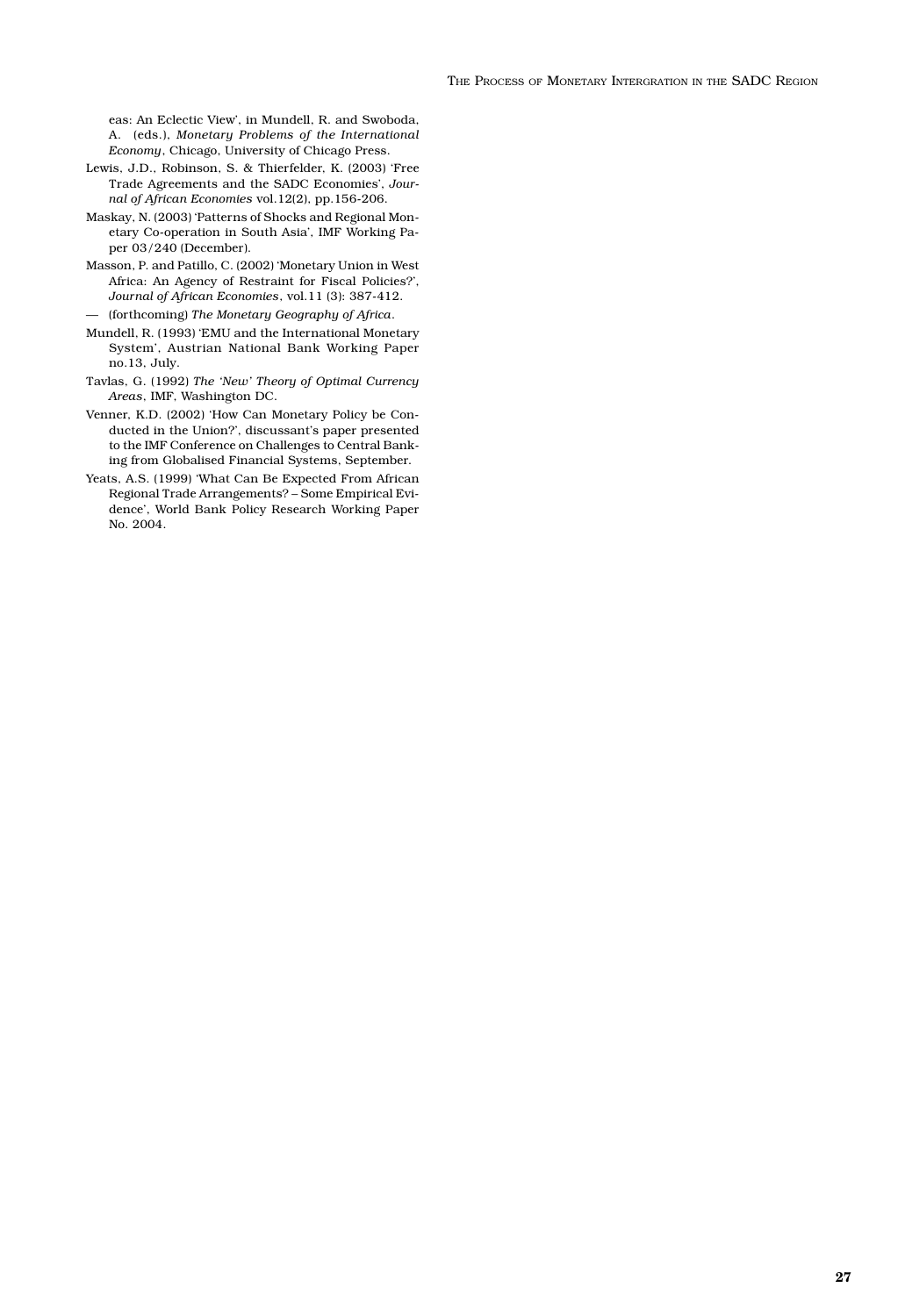eas: An Eclectic View', in Mundell, R. and Swoboda, A. (eds.), *Monetary Problems of the International Economy*, Chicago, University of Chicago Press.

Lewis, J.D., Robinson, S. & Thierfelder, K. (2003) 'Free Trade Agreements and the SADC Economies', *Journal of African Economies* vol.12(2), pp.156-206.

Maskay, N. (2003) 'Patterns of Shocks and Regional Monetary Co-operation in South Asia', IMF Working Paper 03/240 (December).

Masson, P. and Patillo, C. (2002) 'Monetary Union in West Africa: An Agency of Restraint for Fiscal Policies?', *Journal of African Economies*, vol.11 (3): 387-412.

— (forthcoming) *The Monetary Geography of Africa*.

Mundell, R. (1993) 'EMU and the International Monetary System', Austrian National Bank Working Paper no.13, July.

Tavlas, G. (1992) *The 'New' Theory of Optimal Currency Areas*, IMF, Washington DC.

Venner, K.D. (2002) 'How Can Monetary Policy be Conducted in the Union?', discussant's paper presented to the IMF Conference on Challenges to Central Banking from Globalised Financial Systems, September.

Yeats, A.S. (1999) 'What Can Be Expected From African Regional Trade Arrangements? – Some Empirical Evidence', World Bank Policy Research Working Paper No. 2004.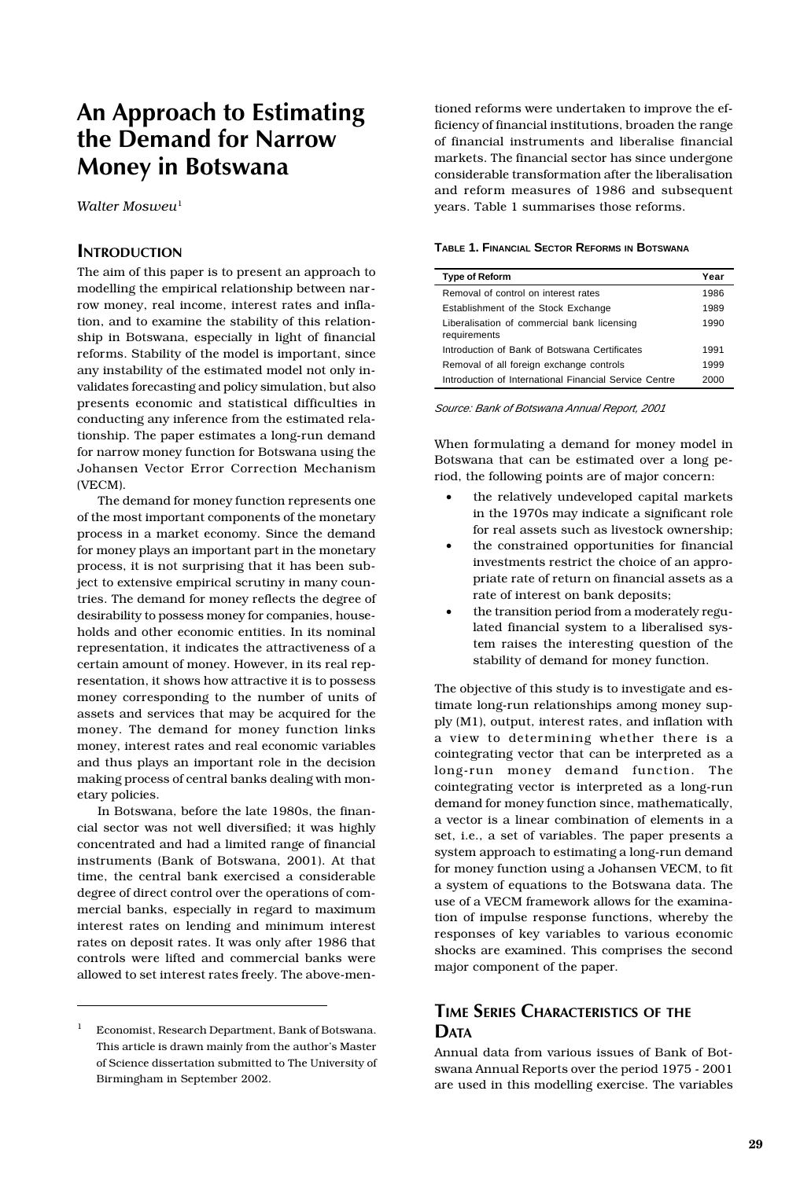# An Approach to Estimating the Demand for Narrow Money in Botswana

*Walter Mosweu*[1]

## Introduction

The aim of this paper is to present an approach to modelling the empirical relationship between narrow money, real income, interest rates and inflation, and to examine the stability of this relationship in Botswana, especially in light of financial reforms. Stability of the model is important, since any instability of the estimated model not only invalidates forecasting and policy simulation, but also presents economic and statistical difficulties in conducting any inference from the estimated relationship. The paper estimates a long-run demand for narrow money function for Botswana using the Johansen Vector Error Correction Mechanism (VECM).

The demand for money function represents one of the most important components of the monetary process in a market economy. Since the demand for money plays an important part in the monetary process, it is not surprising that it has been subject to extensive empirical scrutiny in many countries. The demand for money reflects the degree of desirability to possess money for companies, households and other economic entities. In its nominal representation, it indicates the attractiveness of a certain amount of money. However, in its real representation, it shows how attractive it is to possess money corresponding to the number of units of assets and services that may be acquired for the money. The demand for money function links money, interest rates and real economic variables and thus plays an important role in the decision making process of central banks dealing with monetary policies.

In Botswana, before the late 1980s, the financial sector was not well diversified; it was highly concentrated and had a limited range of financial instruments (Bank of Botswana, 2001). At that time, the central bank exercised a considerable degree of direct control over the operations of commercial banks, especially in regard to maximum interest rates on lending and minimum interest rates on deposit rates. It was only after 1986 that controls were lifted and commercial banks were allowed to set interest rates freely. The above-mentioned reforms were undertaken to improve the efficiency of financial institutions, broaden the range of financial instruments and liberalise financial markets. The financial sector has since undergone considerable transformation after the liberalisation and reform measures of 1986 and subsequent years. Table 1 summarises those reforms.

**Table 1. Financial Sector Reforms in Botswana**

| Type of Reform | Year |
|---|---|
| Removal of control on interest rates | 1986 |
| Establishment of the Stock Exchange | 1989 |
| Liberalisation of commercial bank licensing requirements | 1990 |
| Introduction of Bank of Botswana Certificates | 1991 |
| Removal of all foreign exchange controls | 1999 |
| Introduction of International Financial Service Centre | 2000 |

*Source: Bank of Botswana Annual Report, 2001*

When formulating a demand for money model in Botswana that can be estimated over a long period, the following points are of major concern:

- the relatively undeveloped capital markets in the 1970s may indicate a significant role for real assets such as livestock ownership;
- the constrained opportunities for financial investments restrict the choice of an appropriate rate of return on financial assets as a rate of interest on bank deposits;
- the transition period from a moderately regulated financial system to a liberalised system raises the interesting question of the stability of demand for money function.

The objective of this study is to investigate and estimate long-run relationships among money supply (M1), output, interest rates, and inflation with a view to determining whether there is a cointegrating vector that can be interpreted as a long-run money demand function. The cointegrating vector is interpreted as a long-run demand for money function since, mathematically, a vector is a linear combination of elements in a set, i.e., a set of variables. The paper presents a system approach to estimating a long-run demand for money function using a Johansen VECM, to fit a system of equations to the Botswana data. The use of a VECM framework allows for the examination of impulse response functions, whereby the responses of key variables to various economic shocks are examined. This comprises the second major component of the paper.

## Time Series Characteristics of the Data

Annual data from various issues of Bank of Botswana Annual Reports over the period 1975 - 2001 are used in this modelling exercise. The variables

---

[1] Economist, Research Department, Bank of Botswana. This article is drawn mainly from the author's Master of Science dissertation submitted to The University of Birmingham in September 2002.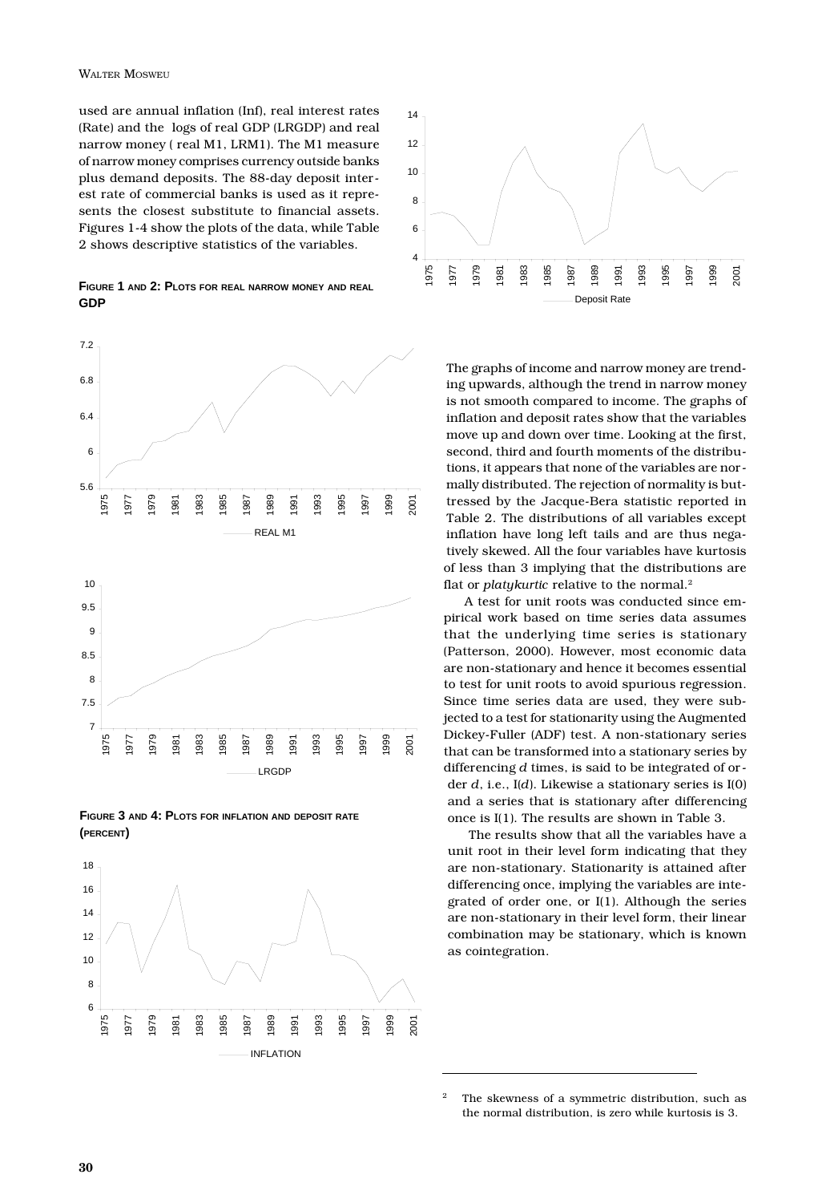used are annual inflation (Inf), real interest rates (Rate) and the logs of real GDP (LRGDP) and real narrow money ( real M1, LRM1). The M1 measure of narrow money comprises currency outside banks plus demand deposits. The 88-day deposit interest rate of commercial banks is used as it represents the closest substitute to financial assets. Figures 1-4 show the plots of the data, while Table 2 shows descriptive statistics of the variables.

**FIGURE 1 AND 2: PLOTS FOR REAL NARROW MONEY AND REAL GDP**

**FIGURE 3 AND 4: PLOTS FOR INFLATION AND DEPOSIT RATE (PERCENT)**

The graphs of income and narrow money are trending upwards, although the trend in narrow money is not smooth compared to income. The graphs of inflation and deposit rates show that the variables move up and down over time. Looking at the first, second, third and fourth moments of the distributions, it appears that none of the variables are normally distributed. The rejection of normality is buttressed by the Jacque-Bera statistic reported in Table 2. The distributions of all variables except inflation have long left tails and are thus negatively skewed. All the four variables have kurtosis of less than 3 implying that the distributions are flat or *platykurtic* relative to the normal.[2]

A test for unit roots was conducted since empirical work based on time series data assumes that the underlying time series is stationary (Patterson, 2000). However, most economic data are non-stationary and hence it becomes essential to test for unit roots to avoid spurious regression. Since time series data are used, they were subjected to a test for stationarity using the Augmented Dickey-Fuller (ADF) test. A non-stationary series that can be transformed into a stationary series by differencing $d$ times, is said to be integrated of order $d$, i.e., I($d$). Likewise a stationary series is I(0) and a series that is stationary after differencing once is I(1). The results are shown in Table 3.

The results show that all the variables have a unit root in their level form indicating that they are non-stationary. Stationarity is attained after differencing once, implying the variables are integrated of order one, or I(1). Although the series are non-stationary in their level form, their linear combination may be stationary, which is known as cointegration.

[2] The skewness of a symmetric distribution, such as the normal distribution, is zero while kurtosis is 3.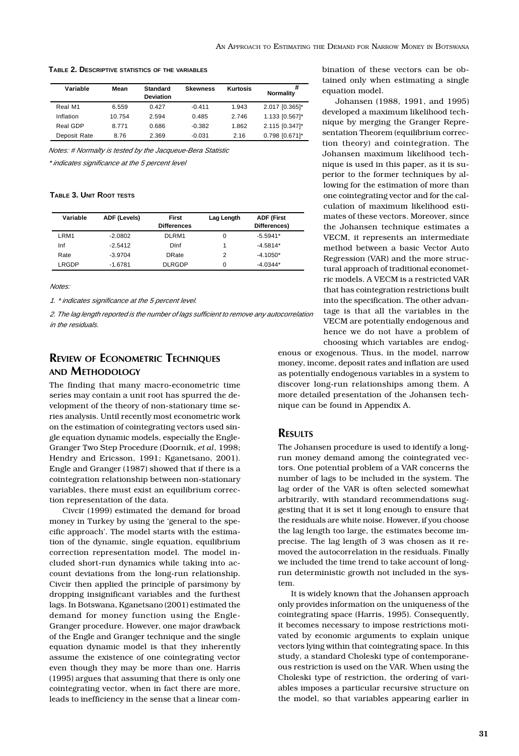**TABLE 2. DESCRIPTIVE STATISTICS OF THE VARIABLES**

| Variable | Mean | Standard Deviation | Skewness | Kurtosis | Normality # |
|---|---|---|---|---|---|
| Real M1 | 6.559 | 0.427 | -0.411 | 1.943 | 2.017 [0.365]* |
| Inflation | 10.754 | 2.594 | 0.485 | 2.746 | 1.133 [0.567]* |
| Real GDP | 8.771 | 0.686 | -0.382 | 1.862 | 2.115 [0.347]* |
| Deposit Rate | 8.76 | 2.369 | -0.031 | 2.16 | 0.798 [0.671]* |

*Notes: # Normalty is tested by the Jacqueue-Bera Statistic*

*\* indicates significance at the 5 percent level*

**TABLE 3. UNIT ROOT TESTS**

| Variable | ADF (Levels) | First Differences | Lag Length | ADF (First Differences) |
|---|---|---|---|---|
| LRM1 | -2.0802 | DLRM1 | 0 | -5.5941* |
| Inf | -2.5412 | DInf | 1 | -4.5814* |
| Rate | -3.9704 | DRate | 2 | -4.1050* |
| LRGDP | -1.6781 | DLRGDP | 0 | -4.0344* |

*Notes:*

*1. \* indicates significance at the 5 percent level.*

*2. The lag length reported is the number of lags sufficient to remove any autocorrelation in the residuals.*

## REVIEW OF ECONOMETRIC TECHNIQUES AND METHODOLOGY

The finding that many macro-econometric time series may contain a unit root has spurred the development of the theory of non-stationary time series analysis. Until recently most econometric work on the estimation of cointegrating vectors used single equation dynamic models, especially the Engle-Granger Two Step Procedure (Doornik, *et al*, 1998; Hendry and Ericsson, 1991; Kganetsano, 2001). Engle and Granger (1987) showed that if there is a cointegration relationship between non-stationary variables, there must exist an equilibrium correction representation of the data.

Civcir (1999) estimated the demand for broad money in Turkey by using the 'general to the specific approach'. The model starts with the estimation of the dynamic, single equation, equilibrium correction representation model. The model included short-run dynamics while taking into account deviations from the long-run relationship. Civcir then applied the principle of parsimony by dropping insignificant variables and the furthest lags. In Botswana, Kganetsano (2001) estimated the demand for money function using the Engle-Granger procedure. However, one major drawback of the Engle and Granger technique and the single equation dynamic model is that they inherently assume the existence of one cointegrating vector even though they may be more than one. Harris (1995) argues that assuming that there is only one cointegrating vector, when in fact there are more, leads to inefficiency in the sense that a linear combination of these vectors can be obtained only when estimating a single equation model.

Johansen (1988, 1991, and 1995) developed a maximum likelihood technique by merging the Granger Representation Theorem (equilibrium correction theory) and cointegration. The Johansen maximum likelihood technique is used in this paper, as it is superior to the former techniques by allowing for the estimation of more than one cointegrating vector and for the calculation of maximum likelihood estimates of these vectors. Moreover, since the Johansen technique estimates a VECM, it represents an intermediate method between a basic Vector Auto Regression (VAR) and the more structural approach of traditional econometric models. A VECM is a restricted VAR that has cointegration restrictions built into the specification. The other advantage is that all the variables in the VECM are potentially endogenous and hence we do not have a problem of choosing which variables are endogenous or exogenous. Thus, in the model, narrow money, income, deposit rates and inflation are used as potentially endogenous variables in a system to discover long-run relationships among them. A more detailed presentation of the Johansen technique can be found in Appendix A.

## RESULTS

The Johansen procedure is used to identify a long-run money demand among the cointegrated vectors. One potential problem of a VAR concerns the number of lags to be included in the system. The lag order of the VAR is often selected somewhat arbitrarily, with standard recommendations suggesting that it is set it long enough to ensure that the residuals are white noise. However, if you choose the lag length too large, the estimates become imprecise. The lag length of 3 was chosen as it removed the autocorrelation in the residuals. Finally we included the time trend to take account of long-run deterministic growth not included in the system.

It is widely known that the Johansen approach only provides information on the uniqueness of the cointegrating space (Harris, 1995). Consequently, it becomes necessary to impose restrictions motivated by economic arguments to explain unique vectors lying within that cointegrating space. In this study, a standard Choleski type of contemporaneous restriction is used on the VAR. When using the Choleski type of restriction, the ordering of variables imposes a particular recursive structure on the model, so that variables appearing earlier in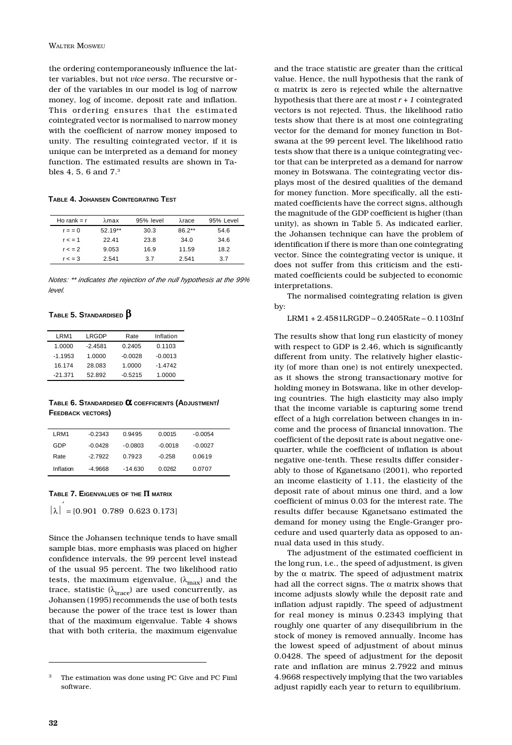the ordering contemporaneously influence the latter variables, but not *vice versa*. The recursive order of the variables in our model is log of narrow money, log of income, deposit rate and inflation. This ordering ensures that the estimated cointegrated vector is normalised to narrow money with the coefficient of narrow money imposed to unity. The resulting cointegrated vector, if it is unique can be interpreted as a demand for money function. The estimated results are shown in Tables 4, 5, 6 and 7.[3]

**Table 4. Johansen Cointegrating Test**

| Ho rank = r | $\lambda$max | 95% level | $\lambda$race | 95% Level |
|---|---|---|---|---|
| r = = 0 | 52.19** | 30.3 | 86.2** | 54.6 |
| r < = 1 | 22.41 | 23.8 | 34.0 | 34.6 |
| r < = 2 | 9.053 | 16.9 | 11.59 | 18.2 |
| r < = 3 | 2.541 | 3.7 | 2.541 | 3.7 |

*Notes: ** indicates the rejection of the null hypothesis at the 99% level.*

**Table 5. Standardised $\beta$**

| LRM1 | LRGDP | Rate | Inflation |
|---|---|---|---|
| 1.0000 | -2.4581 | 0.2405 | 0.1103 |
| -1.1953 | 1.0000 | -0.0028 | -0.0013 |
| 16.174 | 28.083 | 1.0000 | -1.4742 |
| -21.371 | 52.892 | -0.5215 | 1.0000 |

**Table 6. Standardised $\alpha$ coefficients (Adjustment/ Feedback vectors)**

| | | | | |
|---|---|---|---|---|
| LRM1 | -0.2343 | 0.9495 | 0.0015 | -0.0054 |
| GDP | -0.0428 | -0.0803 | -0.0018 | -0.0027 |
| Rate | -2.7922 | 0.7923 | -0.258 | 0.0619 |
| Inflation | -4.9668 | -14.630 | 0.0262 | 0.0707 |

**Table 7. Eigenvalues of the $\Pi$ matrix**

$$|\lambda|' = [0.901 \;\; 0.789 \;\; 0.623 \;\; 0.173]$$

Since the Johansen technique tends to have small sample bias, more emphasis was placed on higher confidence intervals, the 99 percent level instead of the usual 95 percent. The two likelihood ratio tests, the maximum eigenvalue, ($\lambda_{max}$) and the trace, statistic ($\lambda_{trace}$) are used concurrently, as Johansen (1995) recommends the use of both tests because the power of the trace test is lower than that of the maximum eigenvalue. Table 4 shows that with both criteria, the maximum eigenvalue and the trace statistic are greater than the critical value. Hence, the null hypothesis that the rank of $\alpha$ matrix is zero is rejected while the alternative hypothesis that there are at most $r + 1$ cointegrated vectors is not rejected. Thus, the likelihood ratio tests show that there is at most one cointegrating vector for the demand for money function in Botswana at the 99 percent level. The likelihood ratio tests show that there is a unique cointegrating vector that can be interpreted as a demand for narrow money in Botswana. The cointegrating vector displays most of the desired qualities of the demand for money function. More specifically, all the estimated coefficients have the correct signs, although the magnitude of the GDP coefficient is higher (than unity), as shown in Table 5. As indicated earlier, the Johansen technique can have the problem of identification if there is more than one cointegrating vector. Since the cointegrating vector is unique, it does not suffer from this criticism and the estimated coefficients could be subjected to economic interpretations.

The normalised cointegrating relation is given by:

$$LRM1 + 2.4581LRGDP - 0.2405Rate - 0.1103Inf$$

The results show that long run elasticity of money with respect to GDP is 2.46, which is significantly different from unity. The relatively higher elasticity (of more than one) is not entirely unexpected, as it shows the strong transactionary motive for holding money in Botswana, like in other developing countries. The high elasticity may also imply that the income variable is capturing some trend effect of a high correlation between changes in income and the process of financial innovation. The coefficient of the deposit rate is about negative one-quarter, while the coefficient of inflation is about negative one-tenth. These results differ considerably to those of Kganetsano (2001), who reported an income elasticity of 1.11, the elasticity of the deposit rate of about minus one third, and a low coefficient of minus 0.03 for the interest rate. The results differ because Kganetsano estimated the demand for money using the Engle-Granger procedure and used quarterly data as opposed to annual data used in this study.

The adjustment of the estimated coefficient in the long run, i.e., the speed of adjustment, is given by the $\alpha$ matrix. The speed of adjustment matrix had all the correct signs. The $\alpha$ matrix shows that income adjusts slowly while the deposit rate and inflation adjust rapidly. The speed of adjustment for real money is minus 0.2343 implying that roughly one quarter of any disequilibrium in the stock of money is removed annually. Income has the lowest speed of adjustment of about minus 0.0428. The speed of adjustment for the deposit rate and inflation are minus 2.7922 and minus 4.9668 respectively implying that the two variables adjust rapidly each year to return to equilibrium.

[3] The estimation was done using PC Give and PC Fiml software.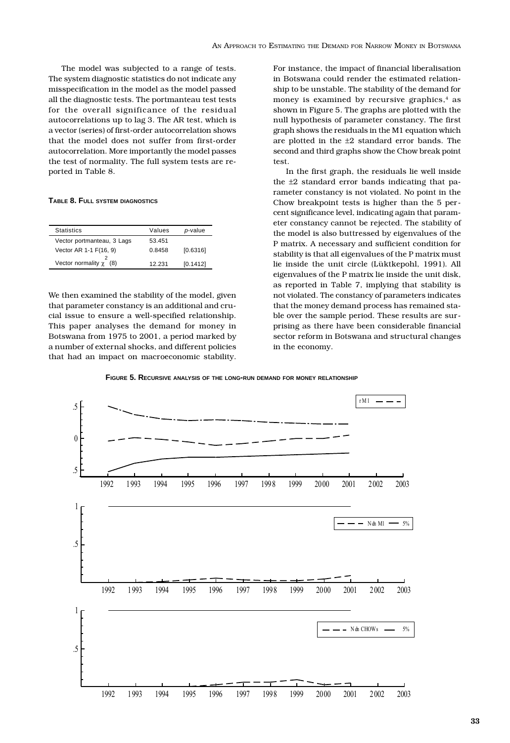The model was subjected to a range of tests. The system diagnostic statistics do not indicate any misspecification in the model as the model passed all the diagnostic tests. The portmanteau test tests for the overall significance of the residual autocorrelations up to lag 3. The AR test, which is a vector (series) of first-order autocorrelation shows that the model does not suffer from first-order autocorrelation. More importantly the model passes the test of normality. The full system tests are reported in Table 8.

**TABLE 8. FULL SYSTEM DIAGNOSTICS**

| Statistics | Values | *p*-value |
|---|---|---|
| Vector portmanteau, 3 Lags | 53.451 | |
| Vector AR 1-1 $F(16, 9)$ | 0.8458 | [0.6316] |
| Vector normality $\chi^2(8)$ | 12.231 | [0.1412] |

We then examined the stability of the model, given that parameter constancy is an additional and crucial issue to ensure a well-specified relationship. This paper analyses the demand for money in Botswana from 1975 to 2001, a period marked by a number of external shocks, and different policies that had an impact on macroeconomic stability. For instance, the impact of financial liberalisation in Botswana could render the estimated relationship to be unstable. The stability of the demand for money is examined by recursive graphics,[4] as shown in Figure 5. The graphs are plotted with the null hypothesis of parameter constancy. The first graph shows the residuals in the M1 equation which are plotted in the ±2 standard error bands. The second and third graphs show the Chow break point test.

In the first graph, the residuals lie well inside the ±2 standard error bands indicating that parameter constancy is not violated. No point in the Chow breakpoint tests is higher than the 5 per cent significance level, indicating again that parameter constancy cannot be rejected. The stability of the model is also buttressed by eigenvalues of the P matrix. A necessary and sufficient condition for stability is that all eigenvalues of the P matrix must lie inside the unit circle (Lüktkepohl, 1991). All eigenvalues of the P matrix lie inside the unit disk, as reported in Table 7, implying that stability is not violated. The constancy of parameters indicates that the money demand process has remained stable over the sample period. These results are surprising as there have been considerable financial sector reform in Botswana and structural changes in the economy.

**FIGURE 5. RECURSIVE ANALYSIS OF THE LONG-RUN DEMAND FOR MONEY RELATIONSHIP**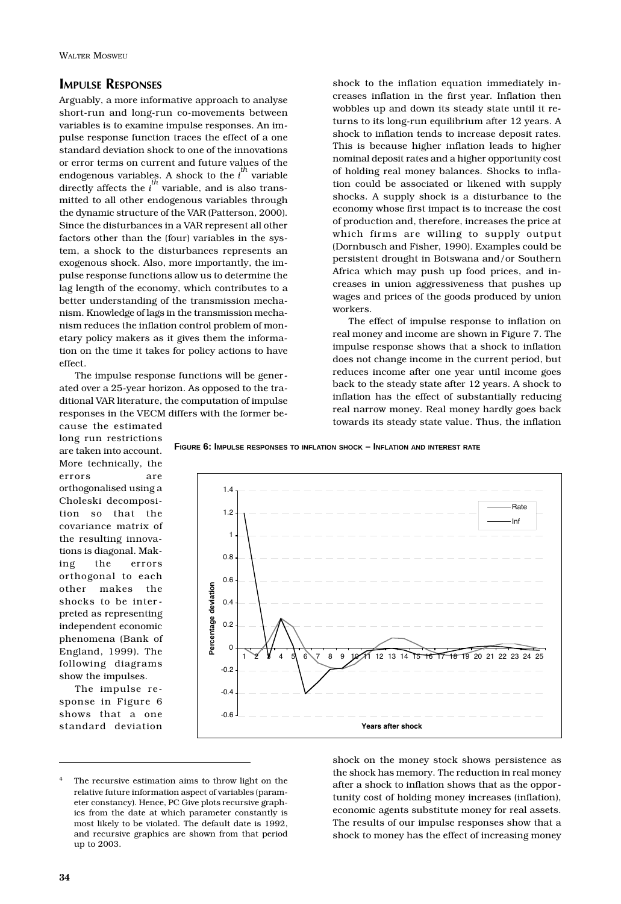## Impulse Responses

Arguably, a more informative approach to analyse short-run and long-run co-movements between variables is to examine impulse responses. An impulse response function traces the effect of a one standard deviation shock to one of the innovations or error terms on current and future values of the endogenous variables. A shock to the $i^{th}$ variable directly affects the $i^{th}$ variable, and is also transmitted to all other endogenous variables through the dynamic structure of the VAR (Patterson, 2000). Since the disturbances in a VAR represent all other factors other than the (four) variables in the system, a shock to the disturbances represents an exogenous shock. Also, more importantly, the impulse response functions allow us to determine the lag length of the economy, which contributes to a better understanding of the transmission mechanism. Knowledge of lags in the transmission mechanism reduces the inflation control problem of monetary policy makers as it gives them the information on the time it takes for policy actions to have effect.

The impulse response functions will be generated over a 25-year horizon. As opposed to the traditional VAR literature, the computation of impulse responses in the VECM differs with the former because the estimated long run restrictions are taken into account. More technically, the errors are orthogonalised using a Choleski decomposition so that the covariance matrix of the resulting innovations is diagonal. Making the errors orthogonal to each other makes the shocks to be interpreted as representing independent economic phenomena (Bank of England, 1999). The following diagrams show the impulses.

The impulse response in Figure 6 shows that a one standard deviation shock to the inflation equation immediately increases inflation in the first year. Inflation then wobbles up and down its steady state until it returns to its long-run equilibrium after 12 years. A shock to inflation tends to increase deposit rates. This is because higher inflation leads to higher nominal deposit rates and a higher opportunity cost of holding real money balances. Shocks to inflation could be associated or likened with supply shocks. A supply shock is a disturbance to the economy whose first impact is to increase the cost of production and, therefore, increases the price at which firms are willing to supply output (Dornbusch and Fisher, 1990). Examples could be persistent drought in Botswana and/or Southern Africa which may push up food prices, and increases in union aggressiveness that pushes up wages and prices of the goods produced by union workers.

The effect of impulse response to inflation on real money and income are shown in Figure 7. The impulse response shows that a shock to inflation does not change income in the current period, but reduces income after one year until income goes back to the steady state after 12 years. A shock to inflation has the effect of substantially reducing real narrow money. Real money hardly goes back towards its steady state value. Thus, the inflation shock on the money stock shows persistence as the shock has memory. The reduction in real money after a shock to inflation shows that as the opportunity cost of holding money increases (inflation), economic agents substitute money for real assets. The results of our impulse responses show that a shock to money has the effect of increasing money

**Figure 6: Impulse responses to inflation shock – Inflation and interest rate**

[4] The recursive estimation aims to throw light on the relative future information aspect of variables (parameter constancy). Hence, PC Give plots recursive graphics from the date at which parameter constantly is most likely to be violated. The default date is 1992, and recursive graphics are shown from that period up to 2003.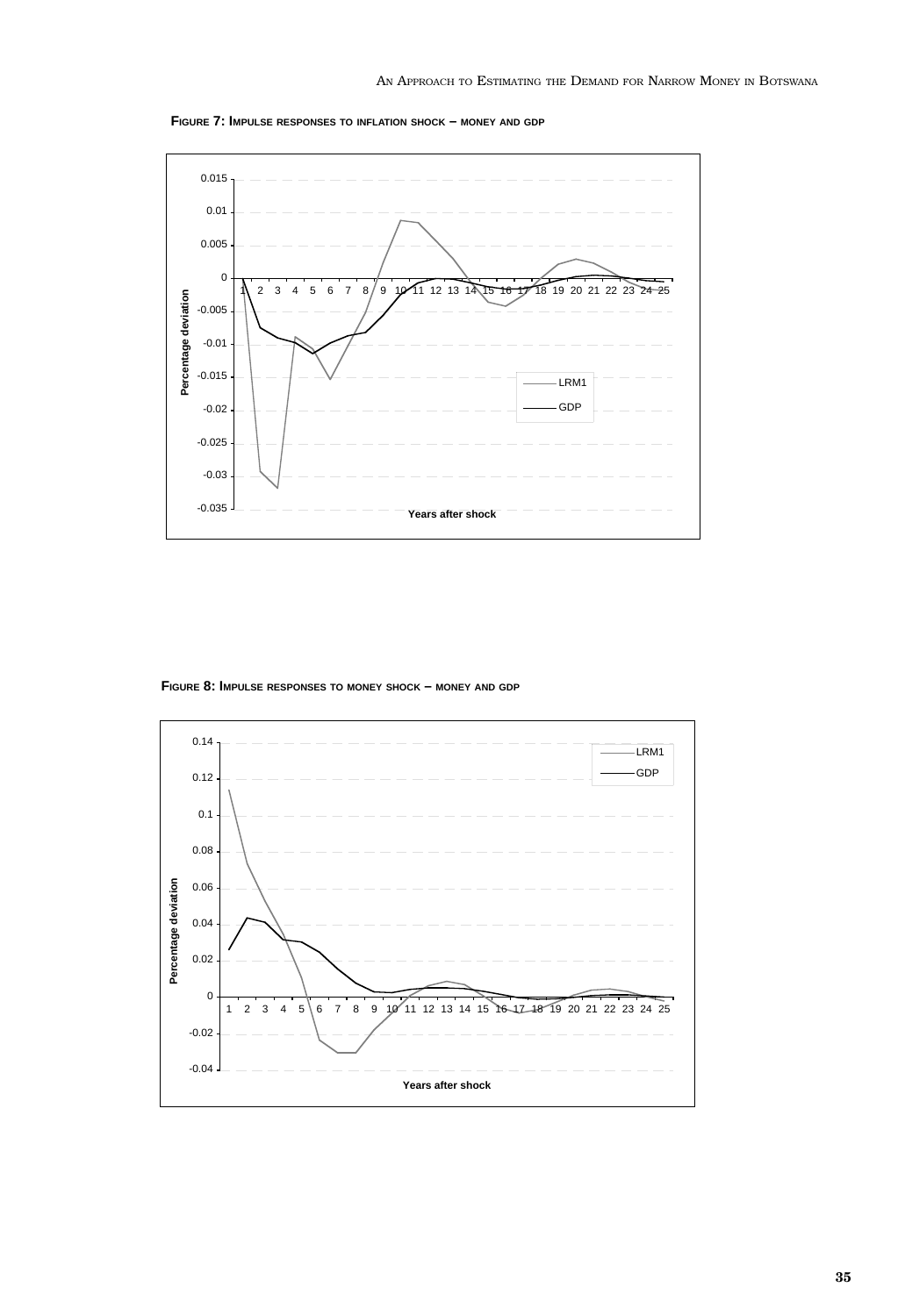**Figure 7: Impulse responses to inflation shock – money and gdp**

**Figure 8: Impulse responses to money shock – money and gdp**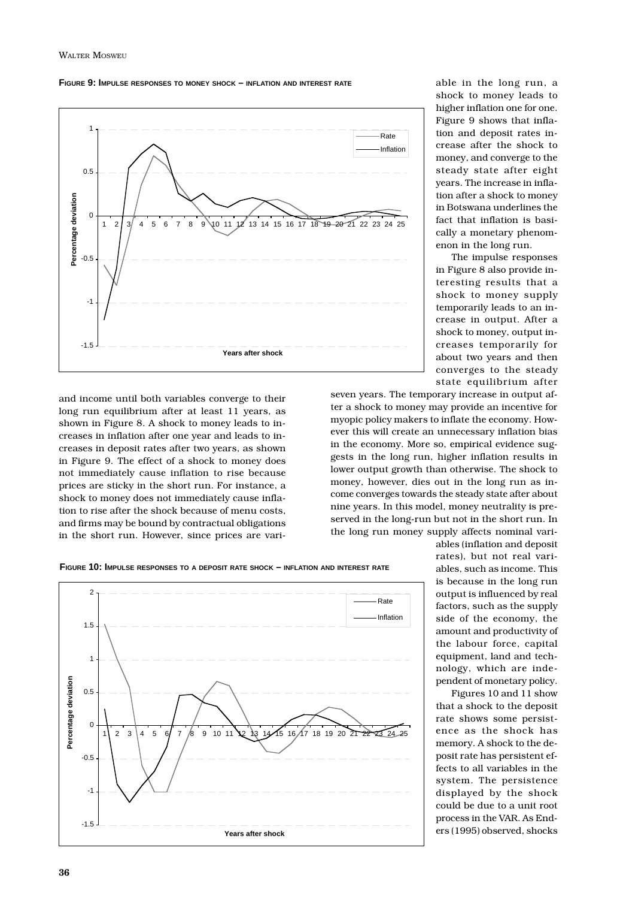**FIGURE 9: IMPULSE RESPONSES TO MONEY SHOCK – INFLATION AND INTEREST RATE**

and income until both variables converge to their long run equilibrium after at least 11 years, as shown in Figure 8. A shock to money leads to increases in inflation after one year and leads to increases in deposit rates after two years, as shown in Figure 9. The effect of a shock to money does not immediately cause inflation to rise because prices are sticky in the short run. For instance, a shock to money does not immediately cause inflation to rise after the shock because of menu costs, and firms may be bound by contractual obligations in the short run. However, since prices are variable in the long run, a shock to money leads to higher inflation one for one. Figure 9 shows that inflation and deposit rates increase after the shock to money, and converge to the steady state after eight years. The increase in inflation after a shock to money in Botswana underlines the fact that inflation is basically a monetary phenomenon in the long run.

The impulse responses in Figure 8 also provide interesting results that a shock to money supply temporarily leads to an increase in output. After a shock to money, output increases temporarily for about two years and then converges to the steady state equilibrium after seven years. The temporary increase in output after a shock to money may provide an incentive for myopic policy makers to inflate the economy. However this will create an unnecessary inflation bias in the economy. More so, empirical evidence suggests in the long run, higher inflation results in lower output growth than otherwise. The shock to money, however, dies out in the long run as income converges towards the steady state after about nine years. In this model, money neutrality is preserved in the long-run but not in the short run. In the long run money supply affects nominal variables (inflation and deposit rates), but not real variables, such as income. This is because in the long run output is influenced by real factors, such as the supply side of the economy, the amount and productivity of the labour force, capital equipment, land and technology, which are independent of monetary policy.

**FIGURE 10: IMPULSE RESPONSES TO A DEPOSIT RATE SHOCK – INFLATION AND INTEREST RATE**

Figures 10 and 11 show that a shock to the deposit rate shows some persistence as the shock has memory. A shock to the deposit rate has persistent effects to all variables in the system. The persistence displayed by the shock could be due to a unit root process in the VAR. As Enders (1995) observed, shocks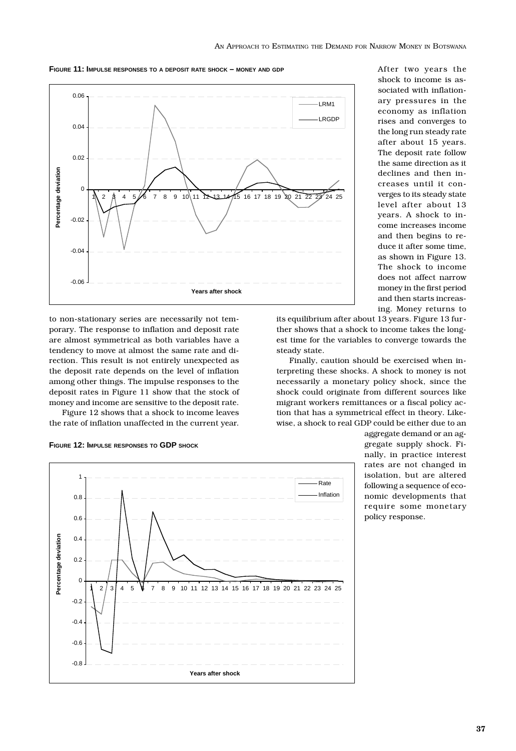**Figure 11: Impulse responses to a deposit rate shock – money and gdp**

After two years the shock to income is associated with inflationary pressures in the economy as inflation rises and converges to the long run steady rate after about 15 years. The deposit rate follow the same direction as it declines and then increases until it converges to its steady state level after about 13 years. A shock to income increases income and then begins to reduce it after some time, as shown in Figure 13. The shock to income does not affect narrow money in the first period and then starts increasing. Money returns to its equilibrium after about 13 years. Figure 13 further shows that a shock to income takes the longest time for the variables to converge towards the steady state.

Finally, caution should be exercised when interpreting these shocks. A shock to money is not necessarily a monetary policy shock, since the shock could originate from different sources like migrant workers remittances or a fiscal policy action that has a symmetrical effect in theory. Likewise, a shock to real GDP could be either due to an aggregate demand or an aggregate supply shock. Finally, in practice interest rates are not changed in isolation, but are altered following a sequence of economic developments that require some monetary policy response.

to non-stationary series are necessarily not temporary. The response to inflation and deposit rate are almost symmetrical as both variables have a tendency to move at almost the same rate and direction. This result is not entirely unexpected as the deposit rate depends on the level of inflation among other things. The impulse responses to the deposit rates in Figure 11 show that the stock of money and income are sensitive to the deposit rate.

Figure 12 shows that a shock to income leaves the rate of inflation unaffected in the current year.

**Figure 12: Impulse responses to GDP shock**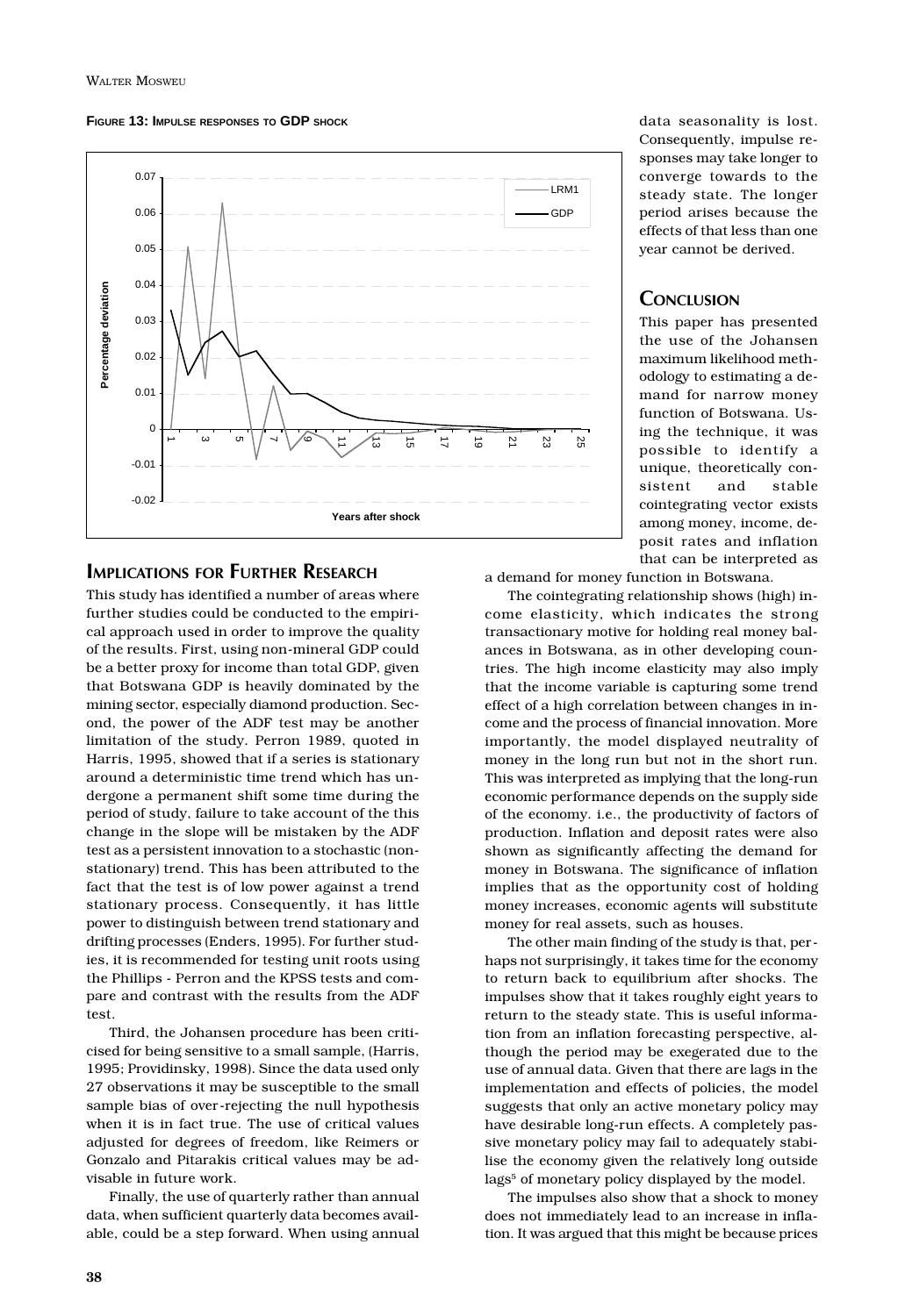**FIGURE 13: IMPULSE RESPONSES TO GDP SHOCK**

## IMPLICATIONS FOR FURTHER RESEARCH

This study has identified a number of areas where further studies could be conducted to the empirical approach used in order to improve the quality of the results. First, using non-mineral GDP could be a better proxy for income than total GDP, given that Botswana GDP is heavily dominated by the mining sector, especially diamond production. Second, the power of the ADF test may be another limitation of the study. Perron 1989, quoted in Harris, 1995, showed that if a series is stationary around a deterministic time trend which has undergone a permanent shift some time during the period of study, failure to take account of the this change in the slope will be mistaken by the ADF test as a persistent innovation to a stochastic (non-stationary) trend. This has been attributed to the fact that the test is of low power against a trend stationary process. Consequently, it has little power to distinguish between trend stationary and drifting processes (Enders, 1995). For further studies, it is recommended for testing unit roots using the Phillips - Perron and the KPSS tests and compare and contrast with the results from the ADF test.

Third, the Johansen procedure has been criticised for being sensitive to a small sample, (Harris, 1995; Providinsky, 1998). Since the data used only 27 observations it may be susceptible to the small sample bias of over-rejecting the null hypothesis when it is in fact true. The use of critical values adjusted for degrees of freedom, like Reimers or Gonzalo and Pitarakis critical values may be advisable in future work.

Finally, the use of quarterly rather than annual data, when sufficient quarterly data becomes available, could be a step forward. When using annual data seasonality is lost. Consequently, impulse responses may take longer to converge towards to the steady state. The longer period arises because the effects of that less than one year cannot be derived.

## CONCLUSION

This paper has presented the use of the Johansen maximum likelihood methodology to estimating a demand for narrow money function of Botswana. Using the technique, it was possible to identify a unique, theoretically consistent and stable cointegrating vector exists among money, income, deposit rates and inflation that can be interpreted as a demand for money function in Botswana.

The cointegrating relationship shows (high) income elasticity, which indicates the strong transactionary motive for holding real money balances in Botswana, as in other developing countries. The high income elasticity may also imply that the income variable is capturing some trend effect of a high correlation between changes in income and the process of financial innovation. More importantly, the model displayed neutrality of money in the long run but not in the short run. This was interpreted as implying that the long-run economic performance depends on the supply side of the economy. i.e., the productivity of factors of production. Inflation and deposit rates were also shown as significantly affecting the demand for money in Botswana. The significance of inflation implies that as the opportunity cost of holding money increases, economic agents will substitute money for real assets, such as houses.

The other main finding of the study is that, perhaps not surprisingly, it takes time for the economy to return back to equilibrium after shocks. The impulses show that it takes roughly eight years to return to the steady state. This is useful information from an inflation forecasting perspective, although the period may be exegerated due to the use of annual data. Given that there are lags in the implementation and effects of policies, the model suggests that only an active monetary policy may have desirable long-run effects. A completely passive monetary policy may fail to adequately stabilise the economy given the relatively long outside lags[5] of monetary policy displayed by the model.

The impulses also show that a shock to money does not immediately lead to an increase in inflation. It was argued that this might be because prices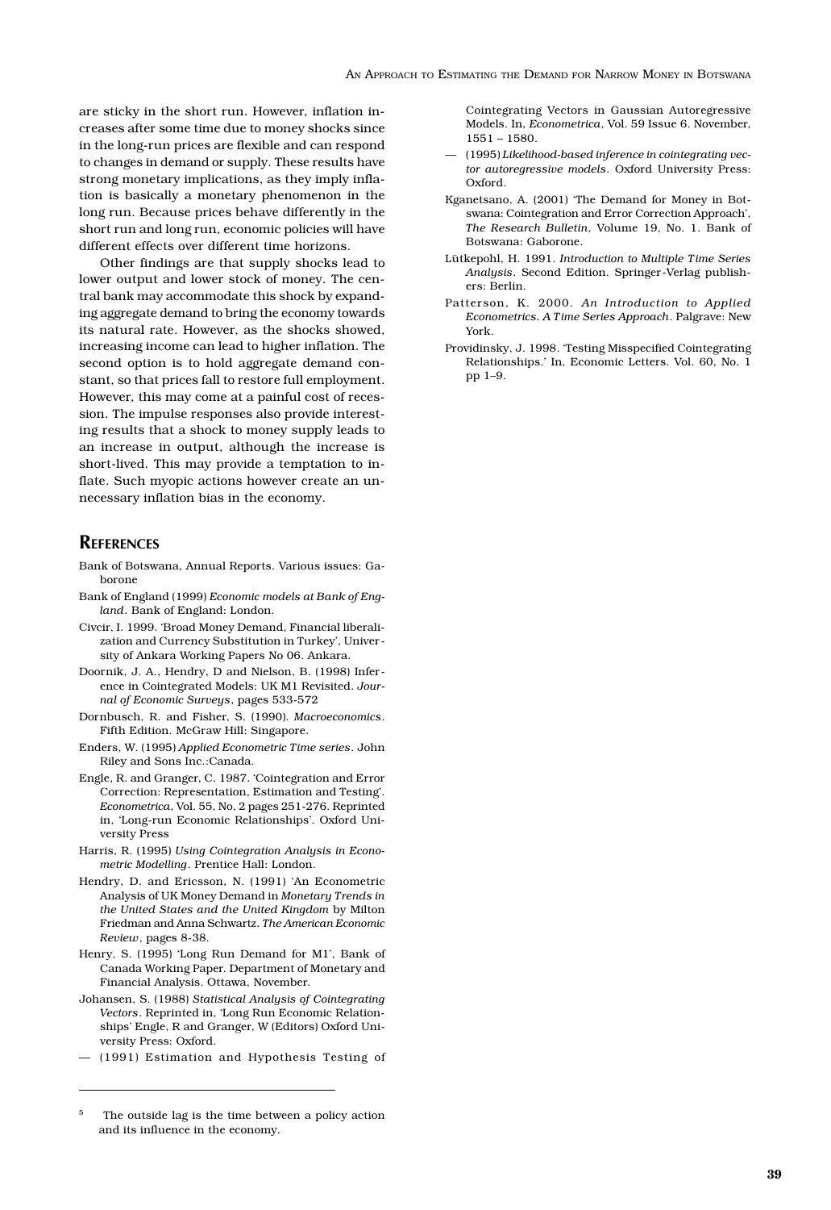are sticky in the short run. However, inflation increases after some time due to money shocks since in the long-run prices are flexible and can respond to changes in demand or supply. These results have strong monetary implications, as they imply inflation is basically a monetary phenomenon in the long run. Because prices behave differently in the short run and long run, economic policies will have different effects over different time horizons.

Other findings are that supply shocks lead to lower output and lower stock of money. The central bank may accommodate this shock by expanding aggregate demand to bring the economy towards its natural rate. However, as the shocks showed, increasing income can lead to higher inflation. The second option is to hold aggregate demand constant, so that prices fall to restore full employment. However, this may come at a painful cost of recession. The impulse responses also provide interesting results that a shock to money supply leads to an increase in output, although the increase is short-lived. This may provide a temptation to inflate. Such myopic actions however create an unnecessary inflation bias in the economy.

## References

Bank of Botswana, Annual Reports. Various issues: Gaborone

Bank of England (1999) *Economic models at Bank of England*. Bank of England: London.

Civcir, I. 1999. 'Broad Money Demand, Financial liberalization and Currency Substitution in Turkey', University of Ankara Working Papers No 06. Ankara.

Doornik, J. A., Hendry, D and Nielson, B. (1998) Inference in Cointegrated Models: UK M1 Revisited. *Journal of Economic Surveys*, pages 533-572

Dornbusch, R. and Fisher, S. (1990). *Macroeconomics*. Fifth Edition. McGraw Hill: Singapore.

Enders, W. (1995) *Applied Econometric Time series*. John Riley and Sons Inc.:Canada.

Engle, R. and Granger, C. 1987. 'Cointegration and Error Correction: Representation, Estimation and Testing'. *Econometrica*, Vol. 55, No, 2 pages 251-276. Reprinted in, 'Long-run Economic Relationships'. Oxford University Press

Harris, R. (1995) *Using Cointegration Analysis in Econometric Modelling*. Prentice Hall: London.

Hendry, D. and Ericsson, N. (1991) 'An Econometric Analysis of UK Money Demand in *Monetary Trends in the United States and the United Kingdom* by Milton Friedman and Anna Schwartz. *The American Economic Review*, pages 8-38.

Henry, S. (1995) 'Long Run Demand for M1', Bank of Canada Working Paper. Department of Monetary and Financial Analysis. Ottawa, November.

Johansen, S. (1988) *Statistical Analysis of Cointegrating Vectors*. Reprinted in, 'Long Run Economic Relationships' Engle, R and Granger, W (Editors) Oxford University Press: Oxford.

— (1991) Estimation and Hypothesis Testing of Cointegrating Vectors in Gaussian Autoregressive Models. In, *Econometrica*, Vol. 59 Issue 6. November, 1551 – 1580.

— (1995) *Likelihood-based inference in cointegrating vector autoregressive models*. Oxford University Press: Oxford.

Kganetsano, A. (2001) 'The Demand for Money in Botswana: Cointegration and Error Correction Approach', *The Research Bulletin*, Volume 19, No. 1. Bank of Botswana: Gaborone.

Lütkepohl, H. 1991. *Introduction to Multiple Time Series Analysis*. Second Edition. Springer-Verlag publishers: Berlin.

Patterson, K. 2000. *An Introduction to Applied Econometrics. A Time Series Approach*. Palgrave: New York.

Providinsky, J. 1998. 'Testing Misspecified Cointegrating Relationships.' In, Economic Letters. Vol. 60, No. 1 pp 1–9.

---

[5] The outside lag is the time between a policy action and its influence in the economy.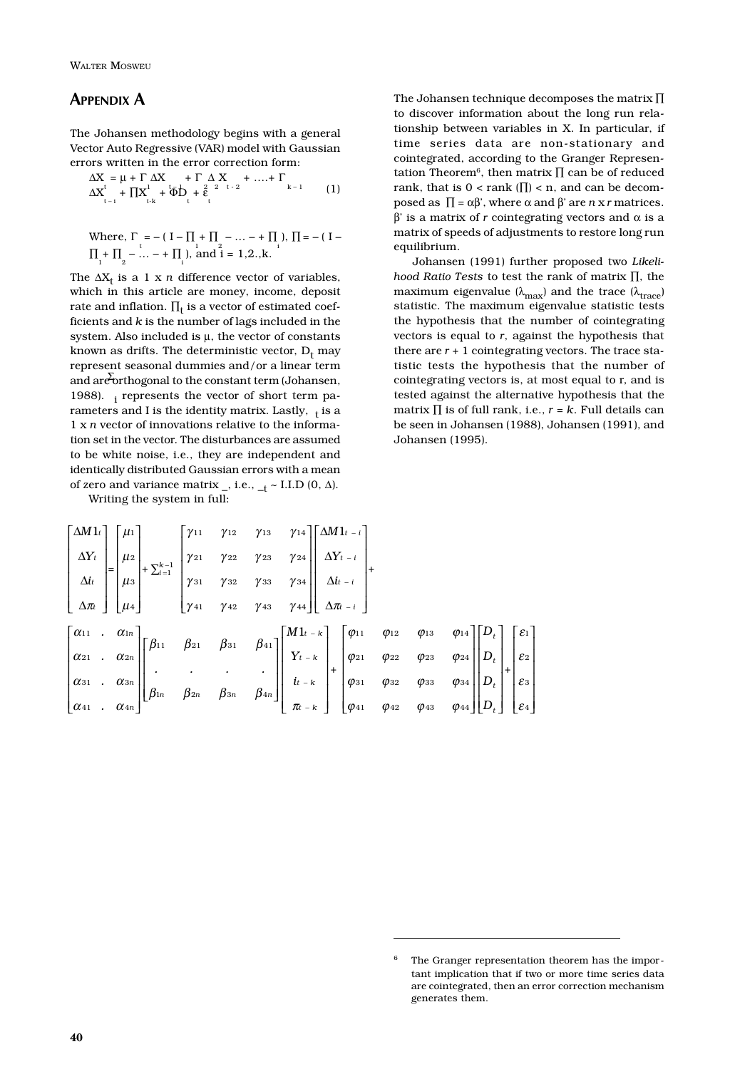## Appendix A

The Johansen methodology begins with a general Vector Auto Regressive (VAR) model with Gaussian errors written in the error correction form:

$$\Delta X_t = \mu + \Gamma_1 \Delta X_{t-1} + \Gamma_2 \Delta X_{t-2} + \ldots + \Gamma_{k-1} \Delta X_{t-i} + \Pi X_{t-k} + \Phi D_t + \varepsilon_t \quad (1)$$

Where, $\Gamma_t = -( I - \Pi_1 + \Pi_2 - \ldots - + \Pi_i )$, $\Pi = -( I - \Pi_1 + \Pi_2 - \ldots - + \Pi_i )$, and $i = 1,2..k$.

The $\Delta X_t$ is a 1 x *n* difference vector of variables, which in this article are money, income, deposit rate and inflation. $\Pi_t$ is a vector of estimated coefficients and *k* is the number of lags included in the system. Also included is μ, the vector of constants known as drifts. The deterministic vector, $D_t$ may represent seasonal dummies and/or a linear term and are orthogonal to the constant term (Johansen, 1988). $\Sigma_i$ represents the vector of short term parameters and I is the identity matrix. Lastly, $\varepsilon_t$ is a 1 x *n* vector of innovations relative to the information set in the vector. The disturbances are assumed to be white noise, i.e., they are independent and identically distributed Gaussian errors with a mean of zero and variance matrix $\Delta$, i.e., $\varepsilon_t \sim$ I.I.D (0, Δ).

Writing the system in full:

$$\begin{bmatrix} \Delta M1_t \\ \Delta Y_t \\ \Delta i_t \\ \Delta \pi_t \end{bmatrix} = \begin{bmatrix} \mu_1 \\ \mu_2 \\ \mu_3 \\ \mu_4 \end{bmatrix} + \sum_{i=1}^{k-1} \begin{bmatrix} \gamma_{11} & \gamma_{12} & \gamma_{13} & \gamma_{14} \\ \gamma_{21} & \gamma_{22} & \gamma_{23} & \gamma_{24} \\ \gamma_{31} & \gamma_{32} & \gamma_{33} & \gamma_{34} \\ \gamma_{41} & \gamma_{42} & \gamma_{43} & \gamma_{44} \end{bmatrix} \begin{bmatrix} \Delta M1_{t-i} \\ \Delta Y_{t-i} \\ \Delta i_{t-i} \\ \Delta \pi_{t-i} \end{bmatrix} +$$

$$\begin{bmatrix} \alpha_{11} & . & \alpha_{1n} \\ \alpha_{21} & . & \alpha_{2n} \\ \alpha_{31} & . & \alpha_{3n} \\ \alpha_{41} & . & \alpha_{4n} \end{bmatrix} \begin{bmatrix} \beta_{11} & \beta_{21} & \beta_{31} & \beta_{41} \\ . & . & . & . \\ \beta_{1n} & \beta_{2n} & \beta_{3n} & \beta_{4n} \end{bmatrix} \begin{bmatrix} M1_{t-k} \\ Y_{t-k} \\ i_{t-k} \\ \pi_{t-k} \end{bmatrix} + \begin{bmatrix} \varphi_{11} & \varphi_{12} & \varphi_{13} & \varphi_{14} \\ \varphi_{21} & \varphi_{22} & \varphi_{23} & \varphi_{24} \\ \varphi_{31} & \varphi_{32} & \varphi_{33} & \varphi_{34} \\ \varphi_{41} & \varphi_{42} & \varphi_{43} & \varphi_{44} \end{bmatrix} \begin{bmatrix} D_t \\ D_t \\ D_t \\ D_t \end{bmatrix} + \begin{bmatrix} \varepsilon_1 \\ \varepsilon_2 \\ \varepsilon_3 \\ \varepsilon_4 \end{bmatrix}$$

The Johansen technique decomposes the matrix ∏ to discover information about the long run relationship between variables in X. In particular, if time series data are non-stationary and cointegrated, according to the Granger Representation Theorem[6], then matrix ∏ can be of reduced rank, that is 0 < rank (∏) < n, and can be decomposed as ∏ = αβ', where α and β' are *n* x *r* matrices. β' is a matrix of *r* cointegrating vectors and α is a matrix of speeds of adjustments to restore long run equilibrium.

Johansen (1991) further proposed two *Likelihood Ratio Tests* to test the rank of matrix ∏, the maximum eigenvalue ($\lambda_{max}$) and the trace ($\lambda_{trace}$) statistic. The maximum eigenvalue statistic tests the hypothesis that the number of cointegrating vectors is equal to *r*, against the hypothesis that there are *r* + 1 cointegrating vectors. The trace statistic tests the hypothesis that the number of cointegrating vectors is, at most equal to r, and is tested against the alternative hypothesis that the matrix ∏ is of full rank, i.e., *r* = *k*. Full details can be seen in Johansen (1988), Johansen (1991), and Johansen (1995).

[6] The Granger representation theorem has the important implication that if two or more time series data are cointegrated, then an error correction mechanism generates them.